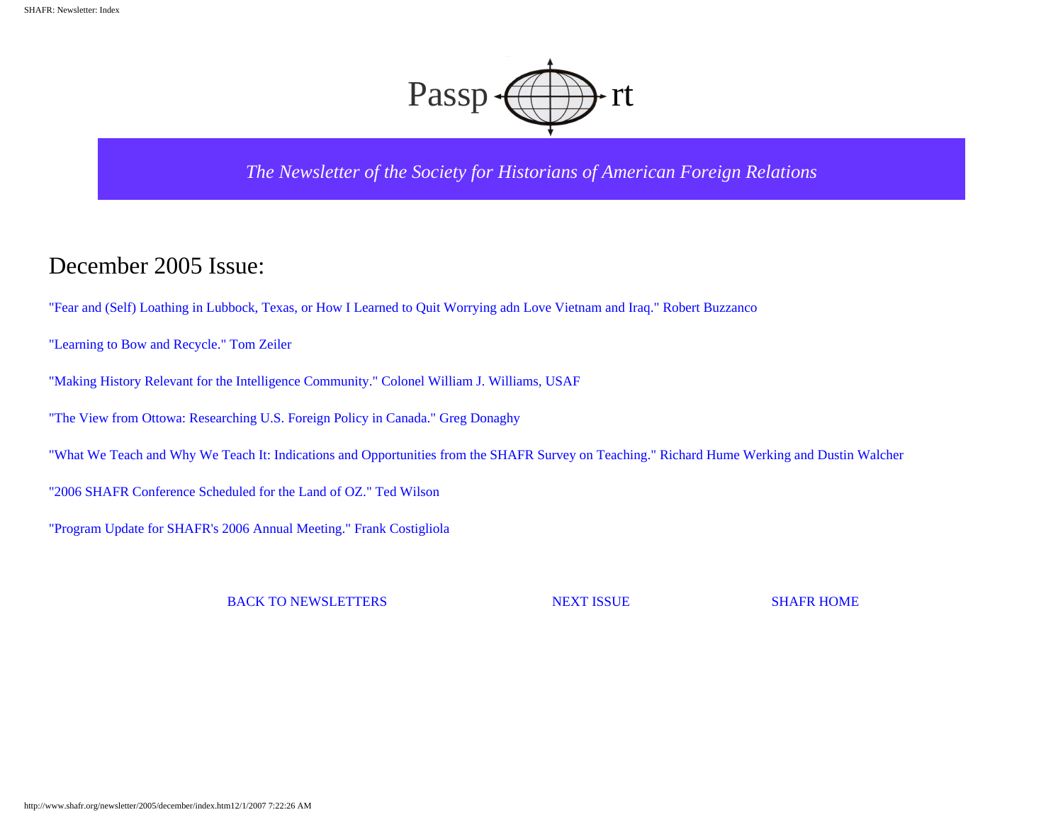Passport

*The Newsletter of the Society for Historians of American Foreign Relations*

## December 2005 Issue:

"Fear and (Self) Loathing in Lubbock, Texas, or How I Learned to Quit Worrying adn Love Vietnam and Iraq." Robert Buzzanco

"Learning to Bow and Recycle." Tom Zeiler

"Making History Relevant for the Intelligence Community." Colonel William J. Williams, USAF

"The View from Ottowa: Researching U.S. Foreign Policy in Canada." Greg Donaghy

"What We Teach and Why We Teach It: Indications and Opportunities from the SHAFR Survey on Teaching." Richard Hume Werking and Dustin Walcher

"2006 SHAFR Conference Scheduled for the Land of OZ." Ted Wilson

"Program Update for SHAFR's 2006 Annual Meeting." Frank Costigliola

BACK TO NEWSLETTERS NEXT ISSUE SHAFR HOME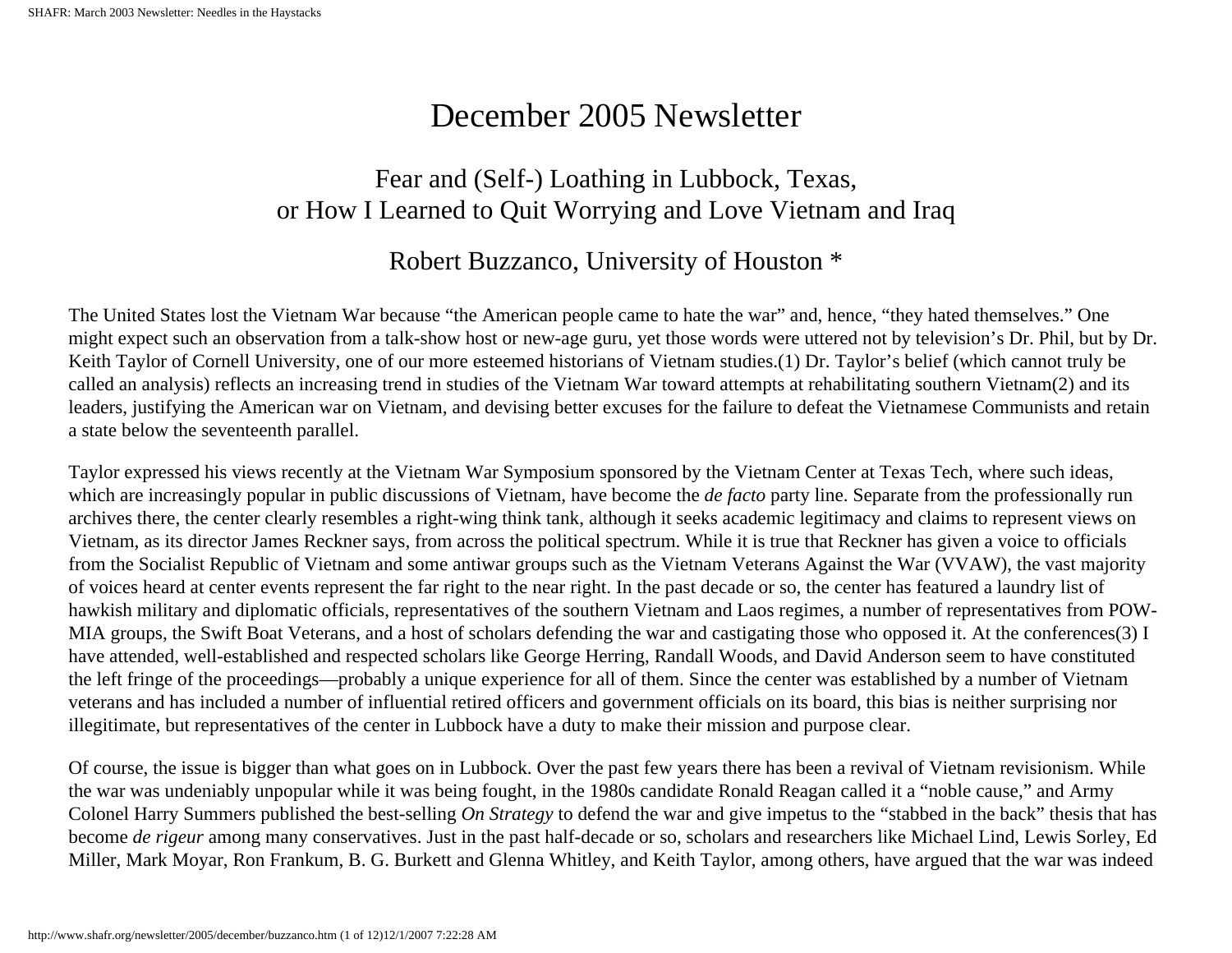# December 2005 Newsletter

## Fear and (Self-) Loathing in Lubbock, Texas, or How I Learned to Quit Worrying and Love Vietnam and Iraq

### Robert Buzzanco, University of Houston *

The United States lost the Vietnam War because "the American people came to hate the war" and, hence, "they hated themselves." One might expect such an observation from a talk-show host or new-age guru, yet those words were uttered not by television's Dr. Phil, but by Dr. Keith Taylor of Cornell University, one of our more esteemed historians of Vietnam studies.(1) Dr. Taylor's belief (which cannot truly be called an analysis) reflects an increasing trend in studies of the Vietnam War toward attempts at rehabilitating southern Vietnam(2) and its leaders, justifying the American war on Vietnam, and devising better excuses for the failure to defeat the Vietnamese Communists and retain a state below the seventeenth parallel.

Taylor expressed his views recently at the Vietnam War Symposium sponsored by the Vietnam Center at Texas Tech, where such ideas, which are increasingly popular in public discussions of Vietnam, have become the *de facto* party line. Separate from the professionally run archives there, the center clearly resembles a right-wing think tank, although it seeks academic legitimacy and claims to represent views on Vietnam, as its director James Reckner says, from across the political spectrum. While it is true that Reckner has given a voice to officials from the Socialist Republic of Vietnam and some antiwar groups such as the Vietnam Veterans Against the War (VVAW), the vast majority of voices heard at center events represent the far right to the near right. In the past decade or so, the center has featured a laundry list of hawkish military and diplomatic officials, representatives of the southern Vietnam and Laos regimes, a number of representatives from POW-MIA groups, the Swift Boat Veterans, and a host of scholars defending the war and castigating those who opposed it. At the conferences(3) I have attended, well-established and respected scholars like George Herring, Randall Woods, and David Anderson seem to have constituted the left fringe of the proceedings—probably a unique experience for all of them. Since the center was established by a number of Vietnam veterans and has included a number of influential retired officers and government officials on its board, this bias is neither surprising nor illegitimate, but representatives of the center in Lubbock have a duty to make their mission and purpose clear.

Of course, the issue is bigger than what goes on in Lubbock. Over the past few years there has been a revival of Vietnam revisionism. While the war was undeniably unpopular while it was being fought, in the 1980s candidate Ronald Reagan called it a "noble cause," and Army Colonel Harry Summers published the best-selling *On Strategy* to defend the war and give impetus to the "stabbed in the back" thesis that has become *de rigeur* among many conservatives. Just in the past half-decade or so, scholars and researchers like Michael Lind, Lewis Sorley, Ed Miller, Mark Moyar, Ron Frankum, B. G. Burkett and Glenna Whitley, and Keith Taylor, among others, have argued that the war was indeed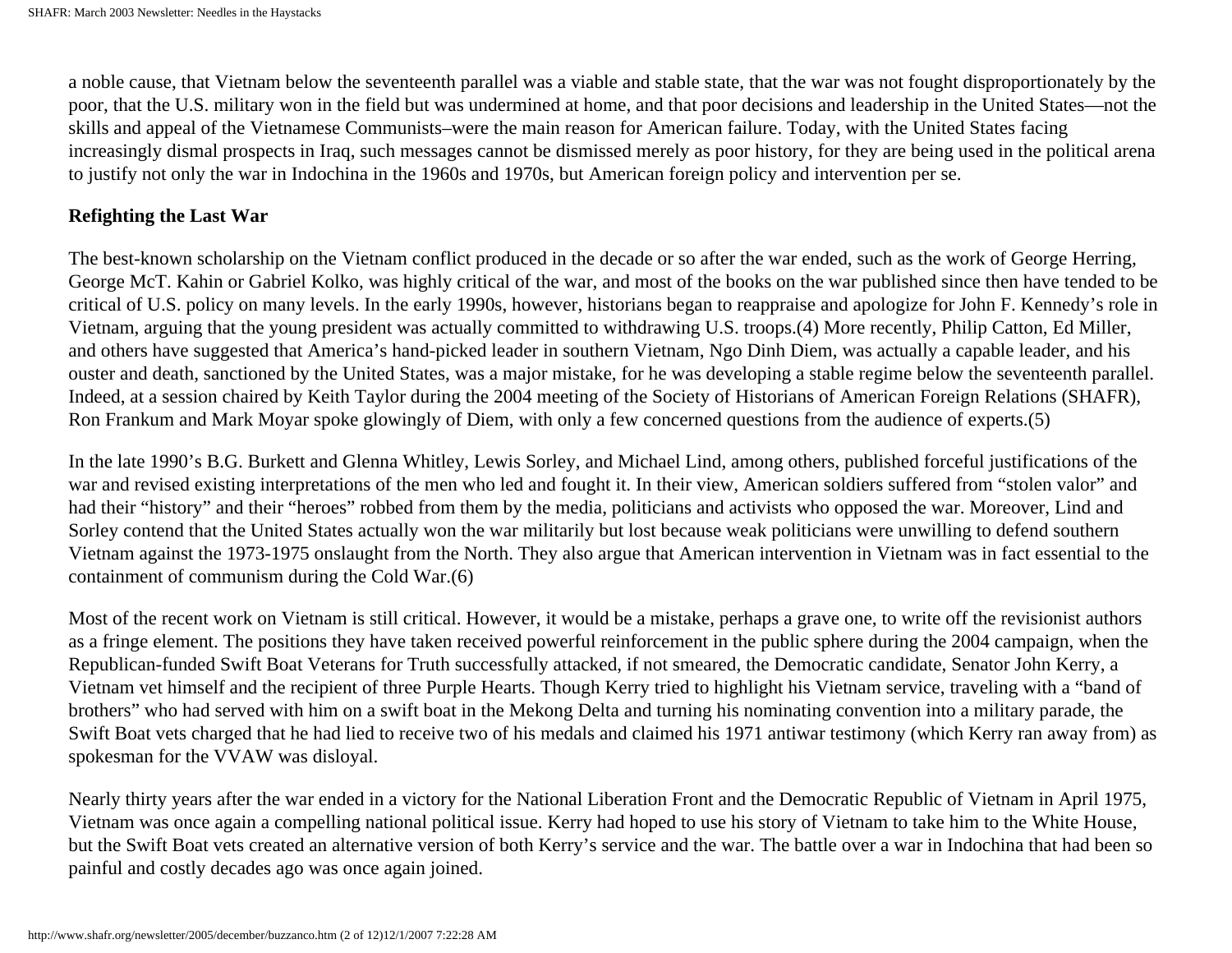a noble cause, that Vietnam below the seventeenth parallel was a viable and stable state, that the war was not fought disproportionately by the poor, that the U.S. military won in the field but was undermined at home, and that poor decisions and leadership in the United States—not the skills and appeal of the Vietnamese Communists–were the main reason for American failure. Today, with the United States facing increasingly dismal prospects in Iraq, such messages cannot be dismissed merely as poor history, for they are being used in the political arena to justify not only the war in Indochina in the 1960s and 1970s, but American foreign policy and intervention per se.

**Refighting the Last War**

The best-known scholarship on the Vietnam conflict produced in the decade or so after the war ended, such as the work of George Herring, George McT. Kahin or Gabriel Kolko, was highly critical of the war, and most of the books on the war published since then have tended to be critical of U.S. policy on many levels. In the early 1990s, however, historians began to reappraise and apologize for John F. Kennedy's role in Vietnam, arguing that the young president was actually committed to withdrawing U.S. troops.(4) More recently, Philip Catton, Ed Miller, and others have suggested that America's hand-picked leader in southern Vietnam, Ngo Dinh Diem, was actually a capable leader, and his ouster and death, sanctioned by the United States, was a major mistake, for he was developing a stable regime below the seventeenth parallel. Indeed, at a session chaired by Keith Taylor during the 2004 meeting of the Society of Historians of American Foreign Relations (SHAFR), Ron Frankum and Mark Moyar spoke glowingly of Diem, with only a few concerned questions from the audience of experts.(5)

In the late 1990's B.G. Burkett and Glenna Whitley, Lewis Sorley, and Michael Lind, among others, published forceful justifications of the war and revised existing interpretations of the men who led and fought it. In their view, American soldiers suffered from "stolen valor" and had their "history" and their "heroes" robbed from them by the media, politicians and activists who opposed the war. Moreover, Lind and Sorley contend that the United States actually won the war militarily but lost because weak politicians were unwilling to defend southern Vietnam against the 1973-1975 onslaught from the North. They also argue that American intervention in Vietnam was in fact essential to the containment of communism during the Cold War.(6)

Most of the recent work on Vietnam is still critical. However, it would be a mistake, perhaps a grave one, to write off the revisionist authors as a fringe element. The positions they have taken received powerful reinforcement in the public sphere during the 2004 campaign, when the Republican-funded Swift Boat Veterans for Truth successfully attacked, if not smeared, the Democratic candidate, Senator John Kerry, a Vietnam vet himself and the recipient of three Purple Hearts. Though Kerry tried to highlight his Vietnam service, traveling with a "band of brothers" who had served with him on a swift boat in the Mekong Delta and turning his nominating convention into a military parade, the Swift Boat vets charged that he had lied to receive two of his medals and claimed his 1971 antiwar testimony (which Kerry ran away from) as spokesman for the VVAW was disloyal.

Nearly thirty years after the war ended in a victory for the National Liberation Front and the Democratic Republic of Vietnam in April 1975, Vietnam was once again a compelling national political issue. Kerry had hoped to use his story of Vietnam to take him to the White House, but the Swift Boat vets created an alternative version of both Kerry's service and the war. The battle over a war in Indochina that had been so painful and costly decades ago was once again joined.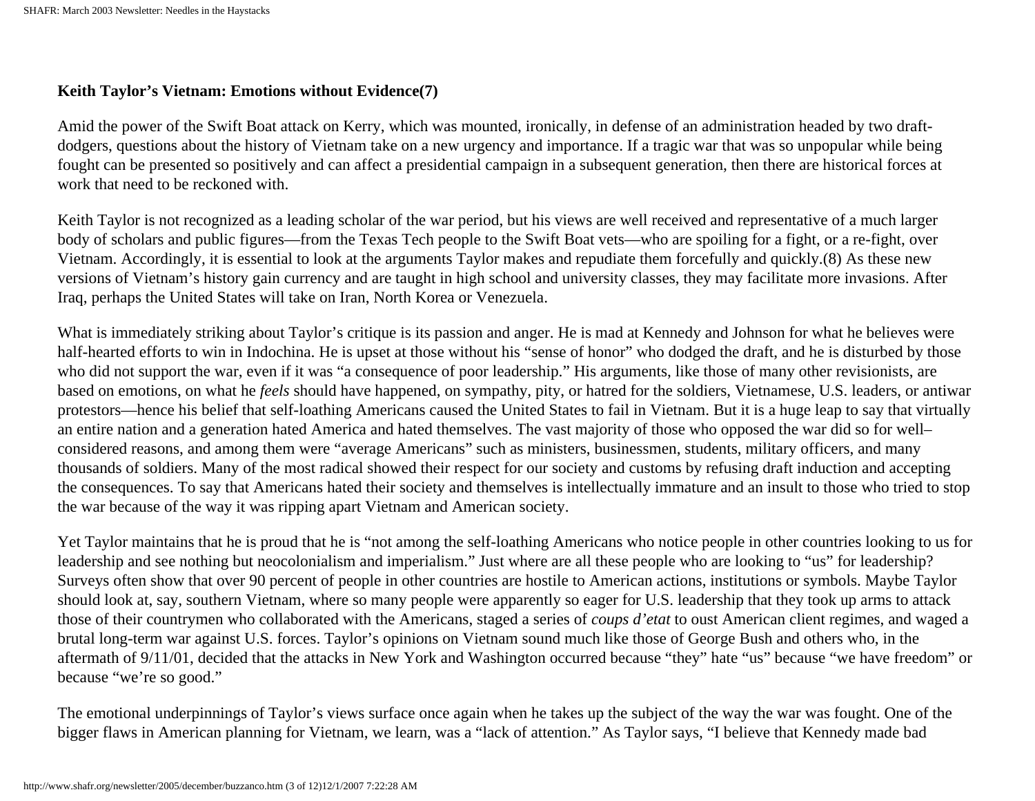**Keith Taylor's Vietnam: Emotions without Evidence(7)**

Amid the power of the Swift Boat attack on Kerry, which was mounted, ironically, in defense of an administration headed by two draft-dodgers, questions about the history of Vietnam take on a new urgency and importance. If a tragic war that was so unpopular while being fought can be presented so positively and can affect a presidential campaign in a subsequent generation, then there are historical forces at work that need to be reckoned with.

Keith Taylor is not recognized as a leading scholar of the war period, but his views are well received and representative of a much larger body of scholars and public figures—from the Texas Tech people to the Swift Boat vets—who are spoiling for a fight, or a re-fight, over Vietnam. Accordingly, it is essential to look at the arguments Taylor makes and repudiate them forcefully and quickly.(8) As these new versions of Vietnam's history gain currency and are taught in high school and university classes, they may facilitate more invasions. After Iraq, perhaps the United States will take on Iran, North Korea or Venezuela.

What is immediately striking about Taylor's critique is its passion and anger. He is mad at Kennedy and Johnson for what he believes were half-hearted efforts to win in Indochina. He is upset at those without his "sense of honor" who dodged the draft, and he is disturbed by those who did not support the war, even if it was "a consequence of poor leadership." His arguments, like those of many other revisionists, are based on emotions, on what he *feels* should have happened, on sympathy, pity, or hatred for the soldiers, Vietnamese, U.S. leaders, or antiwar protestors—hence his belief that self-loathing Americans caused the United States to fail in Vietnam. But it is a huge leap to say that virtually an entire nation and a generation hated America and hated themselves. The vast majority of those who opposed the war did so for well–considered reasons, and among them were "average Americans" such as ministers, businessmen, students, military officers, and many thousands of soldiers. Many of the most radical showed their respect for our society and customs by refusing draft induction and accepting the consequences. To say that Americans hated their society and themselves is intellectually immature and an insult to those who tried to stop the war because of the way it was ripping apart Vietnam and American society.

Yet Taylor maintains that he is proud that he is "not among the self-loathing Americans who notice people in other countries looking to us for leadership and see nothing but neocolonialism and imperialism." Just where are all these people who are looking to "us" for leadership? Surveys often show that over 90 percent of people in other countries are hostile to American actions, institutions or symbols. Maybe Taylor should look at, say, southern Vietnam, where so many people were apparently so eager for U.S. leadership that they took up arms to attack those of their countrymen who collaborated with the Americans, staged a series of *coups d'etat* to oust American client regimes, and waged a brutal long-term war against U.S. forces. Taylor's opinions on Vietnam sound much like those of George Bush and others who, in the aftermath of 9/11/01, decided that the attacks in New York and Washington occurred because "they" hate "us" because "we have freedom" or because "we're so good."

The emotional underpinnings of Taylor's views surface once again when he takes up the subject of the way the war was fought. One of the bigger flaws in American planning for Vietnam, we learn, was a "lack of attention." As Taylor says, "I believe that Kennedy made bad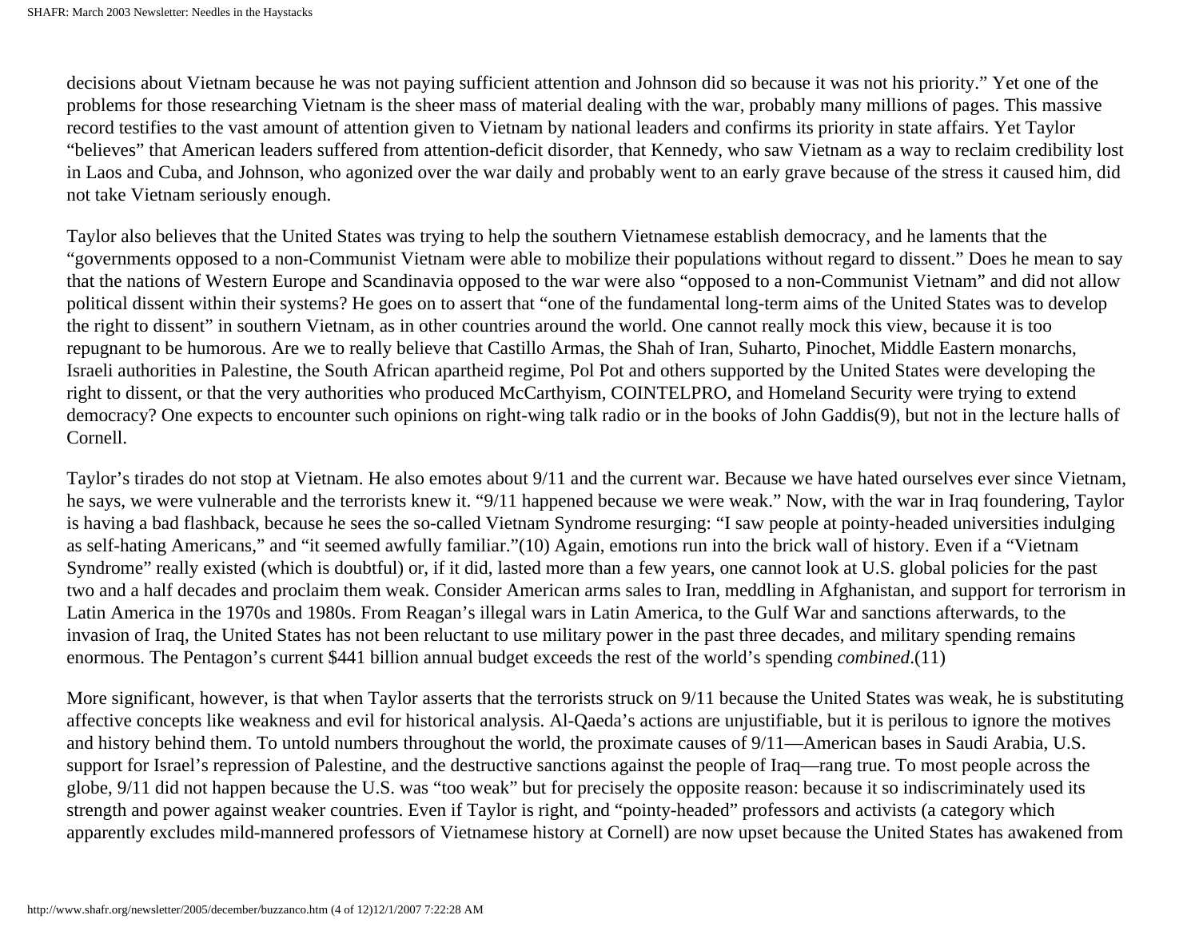decisions about Vietnam because he was not paying sufficient attention and Johnson did so because it was not his priority." Yet one of the problems for those researching Vietnam is the sheer mass of material dealing with the war, probably many millions of pages. This massive record testifies to the vast amount of attention given to Vietnam by national leaders and confirms its priority in state affairs. Yet Taylor "believes" that American leaders suffered from attention-deficit disorder, that Kennedy, who saw Vietnam as a way to reclaim credibility lost in Laos and Cuba, and Johnson, who agonized over the war daily and probably went to an early grave because of the stress it caused him, did not take Vietnam seriously enough.

Taylor also believes that the United States was trying to help the southern Vietnamese establish democracy, and he laments that the "governments opposed to a non-Communist Vietnam were able to mobilize their populations without regard to dissent." Does he mean to say that the nations of Western Europe and Scandinavia opposed to the war were also "opposed to a non-Communist Vietnam" and did not allow political dissent within their systems? He goes on to assert that "one of the fundamental long-term aims of the United States was to develop the right to dissent" in southern Vietnam, as in other countries around the world. One cannot really mock this view, because it is too repugnant to be humorous. Are we to really believe that Castillo Armas, the Shah of Iran, Suharto, Pinochet, Middle Eastern monarchs, Israeli authorities in Palestine, the South African apartheid regime, Pol Pot and others supported by the United States were developing the right to dissent, or that the very authorities who produced McCarthyism, COINTELPRO, and Homeland Security were trying to extend democracy? One expects to encounter such opinions on right-wing talk radio or in the books of John Gaddis(9), but not in the lecture halls of Cornell.

Taylor's tirades do not stop at Vietnam. He also emotes about 9/11 and the current war. Because we have hated ourselves ever since Vietnam, he says, we were vulnerable and the terrorists knew it. "9/11 happened because we were weak." Now, with the war in Iraq foundering, Taylor is having a bad flashback, because he sees the so-called Vietnam Syndrome resurging: "I saw people at pointy-headed universities indulging as self-hating Americans," and "it seemed awfully familiar."(10) Again, emotions run into the brick wall of history. Even if a "Vietnam Syndrome" really existed (which is doubtful) or, if it did, lasted more than a few years, one cannot look at U.S. global policies for the past two and a half decades and proclaim them weak. Consider American arms sales to Iran, meddling in Afghanistan, and support for terrorism in Latin America in the 1970s and 1980s. From Reagan's illegal wars in Latin America, to the Gulf War and sanctions afterwards, to the invasion of Iraq, the United States has not been reluctant to use military power in the past three decades, and military spending remains enormous. The Pentagon's current $441 billion annual budget exceeds the rest of the world's spending *combined*.(11)

More significant, however, is that when Taylor asserts that the terrorists struck on 9/11 because the United States was weak, he is substituting affective concepts like weakness and evil for historical analysis. Al-Qaeda's actions are unjustifiable, but it is perilous to ignore the motives and history behind them. To untold numbers throughout the world, the proximate causes of 9/11—American bases in Saudi Arabia, U.S. support for Israel's repression of Palestine, and the destructive sanctions against the people of Iraq—rang true. To most people across the globe, 9/11 did not happen because the U.S. was "too weak" but for precisely the opposite reason: because it so indiscriminately used its strength and power against weaker countries. Even if Taylor is right, and "pointy-headed" professors and activists (a category which apparently excludes mild-mannered professors of Vietnamese history at Cornell) are now upset because the United States has awakened from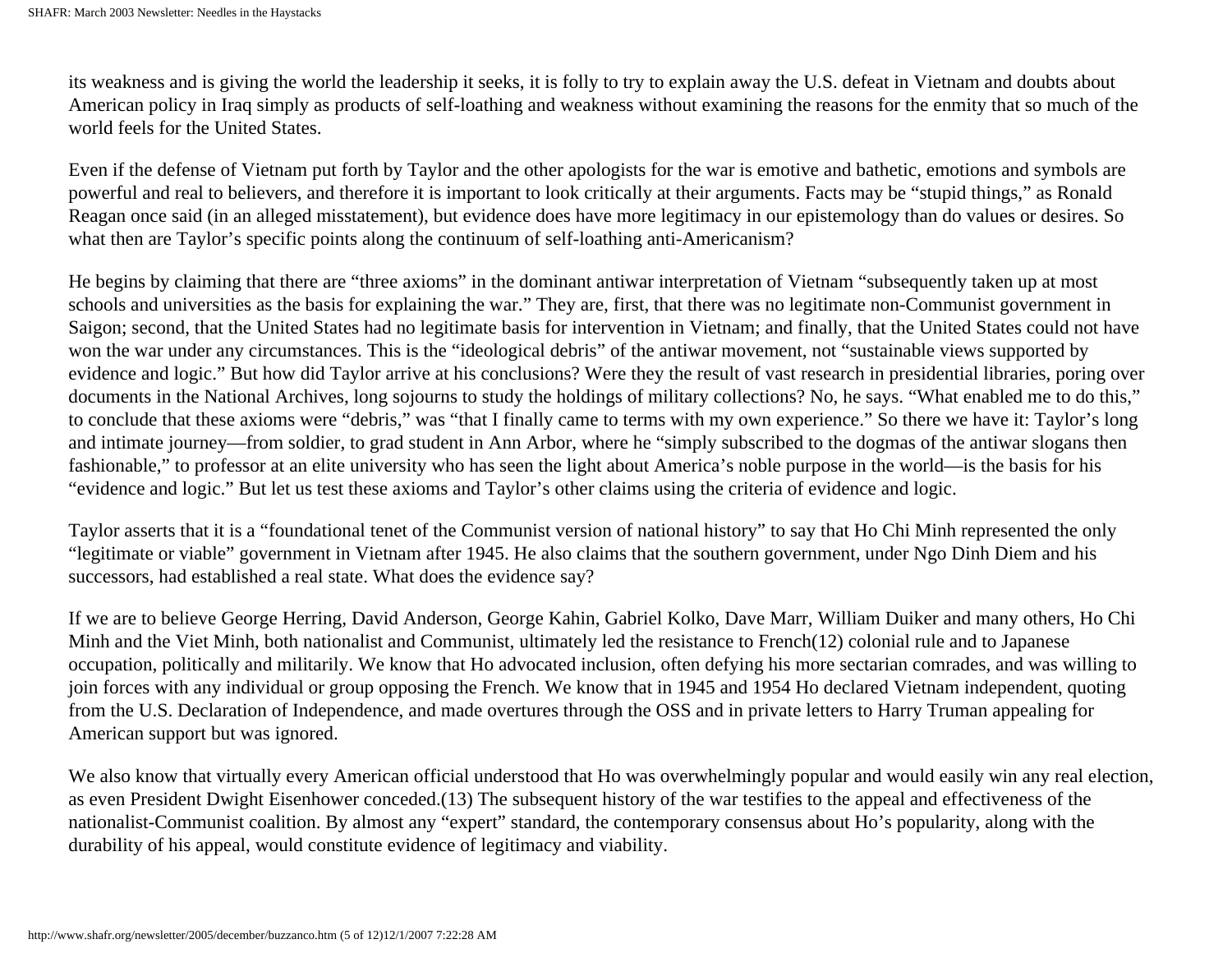its weakness and is giving the world the leadership it seeks, it is folly to try to explain away the U.S. defeat in Vietnam and doubts about American policy in Iraq simply as products of self-loathing and weakness without examining the reasons for the enmity that so much of the world feels for the United States.

Even if the defense of Vietnam put forth by Taylor and the other apologists for the war is emotive and bathetic, emotions and symbols are powerful and real to believers, and therefore it is important to look critically at their arguments. Facts may be "stupid things," as Ronald Reagan once said (in an alleged misstatement), but evidence does have more legitimacy in our epistemology than do values or desires. So what then are Taylor's specific points along the continuum of self-loathing anti-Americanism?

He begins by claiming that there are "three axioms" in the dominant antiwar interpretation of Vietnam "subsequently taken up at most schools and universities as the basis for explaining the war." They are, first, that there was no legitimate non-Communist government in Saigon; second, that the United States had no legitimate basis for intervention in Vietnam; and finally, that the United States could not have won the war under any circumstances. This is the "ideological debris" of the antiwar movement, not "sustainable views supported by evidence and logic." But how did Taylor arrive at his conclusions? Were they the result of vast research in presidential libraries, poring over documents in the National Archives, long sojourns to study the holdings of military collections? No, he says. "What enabled me to do this," to conclude that these axioms were "debris," was "that I finally came to terms with my own experience." So there we have it: Taylor's long and intimate journey—from soldier, to grad student in Ann Arbor, where he "simply subscribed to the dogmas of the antiwar slogans then fashionable," to professor at an elite university who has seen the light about America's noble purpose in the world—is the basis for his "evidence and logic." But let us test these axioms and Taylor's other claims using the criteria of evidence and logic.

Taylor asserts that it is a "foundational tenet of the Communist version of national history" to say that Ho Chi Minh represented the only "legitimate or viable" government in Vietnam after 1945. He also claims that the southern government, under Ngo Dinh Diem and his successors, had established a real state. What does the evidence say?

If we are to believe George Herring, David Anderson, George Kahin, Gabriel Kolko, Dave Marr, William Duiker and many others, Ho Chi Minh and the Viet Minh, both nationalist and Communist, ultimately led the resistance to French(12) colonial rule and to Japanese occupation, politically and militarily. We know that Ho advocated inclusion, often defying his more sectarian comrades, and was willing to join forces with any individual or group opposing the French. We know that in 1945 and 1954 Ho declared Vietnam independent, quoting from the U.S. Declaration of Independence, and made overtures through the OSS and in private letters to Harry Truman appealing for American support but was ignored.

We also know that virtually every American official understood that Ho was overwhelmingly popular and would easily win any real election, as even President Dwight Eisenhower conceded.(13) The subsequent history of the war testifies to the appeal and effectiveness of the nationalist-Communist coalition. By almost any "expert" standard, the contemporary consensus about Ho's popularity, along with the durability of his appeal, would constitute evidence of legitimacy and viability.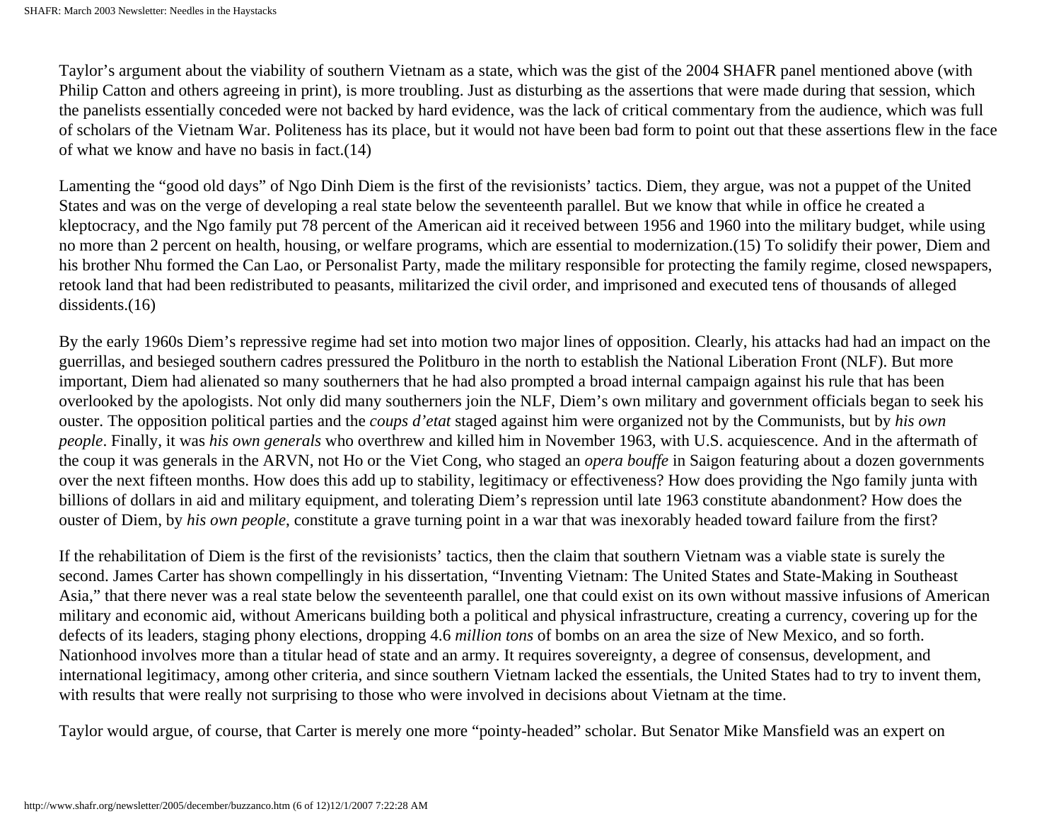Taylor's argument about the viability of southern Vietnam as a state, which was the gist of the 2004 SHAFR panel mentioned above (with Philip Catton and others agreeing in print), is more troubling. Just as disturbing as the assertions that were made during that session, which the panelists essentially conceded were not backed by hard evidence, was the lack of critical commentary from the audience, which was full of scholars of the Vietnam War. Politeness has its place, but it would not have been bad form to point out that these assertions flew in the face of what we know and have no basis in fact.(14)

Lamenting the "good old days" of Ngo Dinh Diem is the first of the revisionists' tactics. Diem, they argue, was not a puppet of the United States and was on the verge of developing a real state below the seventeenth parallel. But we know that while in office he created a kleptocracy, and the Ngo family put 78 percent of the American aid it received between 1956 and 1960 into the military budget, while using no more than 2 percent on health, housing, or welfare programs, which are essential to modernization.(15) To solidify their power, Diem and his brother Nhu formed the Can Lao, or Personalist Party, made the military responsible for protecting the family regime, closed newspapers, retook land that had been redistributed to peasants, militarized the civil order, and imprisoned and executed tens of thousands of alleged dissidents.(16)

By the early 1960s Diem's repressive regime had set into motion two major lines of opposition. Clearly, his attacks had had an impact on the guerrillas, and besieged southern cadres pressured the Politburo in the north to establish the National Liberation Front (NLF). But more important, Diem had alienated so many southerners that he had also prompted a broad internal campaign against his rule that has been overlooked by the apologists. Not only did many southerners join the NLF, Diem's own military and government officials began to seek his ouster. The opposition political parties and the *coups d'etat* staged against him were organized not by the Communists, but by *his own people*. Finally, it was *his own generals* who overthrew and killed him in November 1963, with U.S. acquiescence. And in the aftermath of the coup it was generals in the ARVN, not Ho or the Viet Cong, who staged an *opera bouffe* in Saigon featuring about a dozen governments over the next fifteen months. How does this add up to stability, legitimacy or effectiveness? How does providing the Ngo family junta with billions of dollars in aid and military equipment, and tolerating Diem's repression until late 1963 constitute abandonment? How does the ouster of Diem, by *his own people*, constitute a grave turning point in a war that was inexorably headed toward failure from the first?

If the rehabilitation of Diem is the first of the revisionists' tactics, then the claim that southern Vietnam was a viable state is surely the second. James Carter has shown compellingly in his dissertation, "Inventing Vietnam: The United States and State-Making in Southeast Asia," that there never was a real state below the seventeenth parallel, one that could exist on its own without massive infusions of American military and economic aid, without Americans building both a political and physical infrastructure, creating a currency, covering up for the defects of its leaders, staging phony elections, dropping 4.6 *million tons* of bombs on an area the size of New Mexico, and so forth. Nationhood involves more than a titular head of state and an army. It requires sovereignty, a degree of consensus, development, and international legitimacy, among other criteria, and since southern Vietnam lacked the essentials, the United States had to try to invent them, with results that were really not surprising to those who were involved in decisions about Vietnam at the time.

Taylor would argue, of course, that Carter is merely one more "pointy-headed" scholar. But Senator Mike Mansfield was an expert on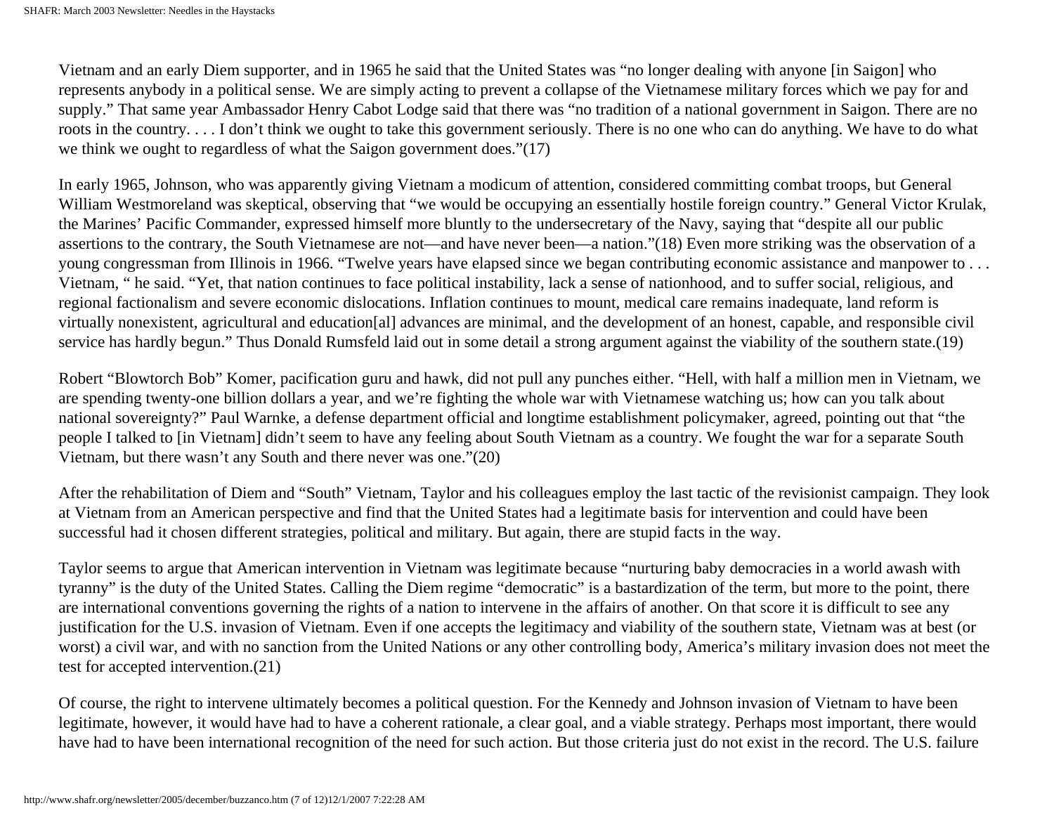Vietnam and an early Diem supporter, and in 1965 he said that the United States was "no longer dealing with anyone [in Saigon] who represents anybody in a political sense. We are simply acting to prevent a collapse of the Vietnamese military forces which we pay for and supply." That same year Ambassador Henry Cabot Lodge said that there was "no tradition of a national government in Saigon. There are no roots in the country. . . . I don't think we ought to take this government seriously. There is no one who can do anything. We have to do what we think we ought to regardless of what the Saigon government does."(17)

In early 1965, Johnson, who was apparently giving Vietnam a modicum of attention, considered committing combat troops, but General William Westmoreland was skeptical, observing that "we would be occupying an essentially hostile foreign country." General Victor Krulak, the Marines' Pacific Commander, expressed himself more bluntly to the undersecretary of the Navy, saying that "despite all our public assertions to the contrary, the South Vietnamese are not—and have never been—a nation."(18) Even more striking was the observation of a young congressman from Illinois in 1966. "Twelve years have elapsed since we began contributing economic assistance and manpower to . . . Vietnam, " he said. "Yet, that nation continues to face political instability, lack a sense of nationhood, and to suffer social, religious, and regional factionalism and severe economic dislocations. Inflation continues to mount, medical care remains inadequate, land reform is virtually nonexistent, agricultural and education[al] advances are minimal, and the development of an honest, capable, and responsible civil service has hardly begun." Thus Donald Rumsfeld laid out in some detail a strong argument against the viability of the southern state.(19)

Robert "Blowtorch Bob" Komer, pacification guru and hawk, did not pull any punches either. "Hell, with half a million men in Vietnam, we are spending twenty-one billion dollars a year, and we're fighting the whole war with Vietnamese watching us; how can you talk about national sovereignty?" Paul Warnke, a defense department official and longtime establishment policymaker, agreed, pointing out that "the people I talked to [in Vietnam] didn't seem to have any feeling about South Vietnam as a country. We fought the war for a separate South Vietnam, but there wasn't any South and there never was one."(20)

After the rehabilitation of Diem and "South" Vietnam, Taylor and his colleagues employ the last tactic of the revisionist campaign. They look at Vietnam from an American perspective and find that the United States had a legitimate basis for intervention and could have been successful had it chosen different strategies, political and military. But again, there are stupid facts in the way.

Taylor seems to argue that American intervention in Vietnam was legitimate because "nurturing baby democracies in a world awash with tyranny" is the duty of the United States. Calling the Diem regime "democratic" is a bastardization of the term, but more to the point, there are international conventions governing the rights of a nation to intervene in the affairs of another. On that score it is difficult to see any justification for the U.S. invasion of Vietnam. Even if one accepts the legitimacy and viability of the southern state, Vietnam was at best (or worst) a civil war, and with no sanction from the United Nations or any other controlling body, America's military invasion does not meet the test for accepted intervention.(21)

Of course, the right to intervene ultimately becomes a political question. For the Kennedy and Johnson invasion of Vietnam to have been legitimate, however, it would have had to have a coherent rationale, a clear goal, and a viable strategy. Perhaps most important, there would have had to have been international recognition of the need for such action. But those criteria just do not exist in the record. The U.S. failure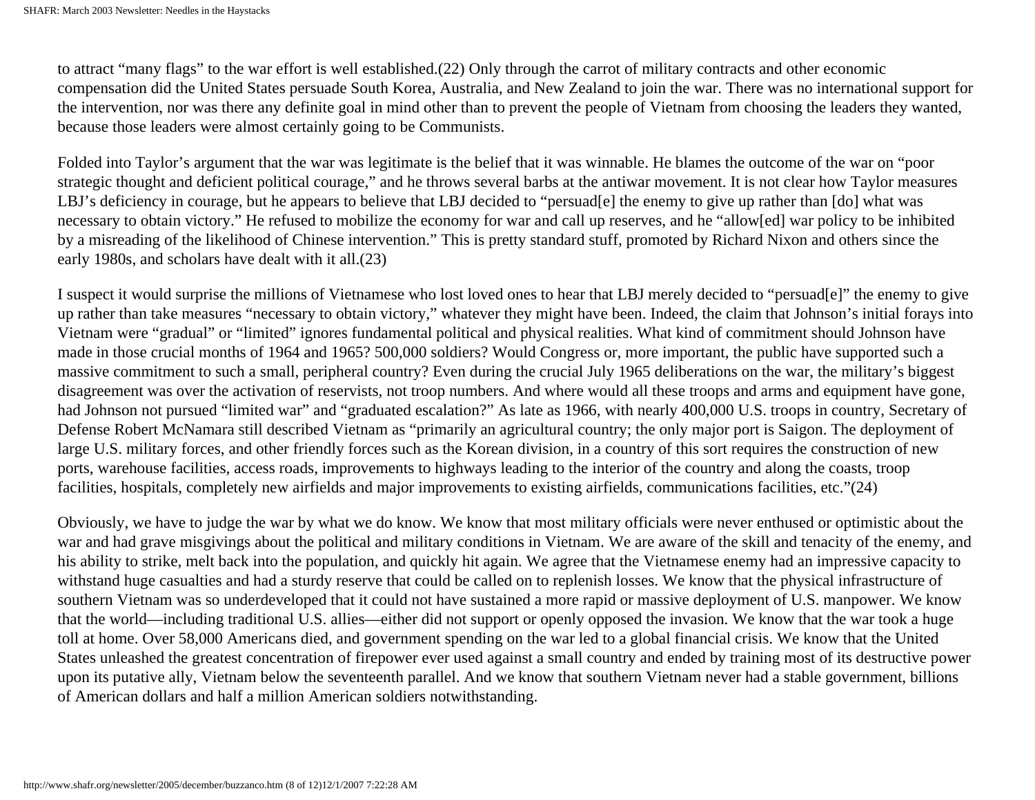to attract "many flags" to the war effort is well established.(22) Only through the carrot of military contracts and other economic compensation did the United States persuade South Korea, Australia, and New Zealand to join the war. There was no international support for the intervention, nor was there any definite goal in mind other than to prevent the people of Vietnam from choosing the leaders they wanted, because those leaders were almost certainly going to be Communists.

Folded into Taylor's argument that the war was legitimate is the belief that it was winnable. He blames the outcome of the war on "poor strategic thought and deficient political courage," and he throws several barbs at the antiwar movement. It is not clear how Taylor measures LBJ's deficiency in courage, but he appears to believe that LBJ decided to "persuad[e] the enemy to give up rather than [do] what was necessary to obtain victory." He refused to mobilize the economy for war and call up reserves, and he "allow[ed] war policy to be inhibited by a misreading of the likelihood of Chinese intervention." This is pretty standard stuff, promoted by Richard Nixon and others since the early 1980s, and scholars have dealt with it all.(23)

I suspect it would surprise the millions of Vietnamese who lost loved ones to hear that LBJ merely decided to "persuad[e]" the enemy to give up rather than take measures "necessary to obtain victory," whatever they might have been. Indeed, the claim that Johnson's initial forays into Vietnam were "gradual" or "limited" ignores fundamental political and physical realities. What kind of commitment should Johnson have made in those crucial months of 1964 and 1965? 500,000 soldiers? Would Congress or, more important, the public have supported such a massive commitment to such a small, peripheral country? Even during the crucial July 1965 deliberations on the war, the military's biggest disagreement was over the activation of reservists, not troop numbers. And where would all these troops and arms and equipment have gone, had Johnson not pursued "limited war" and "graduated escalation?" As late as 1966, with nearly 400,000 U.S. troops in country, Secretary of Defense Robert McNamara still described Vietnam as "primarily an agricultural country; the only major port is Saigon. The deployment of large U.S. military forces, and other friendly forces such as the Korean division, in a country of this sort requires the construction of new ports, warehouse facilities, access roads, improvements to highways leading to the interior of the country and along the coasts, troop facilities, hospitals, completely new airfields and major improvements to existing airfields, communications facilities, etc."(24)

Obviously, we have to judge the war by what we do know. We know that most military officials were never enthused or optimistic about the war and had grave misgivings about the political and military conditions in Vietnam. We are aware of the skill and tenacity of the enemy, and his ability to strike, melt back into the population, and quickly hit again. We agree that the Vietnamese enemy had an impressive capacity to withstand huge casualties and had a sturdy reserve that could be called on to replenish losses. We know that the physical infrastructure of southern Vietnam was so underdeveloped that it could not have sustained a more rapid or massive deployment of U.S. manpower. We know that the world—including traditional U.S. allies—either did not support or openly opposed the invasion. We know that the war took a huge toll at home. Over 58,000 Americans died, and government spending on the war led to a global financial crisis. We know that the United States unleashed the greatest concentration of firepower ever used against a small country and ended by training most of its destructive power upon its putative ally, Vietnam below the seventeenth parallel. And we know that southern Vietnam never had a stable government, billions of American dollars and half a million American soldiers notwithstanding.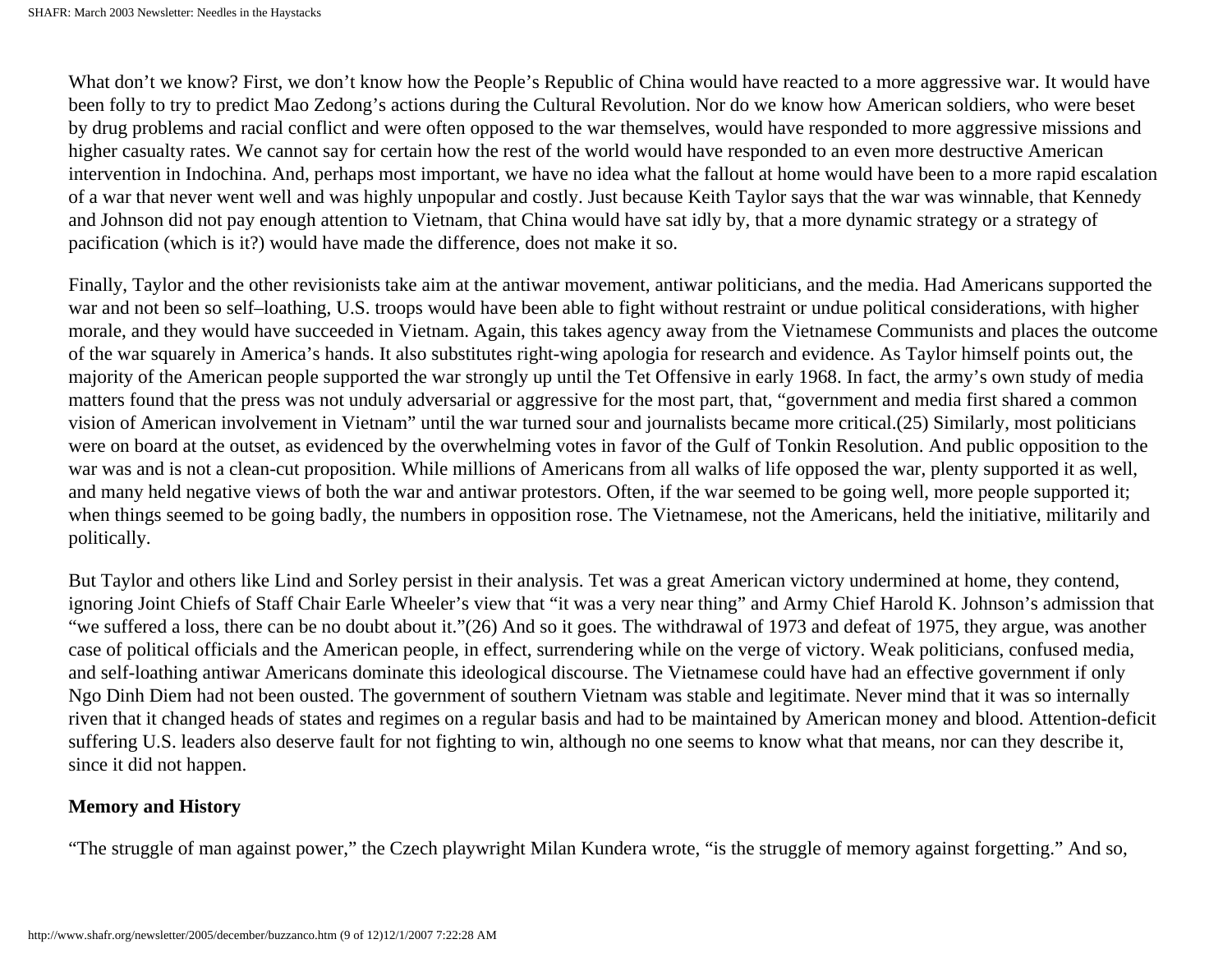What don't we know? First, we don't know how the People's Republic of China would have reacted to a more aggressive war. It would have been folly to try to predict Mao Zedong's actions during the Cultural Revolution. Nor do we know how American soldiers, who were beset by drug problems and racial conflict and were often opposed to the war themselves, would have responded to more aggressive missions and higher casualty rates. We cannot say for certain how the rest of the world would have responded to an even more destructive American intervention in Indochina. And, perhaps most important, we have no idea what the fallout at home would have been to a more rapid escalation of a war that never went well and was highly unpopular and costly. Just because Keith Taylor says that the war was winnable, that Kennedy and Johnson did not pay enough attention to Vietnam, that China would have sat idly by, that a more dynamic strategy or a strategy of pacification (which is it?) would have made the difference, does not make it so.

Finally, Taylor and the other revisionists take aim at the antiwar movement, antiwar politicians, and the media. Had Americans supported the war and not been so self–loathing, U.S. troops would have been able to fight without restraint or undue political considerations, with higher morale, and they would have succeeded in Vietnam. Again, this takes agency away from the Vietnamese Communists and places the outcome of the war squarely in America's hands. It also substitutes right-wing apologia for research and evidence. As Taylor himself points out, the majority of the American people supported the war strongly up until the Tet Offensive in early 1968. In fact, the army's own study of media matters found that the press was not unduly adversarial or aggressive for the most part, that, "government and media first shared a common vision of American involvement in Vietnam" until the war turned sour and journalists became more critical.(25) Similarly, most politicians were on board at the outset, as evidenced by the overwhelming votes in favor of the Gulf of Tonkin Resolution. And public opposition to the war was and is not a clean-cut proposition. While millions of Americans from all walks of life opposed the war, plenty supported it as well, and many held negative views of both the war and antiwar protestors. Often, if the war seemed to be going well, more people supported it; when things seemed to be going badly, the numbers in opposition rose. The Vietnamese, not the Americans, held the initiative, militarily and politically.

But Taylor and others like Lind and Sorley persist in their analysis. Tet was a great American victory undermined at home, they contend, ignoring Joint Chiefs of Staff Chair Earle Wheeler's view that "it was a very near thing" and Army Chief Harold K. Johnson's admission that "we suffered a loss, there can be no doubt about it."(26) And so it goes. The withdrawal of 1973 and defeat of 1975, they argue, was another case of political officials and the American people, in effect, surrendering while on the verge of victory. Weak politicians, confused media, and self-loathing antiwar Americans dominate this ideological discourse. The Vietnamese could have had an effective government if only Ngo Dinh Diem had not been ousted. The government of southern Vietnam was stable and legitimate. Never mind that it was so internally riven that it changed heads of states and regimes on a regular basis and had to be maintained by American money and blood. Attention-deficit suffering U.S. leaders also deserve fault for not fighting to win, although no one seems to know what that means, nor can they describe it, since it did not happen.

**Memory and History**

"The struggle of man against power," the Czech playwright Milan Kundera wrote, "is the struggle of memory against forgetting." And so,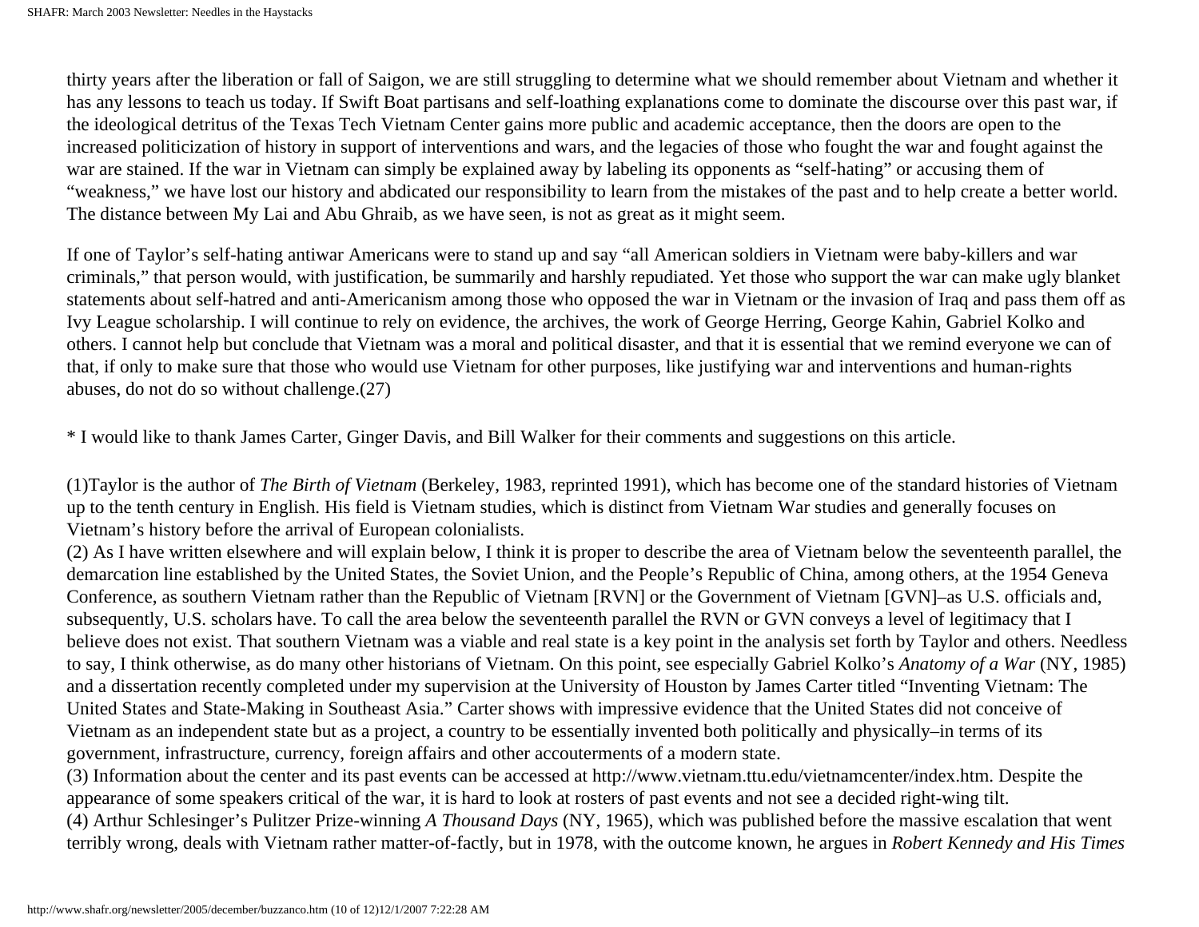thirty years after the liberation or fall of Saigon, we are still struggling to determine what we should remember about Vietnam and whether it has any lessons to teach us today. If Swift Boat partisans and self-loathing explanations come to dominate the discourse over this past war, if the ideological detritus of the Texas Tech Vietnam Center gains more public and academic acceptance, then the doors are open to the increased politicization of history in support of interventions and wars, and the legacies of those who fought the war and fought against the war are stained. If the war in Vietnam can simply be explained away by labeling its opponents as "self-hating" or accusing them of "weakness," we have lost our history and abdicated our responsibility to learn from the mistakes of the past and to help create a better world. The distance between My Lai and Abu Ghraib, as we have seen, is not as great as it might seem.

If one of Taylor's self-hating antiwar Americans were to stand up and say "all American soldiers in Vietnam were baby-killers and war criminals," that person would, with justification, be summarily and harshly repudiated. Yet those who support the war can make ugly blanket statements about self-hatred and anti-Americanism among those who opposed the war in Vietnam or the invasion of Iraq and pass them off as Ivy League scholarship. I will continue to rely on evidence, the archives, the work of George Herring, George Kahin, Gabriel Kolko and others. I cannot help but conclude that Vietnam was a moral and political disaster, and that it is essential that we remind everyone we can of that, if only to make sure that those who would use Vietnam for other purposes, like justifying war and interventions and human-rights abuses, do not do so without challenge.(27)

* I would like to thank James Carter, Ginger Davis, and Bill Walker for their comments and suggestions on this article.

(1)Taylor is the author of *The Birth of Vietnam* (Berkeley, 1983, reprinted 1991), which has become one of the standard histories of Vietnam up to the tenth century in English. His field is Vietnam studies, which is distinct from Vietnam War studies and generally focuses on Vietnam's history before the arrival of European colonialists.

(2) As I have written elsewhere and will explain below, I think it is proper to describe the area of Vietnam below the seventeenth parallel, the demarcation line established by the United States, the Soviet Union, and the People's Republic of China, among others, at the 1954 Geneva Conference, as southern Vietnam rather than the Republic of Vietnam [RVN] or the Government of Vietnam [GVN]–as U.S. officials and, subsequently, U.S. scholars have. To call the area below the seventeenth parallel the RVN or GVN conveys a level of legitimacy that I believe does not exist. That southern Vietnam was a viable and real state is a key point in the analysis set forth by Taylor and others. Needless to say, I think otherwise, as do many other historians of Vietnam. On this point, see especially Gabriel Kolko's *Anatomy of a War* (NY, 1985) and a dissertation recently completed under my supervision at the University of Houston by James Carter titled "Inventing Vietnam: The United States and State-Making in Southeast Asia." Carter shows with impressive evidence that the United States did not conceive of Vietnam as an independent state but as a project, a country to be essentially invented both politically and physically–in terms of its government, infrastructure, currency, foreign affairs and other accouterments of a modern state.

(3) Information about the center and its past events can be accessed at http://www.vietnam.ttu.edu/vietnamcenter/index.htm. Despite the appearance of some speakers critical of the war, it is hard to look at rosters of past events and not see a decided right-wing tilt.

(4) Arthur Schlesinger's Pulitzer Prize-winning *A Thousand Days* (NY, 1965), which was published before the massive escalation that went terribly wrong, deals with Vietnam rather matter-of-factly, but in 1978, with the outcome known, he argues in *Robert Kennedy and His Times*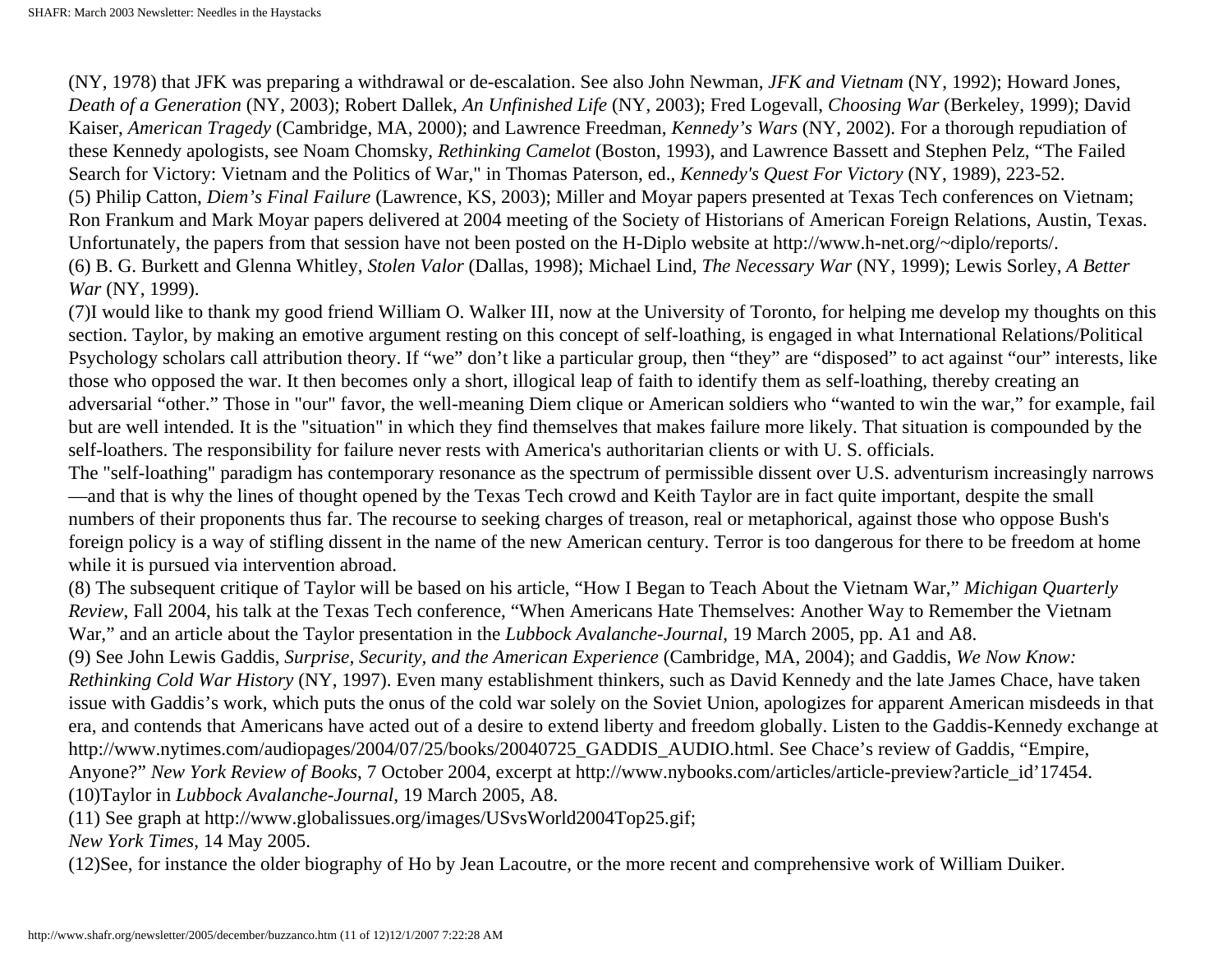(NY, 1978) that JFK was preparing a withdrawal or de-escalation. See also John Newman, *JFK and Vietnam* (NY, 1992); Howard Jones, *Death of a Generation* (NY, 2003); Robert Dallek, *An Unfinished Life* (NY, 2003); Fred Logevall, *Choosing War* (Berkeley, 1999); David Kaiser, *American Tragedy* (Cambridge, MA, 2000); and Lawrence Freedman, *Kennedy's Wars* (NY, 2002). For a thorough repudiation of these Kennedy apologists, see Noam Chomsky, *Rethinking Camelot* (Boston, 1993), and Lawrence Bassett and Stephen Pelz, "The Failed Search for Victory: Vietnam and the Politics of War," in Thomas Paterson, ed., *Kennedy's Quest For Victory* (NY, 1989), 223-52.

(5) Philip Catton, *Diem's Final Failure* (Lawrence, KS, 2003); Miller and Moyar papers presented at Texas Tech conferences on Vietnam; Ron Frankum and Mark Moyar papers delivered at 2004 meeting of the Society of Historians of American Foreign Relations, Austin, Texas. Unfortunately, the papers from that session have not been posted on the H-Diplo website at http://www.h-net.org/~diplo/reports/.

(6) B. G. Burkett and Glenna Whitley, *Stolen Valor* (Dallas, 1998); Michael Lind, *The Necessary War* (NY, 1999); Lewis Sorley, *A Better War* (NY, 1999).

(7)I would like to thank my good friend William O. Walker III, now at the University of Toronto, for helping me develop my thoughts on this section. Taylor, by making an emotive argument resting on this concept of self-loathing, is engaged in what International Relations/Political Psychology scholars call attribution theory. If "we" don't like a particular group, then "they" are "disposed" to act against "our" interests, like those who opposed the war. It then becomes only a short, illogical leap of faith to identify them as self-loathing, thereby creating an adversarial "other." Those in "our" favor, the well-meaning Diem clique or American soldiers who "wanted to win the war," for example, fail but are well intended. It is the "situation" in which they find themselves that makes failure more likely. That situation is compounded by the self-loathers. The responsibility for failure never rests with America's authoritarian clients or with U. S. officials.

The "self-loathing" paradigm has contemporary resonance as the spectrum of permissible dissent over U.S. adventurism increasingly narrows —and that is why the lines of thought opened by the Texas Tech crowd and Keith Taylor are in fact quite important, despite the small numbers of their proponents thus far. The recourse to seeking charges of treason, real or metaphorical, against those who oppose Bush's foreign policy is a way of stifling dissent in the name of the new American century. Terror is too dangerous for there to be freedom at home while it is pursued via intervention abroad.

(8) The subsequent critique of Taylor will be based on his article, "How I Began to Teach About the Vietnam War," *Michigan Quarterly Review*, Fall 2004, his talk at the Texas Tech conference, "When Americans Hate Themselves: Another Way to Remember the Vietnam War," and an article about the Taylor presentation in the *Lubbock Avalanche-Journal*, 19 March 2005, pp. A1 and A8.

(9) See John Lewis Gaddis, *Surprise, Security, and the American Experience* (Cambridge, MA, 2004); and Gaddis, *We Now Know: Rethinking Cold War History* (NY, 1997). Even many establishment thinkers, such as David Kennedy and the late James Chace, have taken issue with Gaddis's work, which puts the onus of the cold war solely on the Soviet Union, apologizes for apparent American misdeeds in that era, and contends that Americans have acted out of a desire to extend liberty and freedom globally. Listen to the Gaddis-Kennedy exchange at http://www.nytimes.com/audiopages/2004/07/25/books/20040725_GADDIS_AUDIO.html. See Chace's review of Gaddis, "Empire, Anyone?" *New York Review of Books*, 7 October 2004, excerpt at http://www.nybooks.com/articles/article-preview?article_id'17454.

(10)Taylor in *Lubbock Avalanche-Journal*, 19 March 2005, A8.

(11) See graph at http://www.globalissues.org/images/USvsWorld2004Top25.gif;
*New York Times*, 14 May 2005.

(12)See, for instance the older biography of Ho by Jean Lacoutre, or the more recent and comprehensive work of William Duiker.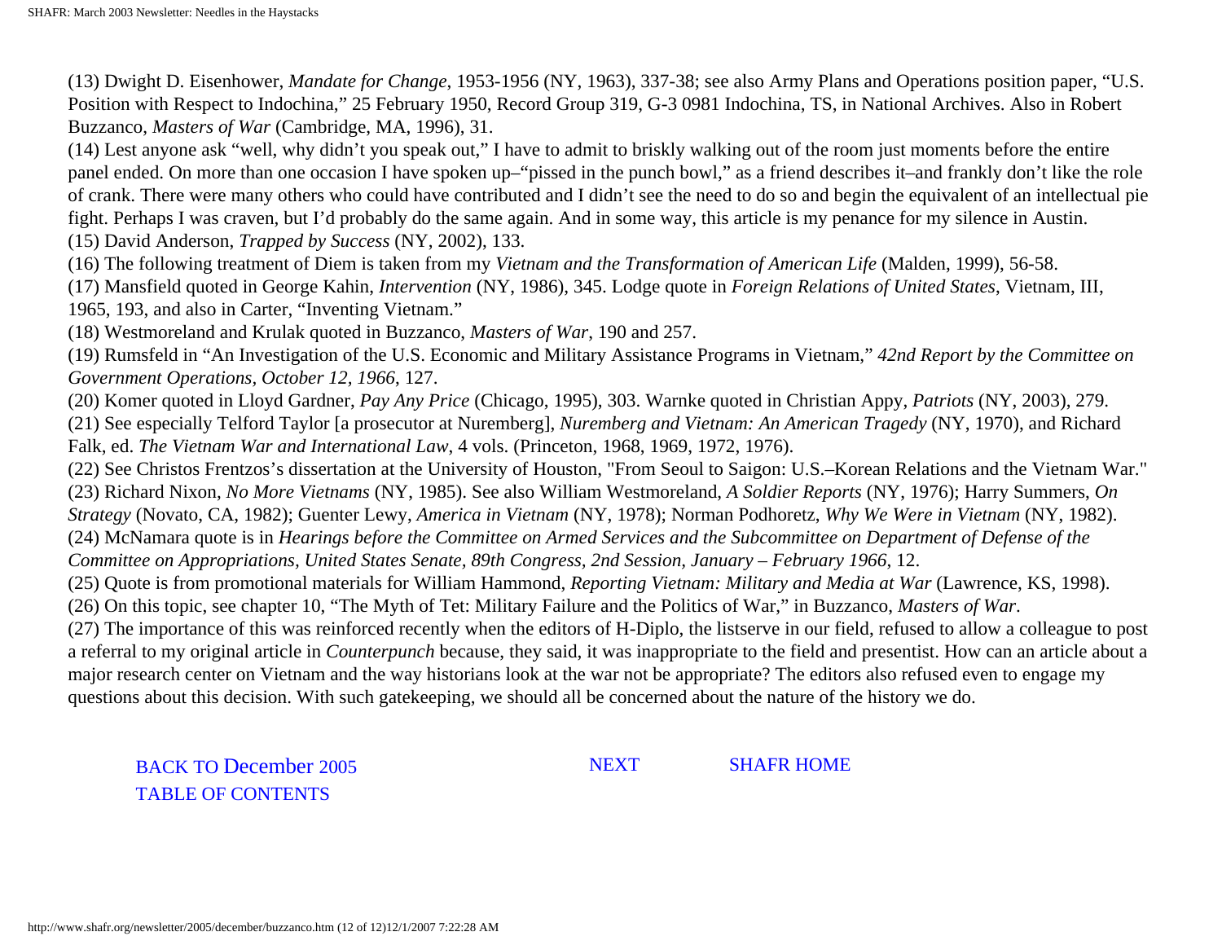(13) Dwight D. Eisenhower, *Mandate for Change*, 1953-1956 (NY, 1963), 337-38; see also Army Plans and Operations position paper, "U.S. Position with Respect to Indochina," 25 February 1950, Record Group 319, G-3 0981 Indochina, TS, in National Archives. Also in Robert Buzzanco, *Masters of War* (Cambridge, MA, 1996), 31.

(14) Lest anyone ask "well, why didn't you speak out," I have to admit to briskly walking out of the room just moments before the entire panel ended. On more than one occasion I have spoken up–"pissed in the punch bowl," as a friend describes it–and frankly don't like the role of crank. There were many others who could have contributed and I didn't see the need to do so and begin the equivalent of an intellectual pie fight. Perhaps I was craven, but I'd probably do the same again. And in some way, this article is my penance for my silence in Austin.

(15) David Anderson, *Trapped by Success* (NY, 2002), 133.

(16) The following treatment of Diem is taken from my *Vietnam and the Transformation of American Life* (Malden, 1999), 56-58.

(17) Mansfield quoted in George Kahin, *Intervention* (NY, 1986), 345. Lodge quote in *Foreign Relations of United States*, Vietnam, III, 1965, 193, and also in Carter, "Inventing Vietnam."

(18) Westmoreland and Krulak quoted in Buzzanco, *Masters of War*, 190 and 257.

(19) Rumsfeld in "An Investigation of the U.S. Economic and Military Assistance Programs in Vietnam," *42nd Report by the Committee on Government Operations, October 12, 1966*, 127.

(20) Komer quoted in Lloyd Gardner, *Pay Any Price* (Chicago, 1995), 303. Warnke quoted in Christian Appy, *Patriots* (NY, 2003), 279.

(21) See especially Telford Taylor [a prosecutor at Nuremberg], *Nuremberg and Vietnam: An American Tragedy* (NY, 1970), and Richard Falk, ed. *The Vietnam War and International Law*, 4 vols. (Princeton, 1968, 1969, 1972, 1976).

(22) See Christos Frentzos's dissertation at the University of Houston, "From Seoul to Saigon: U.S.–Korean Relations and the Vietnam War."

(23) Richard Nixon, *No More Vietnams* (NY, 1985). See also William Westmoreland, *A Soldier Reports* (NY, 1976); Harry Summers, *On Strategy* (Novato, CA, 1982); Guenter Lewy, *America in Vietnam* (NY, 1978); Norman Podhoretz, *Why We Were in Vietnam* (NY, 1982).

(24) McNamara quote is in *Hearings before the Committee on Armed Services and the Subcommittee on Department of Defense of the Committee on Appropriations, United States Senate, 89th Congress, 2nd Session, January – February 1966*, 12.

(25) Quote is from promotional materials for William Hammond, *Reporting Vietnam: Military and Media at War* (Lawrence, KS, 1998).

(26) On this topic, see chapter 10, "The Myth of Tet: Military Failure and the Politics of War," in Buzzanco, *Masters of War*.

(27) The importance of this was reinforced recently when the editors of H-Diplo, the listserve in our field, refused to allow a colleague to post a referral to my original article in *Counterpunch* because, they said, it was inappropriate to the field and presentist. How can an article about a major research center on Vietnam and the way historians look at the war not be appropriate? The editors also refused even to engage my questions about this decision. With such gatekeeping, we should all be concerned about the nature of the history we do.

BACK TO December 2005 TABLE OF CONTENTS NEXT SHAFR HOME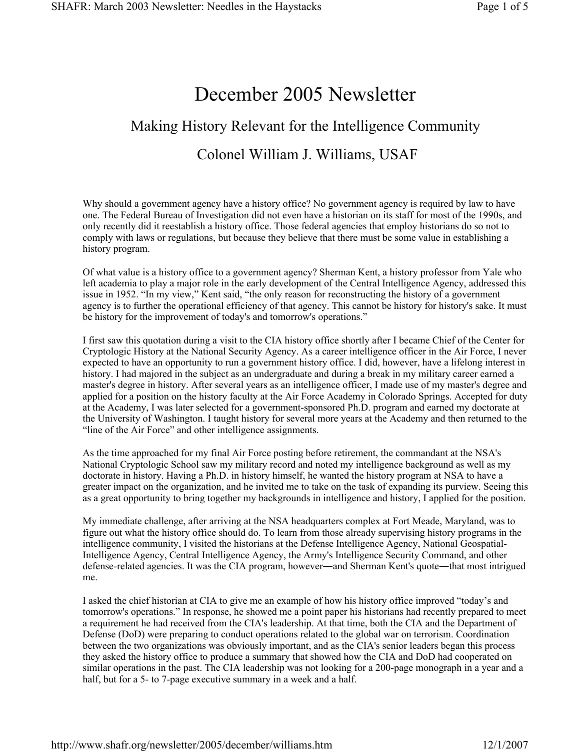# December 2005 Newsletter

## Making History Relevant for the Intelligence Community

## Colonel William J. Williams, USAF

Why should a government agency have a history office? No government agency is required by law to have one. The Federal Bureau of Investigation did not even have a historian on its staff for most of the 1990s, and only recently did it reestablish a history office. Those federal agencies that employ historians do so not to comply with laws or regulations, but because they believe that there must be some value in establishing a history program.

Of what value is a history office to a government agency? Sherman Kent, a history professor from Yale who left academia to play a major role in the early development of the Central Intelligence Agency, addressed this issue in 1952. "In my view," Kent said, "the only reason for reconstructing the history of a government agency is to further the operational efficiency of that agency. This cannot be history for history's sake. It must be history for the improvement of today's and tomorrow's operations."

I first saw this quotation during a visit to the CIA history office shortly after I became Chief of the Center for Cryptologic History at the National Security Agency. As a career intelligence officer in the Air Force, I never expected to have an opportunity to run a government history office. I did, however, have a lifelong interest in history. I had majored in the subject as an undergraduate and during a break in my military career earned a master's degree in history. After several years as an intelligence officer, I made use of my master's degree and applied for a position on the history faculty at the Air Force Academy in Colorado Springs. Accepted for duty at the Academy, I was later selected for a government-sponsored Ph.D. program and earned my doctorate at the University of Washington. I taught history for several more years at the Academy and then returned to the "line of the Air Force" and other intelligence assignments.

As the time approached for my final Air Force posting before retirement, the commandant at the NSA's National Cryptologic School saw my military record and noted my intelligence background as well as my doctorate in history. Having a Ph.D. in history himself, he wanted the history program at NSA to have a greater impact on the organization, and he invited me to take on the task of expanding its purview. Seeing this as a great opportunity to bring together my backgrounds in intelligence and history, I applied for the position.

My immediate challenge, after arriving at the NSA headquarters complex at Fort Meade, Maryland, was to figure out what the history office should do. To learn from those already supervising history programs in the intelligence community, I visited the historians at the Defense Intelligence Agency, National Geospatial-Intelligence Agency, Central Intelligence Agency, the Army's Intelligence Security Command, and other defense-related agencies. It was the CIA program, however—and Sherman Kent's quote—that most intrigued me.

I asked the chief historian at CIA to give me an example of how his history office improved "today's and tomorrow's operations." In response, he showed me a point paper his historians had recently prepared to meet a requirement he had received from the CIA's leadership. At that time, both the CIA and the Department of Defense (DoD) were preparing to conduct operations related to the global war on terrorism. Coordination between the two organizations was obviously important, and as the CIA's senior leaders began this process they asked the history office to produce a summary that showed how the CIA and DoD had cooperated on similar operations in the past. The CIA leadership was not looking for a 200-page monograph in a year and a half, but for a 5- to 7-page executive summary in a week and a half.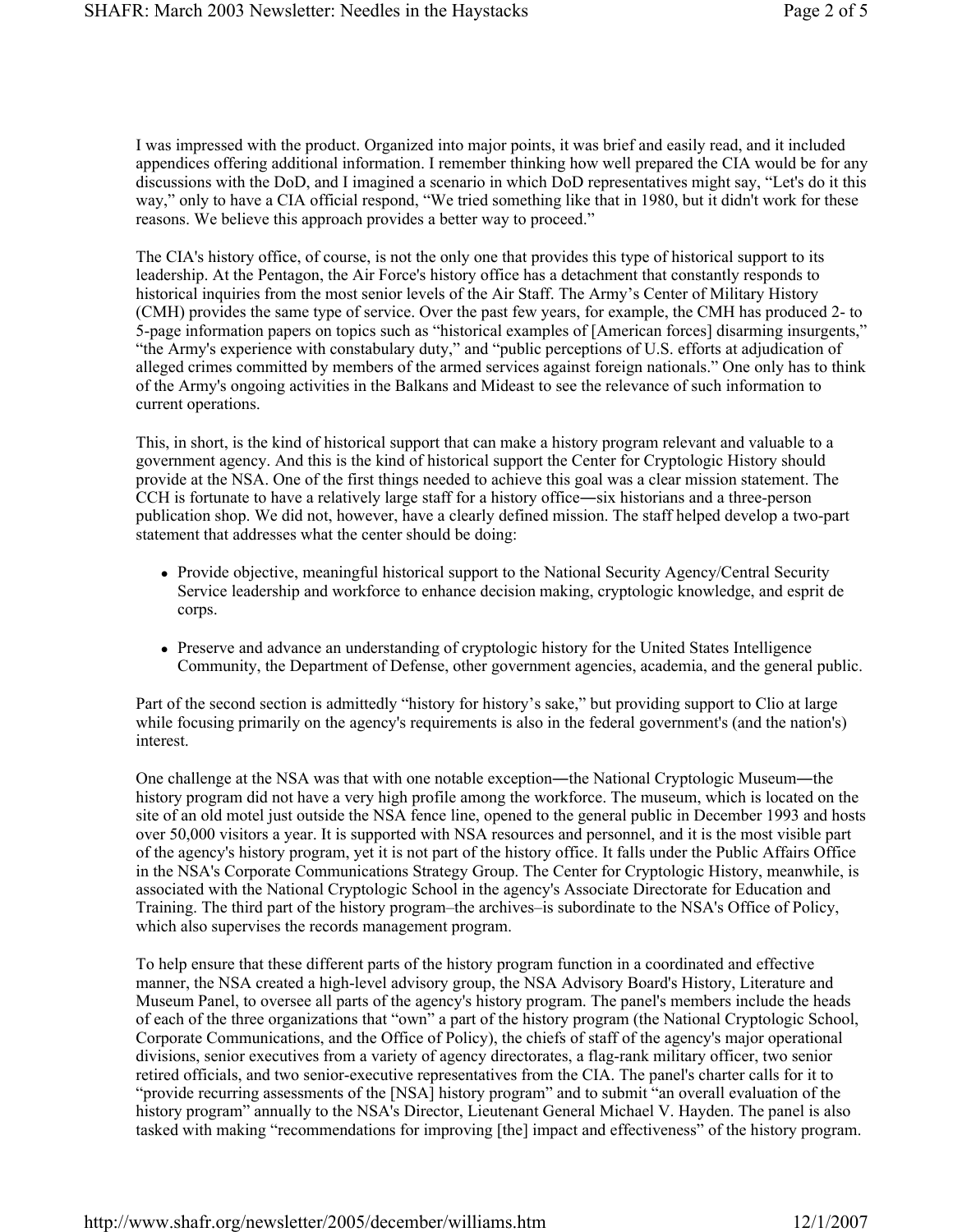I was impressed with the product. Organized into major points, it was brief and easily read, and it included appendices offering additional information. I remember thinking how well prepared the CIA would be for any discussions with the DoD, and I imagined a scenario in which DoD representatives might say, "Let's do it this way," only to have a CIA official respond, "We tried something like that in 1980, but it didn't work for these reasons. We believe this approach provides a better way to proceed."

The CIA's history office, of course, is not the only one that provides this type of historical support to its leadership. At the Pentagon, the Air Force's history office has a detachment that constantly responds to historical inquiries from the most senior levels of the Air Staff. The Army's Center of Military History (CMH) provides the same type of service. Over the past few years, for example, the CMH has produced 2- to 5-page information papers on topics such as "historical examples of [American forces] disarming insurgents," "the Army's experience with constabulary duty," and "public perceptions of U.S. efforts at adjudication of alleged crimes committed by members of the armed services against foreign nationals." One only has to think of the Army's ongoing activities in the Balkans and Mideast to see the relevance of such information to current operations.

This, in short, is the kind of historical support that can make a history program relevant and valuable to a government agency. And this is the kind of historical support the Center for Cryptologic History should provide at the NSA. One of the first things needed to achieve this goal was a clear mission statement. The CCH is fortunate to have a relatively large staff for a history office―six historians and a three-person publication shop. We did not, however, have a clearly defined mission. The staff helped develop a two-part statement that addresses what the center should be doing:

- Provide objective, meaningful historical support to the National Security Agency/Central Security Service leadership and workforce to enhance decision making, cryptologic knowledge, and esprit de corps.
- Preserve and advance an understanding of cryptologic history for the United States Intelligence Community, the Department of Defense, other government agencies, academia, and the general public.

Part of the second section is admittedly "history for history's sake," but providing support to Clio at large while focusing primarily on the agency's requirements is also in the federal government's (and the nation's) interest.

One challenge at the NSA was that with one notable exception―the National Cryptologic Museum―the history program did not have a very high profile among the workforce. The museum, which is located on the site of an old motel just outside the NSA fence line, opened to the general public in December 1993 and hosts over 50,000 visitors a year. It is supported with NSA resources and personnel, and it is the most visible part of the agency's history program, yet it is not part of the history office. It falls under the Public Affairs Office in the NSA's Corporate Communications Strategy Group. The Center for Cryptologic History, meanwhile, is associated with the National Cryptologic School in the agency's Associate Directorate for Education and Training. The third part of the history program–the archives–is subordinate to the NSA's Office of Policy, which also supervises the records management program.

To help ensure that these different parts of the history program function in a coordinated and effective manner, the NSA created a high-level advisory group, the NSA Advisory Board's History, Literature and Museum Panel, to oversee all parts of the agency's history program. The panel's members include the heads of each of the three organizations that "own" a part of the history program (the National Cryptologic School, Corporate Communications, and the Office of Policy), the chiefs of staff of the agency's major operational divisions, senior executives from a variety of agency directorates, a flag-rank military officer, two senior retired officials, and two senior-executive representatives from the CIA. The panel's charter calls for it to "provide recurring assessments of the [NSA] history program" and to submit "an overall evaluation of the history program" annually to the NSA's Director, Lieutenant General Michael V. Hayden. The panel is also tasked with making "recommendations for improving [the] impact and effectiveness" of the history program.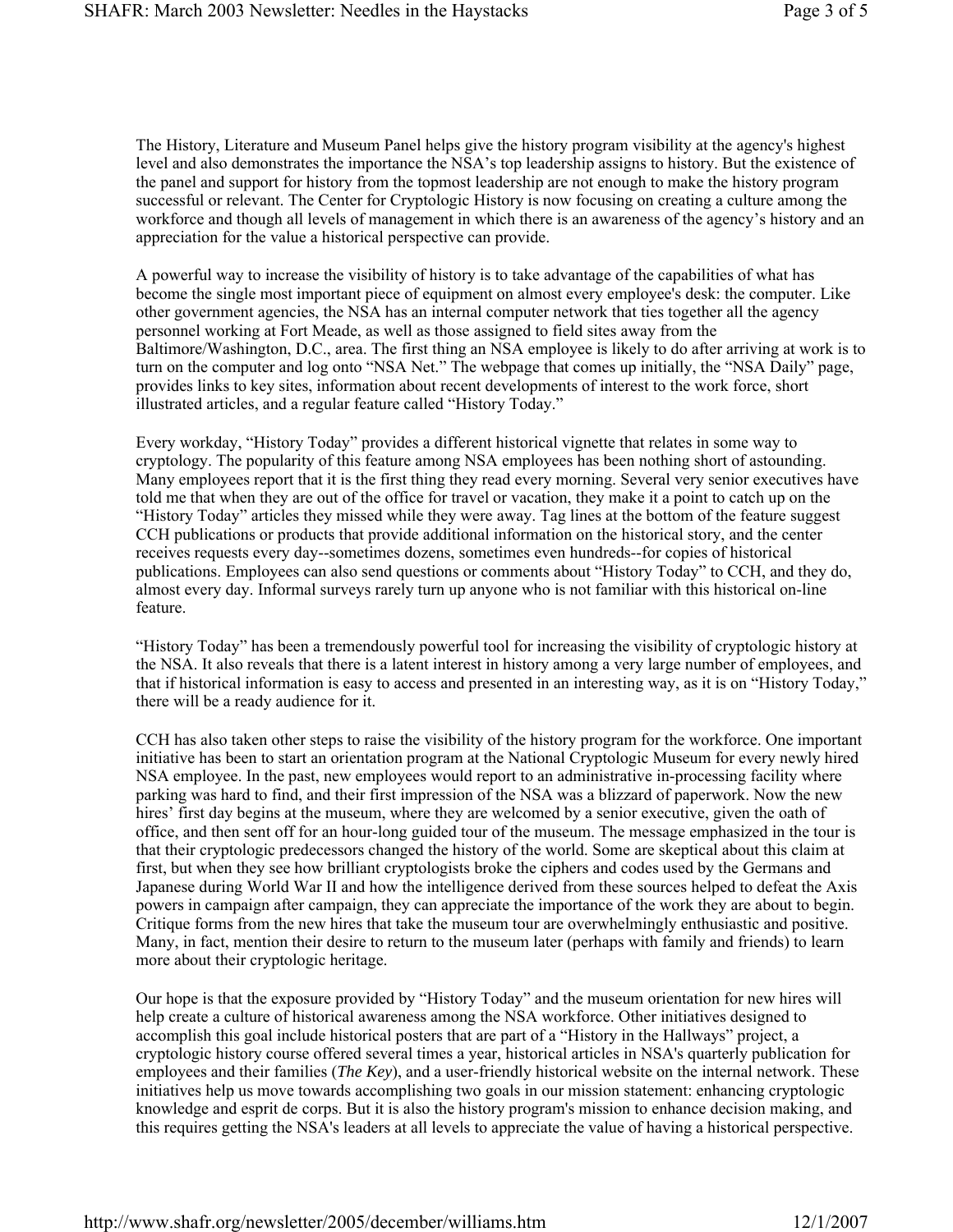The History, Literature and Museum Panel helps give the history program visibility at the agency's highest level and also demonstrates the importance the NSA's top leadership assigns to history. But the existence of the panel and support for history from the topmost leadership are not enough to make the history program successful or relevant. The Center for Cryptologic History is now focusing on creating a culture among the workforce and though all levels of management in which there is an awareness of the agency's history and an appreciation for the value a historical perspective can provide.

A powerful way to increase the visibility of history is to take advantage of the capabilities of what has become the single most important piece of equipment on almost every employee's desk: the computer. Like other government agencies, the NSA has an internal computer network that ties together all the agency personnel working at Fort Meade, as well as those assigned to field sites away from the Baltimore/Washington, D.C., area. The first thing an NSA employee is likely to do after arriving at work is to turn on the computer and log onto "NSA Net." The webpage that comes up initially, the "NSA Daily" page, provides links to key sites, information about recent developments of interest to the work force, short illustrated articles, and a regular feature called "History Today."

Every workday, "History Today" provides a different historical vignette that relates in some way to cryptology. The popularity of this feature among NSA employees has been nothing short of astounding. Many employees report that it is the first thing they read every morning. Several very senior executives have told me that when they are out of the office for travel or vacation, they make it a point to catch up on the "History Today" articles they missed while they were away. Tag lines at the bottom of the feature suggest CCH publications or products that provide additional information on the historical story, and the center receives requests every day--sometimes dozens, sometimes even hundreds--for copies of historical publications. Employees can also send questions or comments about "History Today" to CCH, and they do, almost every day. Informal surveys rarely turn up anyone who is not familiar with this historical on-line feature.

"History Today" has been a tremendously powerful tool for increasing the visibility of cryptologic history at the NSA. It also reveals that there is a latent interest in history among a very large number of employees, and that if historical information is easy to access and presented in an interesting way, as it is on "History Today," there will be a ready audience for it.

CCH has also taken other steps to raise the visibility of the history program for the workforce. One important initiative has been to start an orientation program at the National Cryptologic Museum for every newly hired NSA employee. In the past, new employees would report to an administrative in-processing facility where parking was hard to find, and their first impression of the NSA was a blizzard of paperwork. Now the new hires' first day begins at the museum, where they are welcomed by a senior executive, given the oath of office, and then sent off for an hour-long guided tour of the museum. The message emphasized in the tour is that their cryptologic predecessors changed the history of the world. Some are skeptical about this claim at first, but when they see how brilliant cryptologists broke the ciphers and codes used by the Germans and Japanese during World War II and how the intelligence derived from these sources helped to defeat the Axis powers in campaign after campaign, they can appreciate the importance of the work they are about to begin. Critique forms from the new hires that take the museum tour are overwhelmingly enthusiastic and positive. Many, in fact, mention their desire to return to the museum later (perhaps with family and friends) to learn more about their cryptologic heritage.

Our hope is that the exposure provided by "History Today" and the museum orientation for new hires will help create a culture of historical awareness among the NSA workforce. Other initiatives designed to accomplish this goal include historical posters that are part of a "History in the Hallways" project, a cryptologic history course offered several times a year, historical articles in NSA's quarterly publication for employees and their families (*The Key*), and a user-friendly historical website on the internal network. These initiatives help us move towards accomplishing two goals in our mission statement: enhancing cryptologic knowledge and esprit de corps. But it is also the history program's mission to enhance decision making, and this requires getting the NSA's leaders at all levels to appreciate the value of having a historical perspective.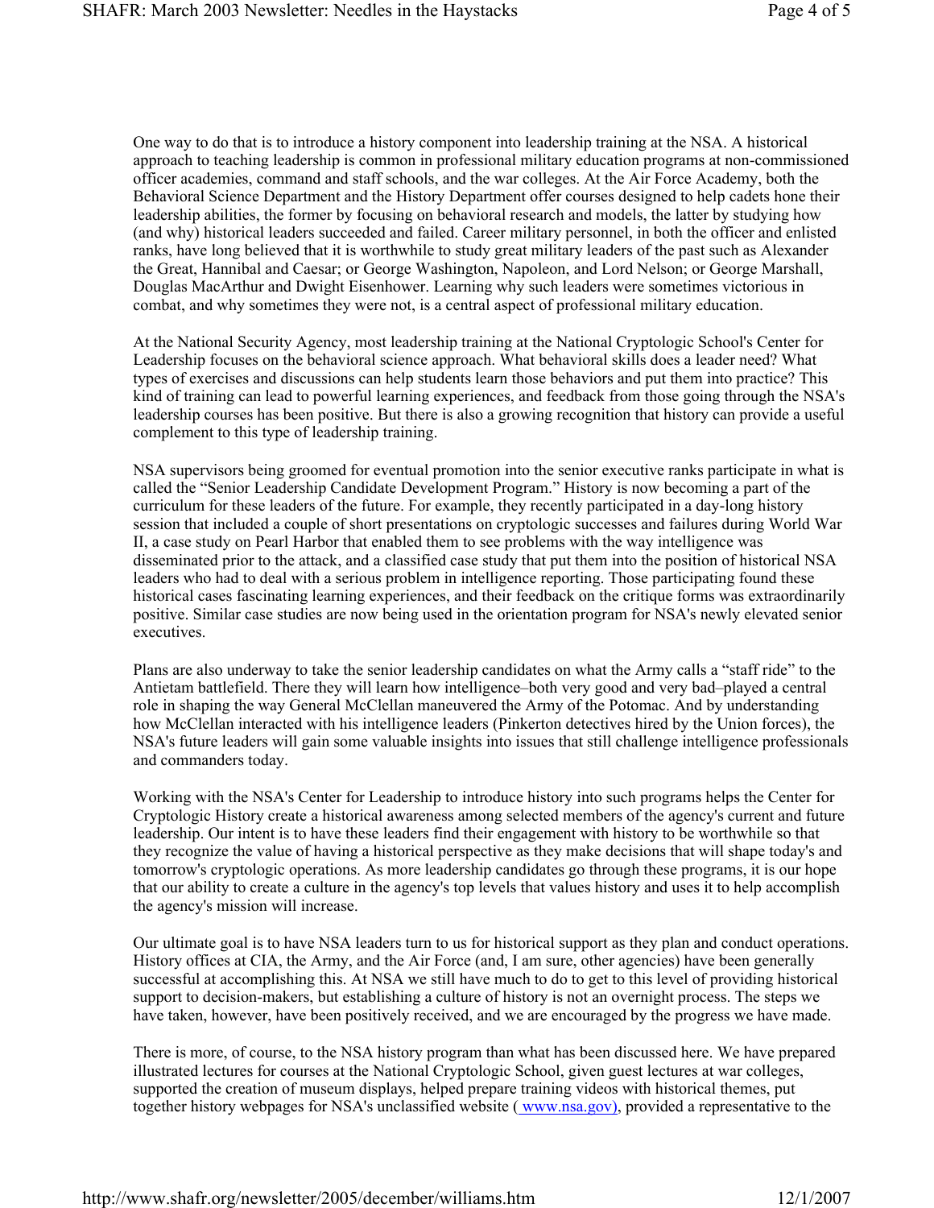One way to do that is to introduce a history component into leadership training at the NSA. A historical approach to teaching leadership is common in professional military education programs at non-commissioned officer academies, command and staff schools, and the war colleges. At the Air Force Academy, both the Behavioral Science Department and the History Department offer courses designed to help cadets hone their leadership abilities, the former by focusing on behavioral research and models, the latter by studying how (and why) historical leaders succeeded and failed. Career military personnel, in both the officer and enlisted ranks, have long believed that it is worthwhile to study great military leaders of the past such as Alexander the Great, Hannibal and Caesar; or George Washington, Napoleon, and Lord Nelson; or George Marshall, Douglas MacArthur and Dwight Eisenhower. Learning why such leaders were sometimes victorious in combat, and why sometimes they were not, is a central aspect of professional military education.

At the National Security Agency, most leadership training at the National Cryptologic School's Center for Leadership focuses on the behavioral science approach. What behavioral skills does a leader need? What types of exercises and discussions can help students learn those behaviors and put them into practice? This kind of training can lead to powerful learning experiences, and feedback from those going through the NSA's leadership courses has been positive. But there is also a growing recognition that history can provide a useful complement to this type of leadership training.

NSA supervisors being groomed for eventual promotion into the senior executive ranks participate in what is called the "Senior Leadership Candidate Development Program." History is now becoming a part of the curriculum for these leaders of the future. For example, they recently participated in a day-long history session that included a couple of short presentations on cryptologic successes and failures during World War II, a case study on Pearl Harbor that enabled them to see problems with the way intelligence was disseminated prior to the attack, and a classified case study that put them into the position of historical NSA leaders who had to deal with a serious problem in intelligence reporting. Those participating found these historical cases fascinating learning experiences, and their feedback on the critique forms was extraordinarily positive. Similar case studies are now being used in the orientation program for NSA's newly elevated senior executives.

Plans are also underway to take the senior leadership candidates on what the Army calls a "staff ride" to the Antietam battlefield. There they will learn how intelligence–both very good and very bad–played a central role in shaping the way General McClellan maneuvered the Army of the Potomac. And by understanding how McClellan interacted with his intelligence leaders (Pinkerton detectives hired by the Union forces), the NSA's future leaders will gain some valuable insights into issues that still challenge intelligence professionals and commanders today.

Working with the NSA's Center for Leadership to introduce history into such programs helps the Center for Cryptologic History create a historical awareness among selected members of the agency's current and future leadership. Our intent is to have these leaders find their engagement with history to be worthwhile so that they recognize the value of having a historical perspective as they make decisions that will shape today's and tomorrow's cryptologic operations. As more leadership candidates go through these programs, it is our hope that our ability to create a culture in the agency's top levels that values history and uses it to help accomplish the agency's mission will increase.

Our ultimate goal is to have NSA leaders turn to us for historical support as they plan and conduct operations. History offices at CIA, the Army, and the Air Force (and, I am sure, other agencies) have been generally successful at accomplishing this. At NSA we still have much to do to get to this level of providing historical support to decision-makers, but establishing a culture of history is not an overnight process. The steps we have taken, however, have been positively received, and we are encouraged by the progress we have made.

There is more, of course, to the NSA history program than what has been discussed here. We have prepared illustrated lectures for courses at the National Cryptologic School, given guest lectures at war colleges, supported the creation of museum displays, helped prepare training videos with historical themes, put together history webpages for NSA's unclassified website ( www.nsa.gov), provided a representative to the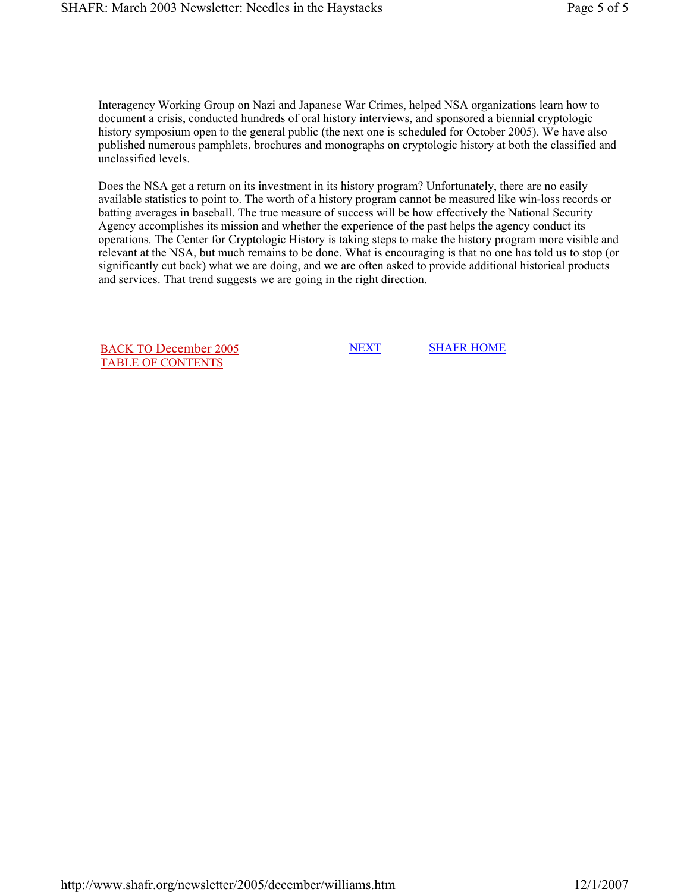Interagency Working Group on Nazi and Japanese War Crimes, helped NSA organizations learn how to document a crisis, conducted hundreds of oral history interviews, and sponsored a biennial cryptologic history symposium open to the general public (the next one is scheduled for October 2005). We have also published numerous pamphlets, brochures and monographs on cryptologic history at both the classified and unclassified levels.

Does the NSA get a return on its investment in its history program? Unfortunately, there are no easily available statistics to point to. The worth of a history program cannot be measured like win-loss records or batting averages in baseball. The true measure of success will be how effectively the National Security Agency accomplishes its mission and whether the experience of the past helps the agency conduct its operations. The Center for Cryptologic History is taking steps to make the history program more visible and relevant at the NSA, but much remains to be done. What is encouraging is that no one has told us to stop (or significantly cut back) what we are doing, and we are often asked to provide additional historical products and services. That trend suggests we are going in the right direction.

BACK TO December 2005 TABLE OF CONTENTS     NEXT     SHAFR HOME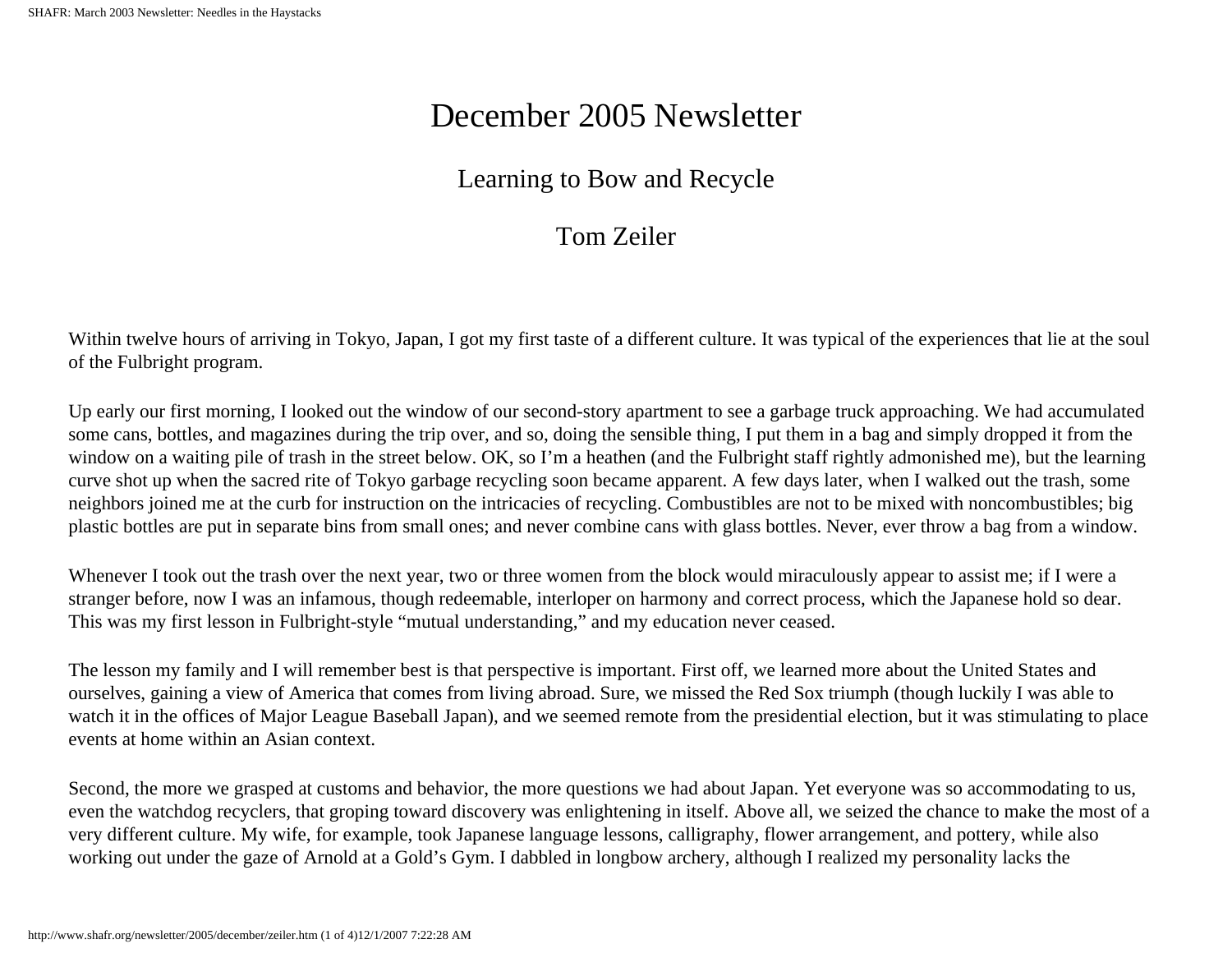# December 2005 Newsletter

## Learning to Bow and Recycle

### Tom Zeiler

Within twelve hours of arriving in Tokyo, Japan, I got my first taste of a different culture. It was typical of the experiences that lie at the soul of the Fulbright program.

Up early our first morning, I looked out the window of our second-story apartment to see a garbage truck approaching. We had accumulated some cans, bottles, and magazines during the trip over, and so, doing the sensible thing, I put them in a bag and simply dropped it from the window on a waiting pile of trash in the street below. OK, so I'm a heathen (and the Fulbright staff rightly admonished me), but the learning curve shot up when the sacred rite of Tokyo garbage recycling soon became apparent. A few days later, when I walked out the trash, some neighbors joined me at the curb for instruction on the intricacies of recycling. Combustibles are not to be mixed with noncombustibles; big plastic bottles are put in separate bins from small ones; and never combine cans with glass bottles. Never, ever throw a bag from a window.

Whenever I took out the trash over the next year, two or three women from the block would miraculously appear to assist me; if I were a stranger before, now I was an infamous, though redeemable, interloper on harmony and correct process, which the Japanese hold so dear. This was my first lesson in Fulbright-style "mutual understanding," and my education never ceased.

The lesson my family and I will remember best is that perspective is important. First off, we learned more about the United States and ourselves, gaining a view of America that comes from living abroad. Sure, we missed the Red Sox triumph (though luckily I was able to watch it in the offices of Major League Baseball Japan), and we seemed remote from the presidential election, but it was stimulating to place events at home within an Asian context.

Second, the more we grasped at customs and behavior, the more questions we had about Japan. Yet everyone was so accommodating to us, even the watchdog recyclers, that groping toward discovery was enlightening in itself. Above all, we seized the chance to make the most of a very different culture. My wife, for example, took Japanese language lessons, calligraphy, flower arrangement, and pottery, while also working out under the gaze of Arnold at a Gold's Gym. I dabbled in longbow archery, although I realized my personality lacks the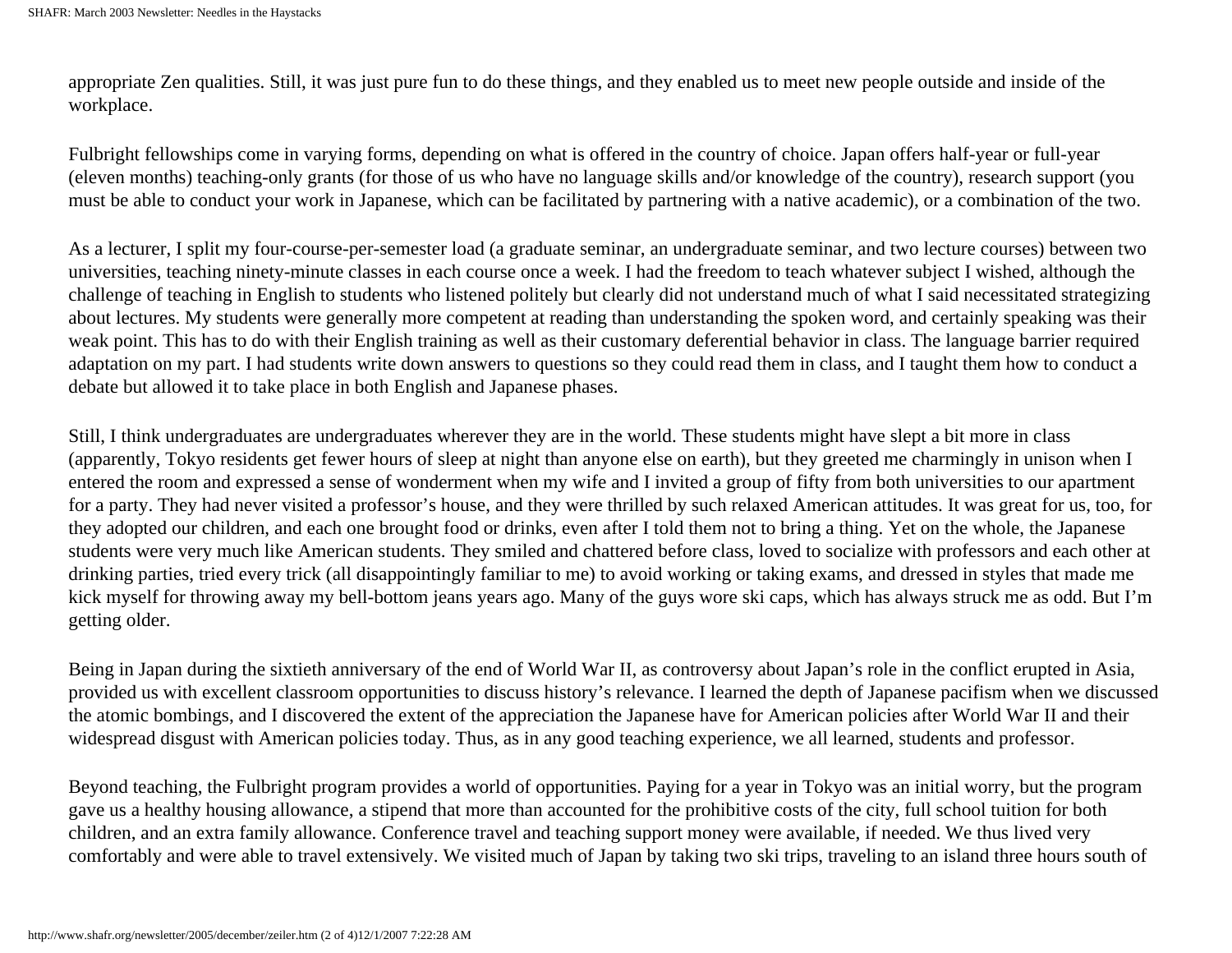appropriate Zen qualities. Still, it was just pure fun to do these things, and they enabled us to meet new people outside and inside of the workplace.

Fulbright fellowships come in varying forms, depending on what is offered in the country of choice. Japan offers half-year or full-year (eleven months) teaching-only grants (for those of us who have no language skills and/or knowledge of the country), research support (you must be able to conduct your work in Japanese, which can be facilitated by partnering with a native academic), or a combination of the two.

As a lecturer, I split my four-course-per-semester load (a graduate seminar, an undergraduate seminar, and two lecture courses) between two universities, teaching ninety-minute classes in each course once a week. I had the freedom to teach whatever subject I wished, although the challenge of teaching in English to students who listened politely but clearly did not understand much of what I said necessitated strategizing about lectures. My students were generally more competent at reading than understanding the spoken word, and certainly speaking was their weak point. This has to do with their English training as well as their customary deferential behavior in class. The language barrier required adaptation on my part. I had students write down answers to questions so they could read them in class, and I taught them how to conduct a debate but allowed it to take place in both English and Japanese phases.

Still, I think undergraduates are undergraduates wherever they are in the world. These students might have slept a bit more in class (apparently, Tokyo residents get fewer hours of sleep at night than anyone else on earth), but they greeted me charmingly in unison when I entered the room and expressed a sense of wonderment when my wife and I invited a group of fifty from both universities to our apartment for a party. They had never visited a professor's house, and they were thrilled by such relaxed American attitudes. It was great for us, too, for they adopted our children, and each one brought food or drinks, even after I told them not to bring a thing. Yet on the whole, the Japanese students were very much like American students. They smiled and chattered before class, loved to socialize with professors and each other at drinking parties, tried every trick (all disappointingly familiar to me) to avoid working or taking exams, and dressed in styles that made me kick myself for throwing away my bell-bottom jeans years ago. Many of the guys wore ski caps, which has always struck me as odd. But I'm getting older.

Being in Japan during the sixtieth anniversary of the end of World War II, as controversy about Japan's role in the conflict erupted in Asia, provided us with excellent classroom opportunities to discuss history's relevance. I learned the depth of Japanese pacifism when we discussed the atomic bombings, and I discovered the extent of the appreciation the Japanese have for American policies after World War II and their widespread disgust with American policies today. Thus, as in any good teaching experience, we all learned, students and professor.

Beyond teaching, the Fulbright program provides a world of opportunities. Paying for a year in Tokyo was an initial worry, but the program gave us a healthy housing allowance, a stipend that more than accounted for the prohibitive costs of the city, full school tuition for both children, and an extra family allowance. Conference travel and teaching support money were available, if needed. We thus lived very comfortably and were able to travel extensively. We visited much of Japan by taking two ski trips, traveling to an island three hours south of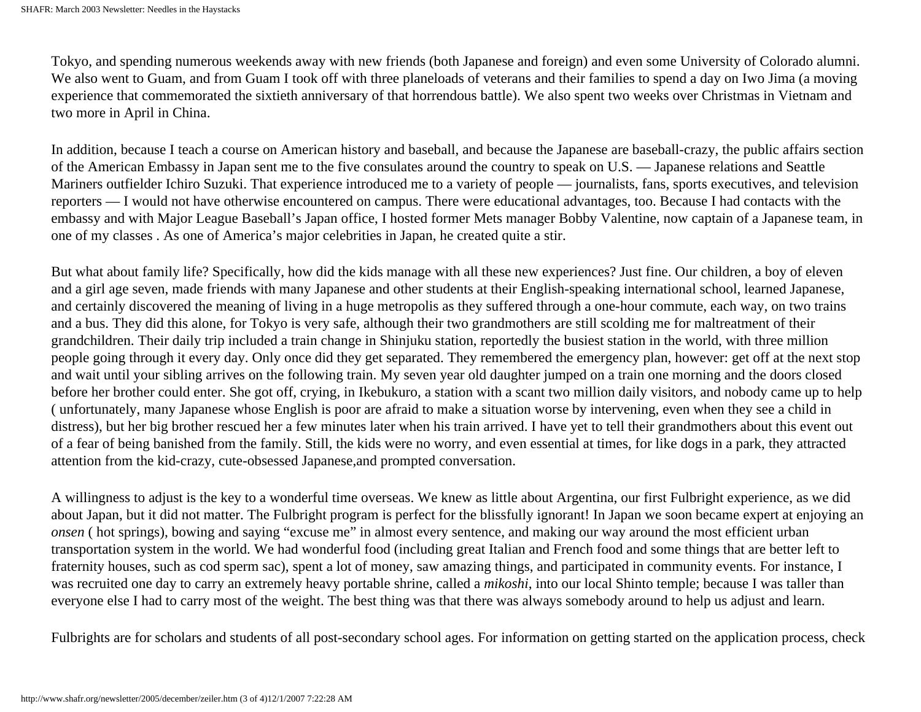Tokyo, and spending numerous weekends away with new friends (both Japanese and foreign) and even some University of Colorado alumni. We also went to Guam, and from Guam I took off with three planeloads of veterans and their families to spend a day on Iwo Jima (a moving experience that commemorated the sixtieth anniversary of that horrendous battle). We also spent two weeks over Christmas in Vietnam and two more in April in China.

In addition, because I teach a course on American history and baseball, and because the Japanese are baseball-crazy, the public affairs section of the American Embassy in Japan sent me to the five consulates around the country to speak on U.S. — Japanese relations and Seattle Mariners outfielder Ichiro Suzuki. That experience introduced me to a variety of people — journalists, fans, sports executives, and television reporters — I would not have otherwise encountered on campus. There were educational advantages, too. Because I had contacts with the embassy and with Major League Baseball's Japan office, I hosted former Mets manager Bobby Valentine, now captain of a Japanese team, in one of my classes . As one of America's major celebrities in Japan, he created quite a stir.

But what about family life? Specifically, how did the kids manage with all these new experiences? Just fine. Our children, a boy of eleven and a girl age seven, made friends with many Japanese and other students at their English-speaking international school, learned Japanese, and certainly discovered the meaning of living in a huge metropolis as they suffered through a one-hour commute, each way, on two trains and a bus. They did this alone, for Tokyo is very safe, although their two grandmothers are still scolding me for maltreatment of their grandchildren. Their daily trip included a train change in Shinjuku station, reportedly the busiest station in the world, with three million people going through it every day. Only once did they get separated. They remembered the emergency plan, however: get off at the next stop and wait until your sibling arrives on the following train. My seven year old daughter jumped on a train one morning and the doors closed before her brother could enter. She got off, crying, in Ikebukuro, a station with a scant two million daily visitors, and nobody came up to help ( unfortunately, many Japanese whose English is poor are afraid to make a situation worse by intervening, even when they see a child in distress), but her big brother rescued her a few minutes later when his train arrived. I have yet to tell their grandmothers about this event out of a fear of being banished from the family. Still, the kids were no worry, and even essential at times, for like dogs in a park, they attracted attention from the kid-crazy, cute-obsessed Japanese,and prompted conversation.

A willingness to adjust is the key to a wonderful time overseas. We knew as little about Argentina, our first Fulbright experience, as we did about Japan, but it did not matter. The Fulbright program is perfect for the blissfully ignorant! In Japan we soon became expert at enjoying an *onsen* ( hot springs), bowing and saying "excuse me" in almost every sentence, and making our way around the most efficient urban transportation system in the world. We had wonderful food (including great Italian and French food and some things that are better left to fraternity houses, such as cod sperm sac), spent a lot of money, saw amazing things, and participated in community events. For instance, I was recruited one day to carry an extremely heavy portable shrine, called a *mikoshi*, into our local Shinto temple; because I was taller than everyone else I had to carry most of the weight. The best thing was that there was always somebody around to help us adjust and learn.

Fulbrights are for scholars and students of all post-secondary school ages. For information on getting started on the application process, check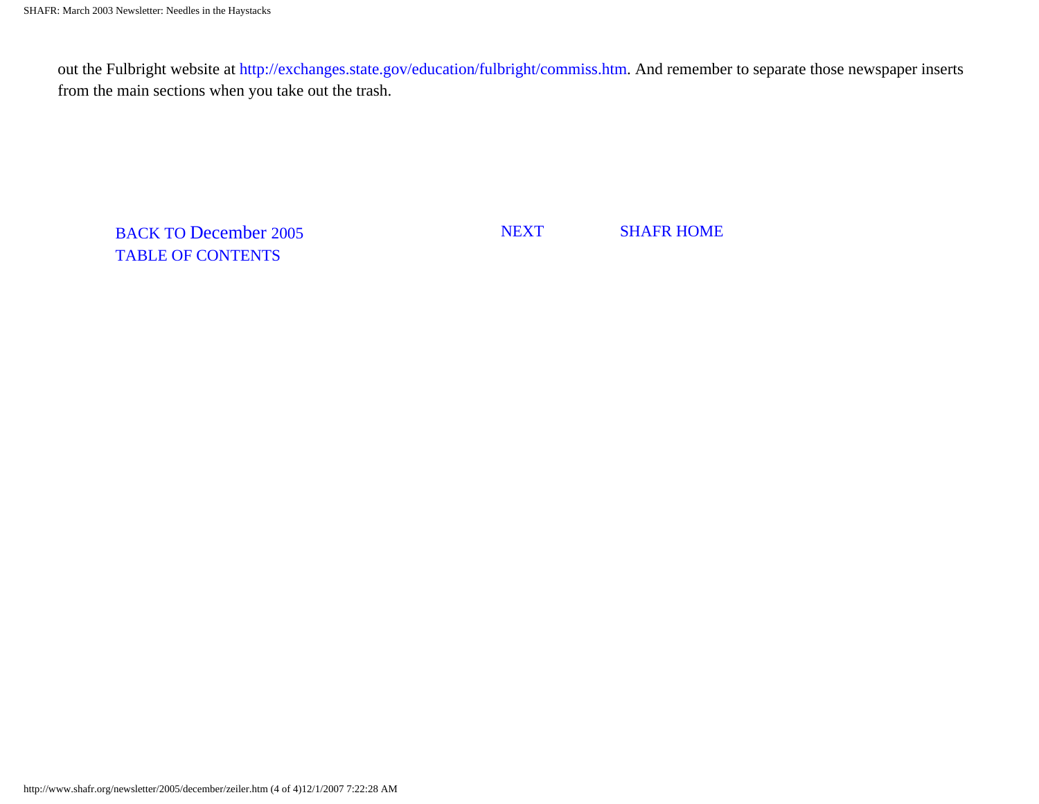out the Fulbright website at http://exchanges.state.gov/education/fulbright/commiss.htm. And remember to separate those newspaper inserts from the main sections when you take out the trash.

BACK TO December 2005 TABLE OF CONTENTS NEXT SHAFR HOME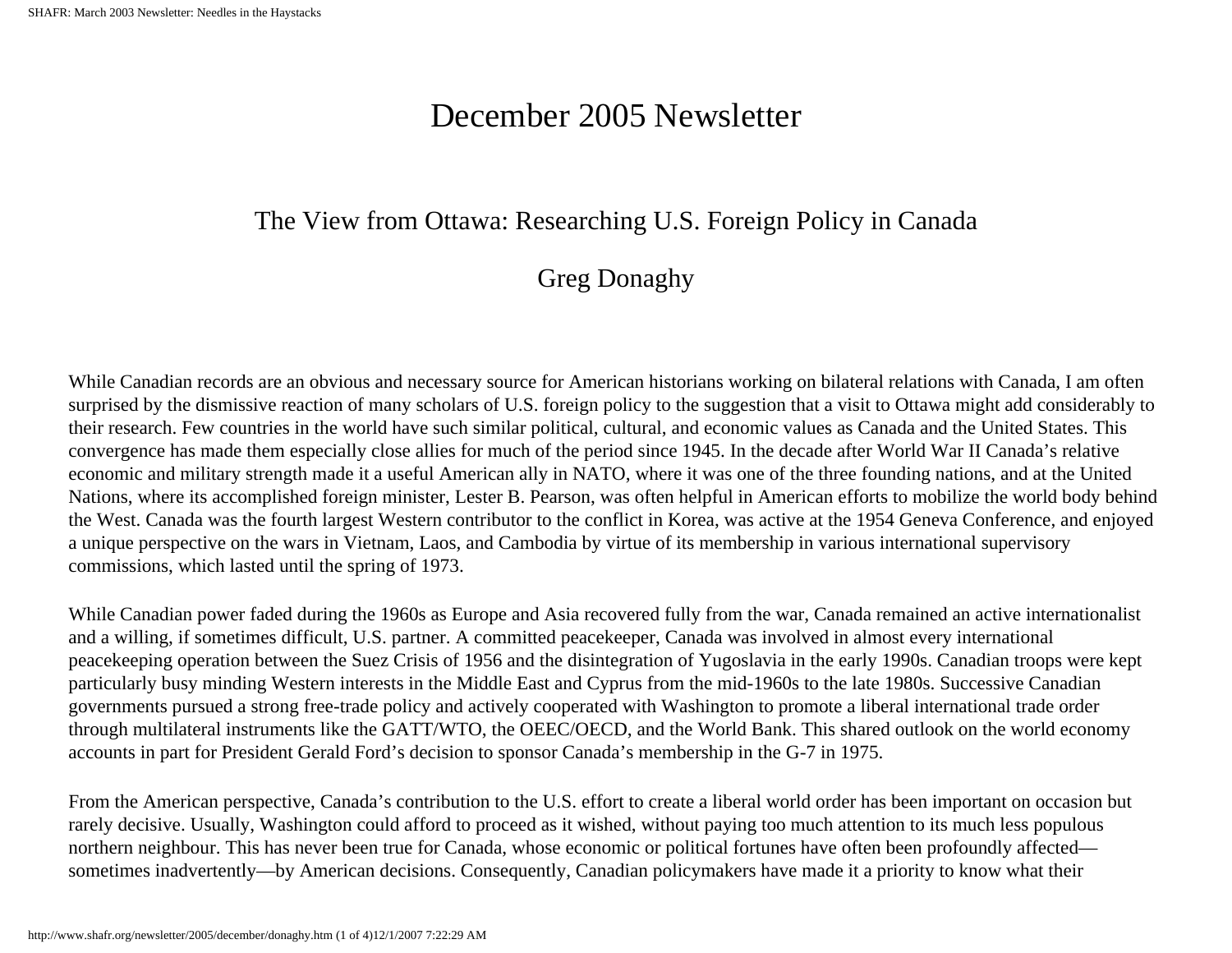# December 2005 Newsletter

## The View from Ottawa: Researching U.S. Foreign Policy in Canada

### Greg Donaghy

While Canadian records are an obvious and necessary source for American historians working on bilateral relations with Canada, I am often surprised by the dismissive reaction of many scholars of U.S. foreign policy to the suggestion that a visit to Ottawa might add considerably to their research. Few countries in the world have such similar political, cultural, and economic values as Canada and the United States. This convergence has made them especially close allies for much of the period since 1945. In the decade after World War II Canada's relative economic and military strength made it a useful American ally in NATO, where it was one of the three founding nations, and at the United Nations, where its accomplished foreign minister, Lester B. Pearson, was often helpful in American efforts to mobilize the world body behind the West. Canada was the fourth largest Western contributor to the conflict in Korea, was active at the 1954 Geneva Conference, and enjoyed a unique perspective on the wars in Vietnam, Laos, and Cambodia by virtue of its membership in various international supervisory commissions, which lasted until the spring of 1973.

While Canadian power faded during the 1960s as Europe and Asia recovered fully from the war, Canada remained an active internationalist and a willing, if sometimes difficult, U.S. partner. A committed peacekeeper, Canada was involved in almost every international peacekeeping operation between the Suez Crisis of 1956 and the disintegration of Yugoslavia in the early 1990s. Canadian troops were kept particularly busy minding Western interests in the Middle East and Cyprus from the mid-1960s to the late 1980s. Successive Canadian governments pursued a strong free-trade policy and actively cooperated with Washington to promote a liberal international trade order through multilateral instruments like the GATT/WTO, the OEEC/OECD, and the World Bank. This shared outlook on the world economy accounts in part for President Gerald Ford's decision to sponsor Canada's membership in the G-7 in 1975.

From the American perspective, Canada's contribution to the U.S. effort to create a liberal world order has been important on occasion but rarely decisive. Usually, Washington could afford to proceed as it wished, without paying too much attention to its much less populous northern neighbour. This has never been true for Canada, whose economic or political fortunes have often been profoundly affected—sometimes inadvertently—by American decisions. Consequently, Canadian policymakers have made it a priority to know what their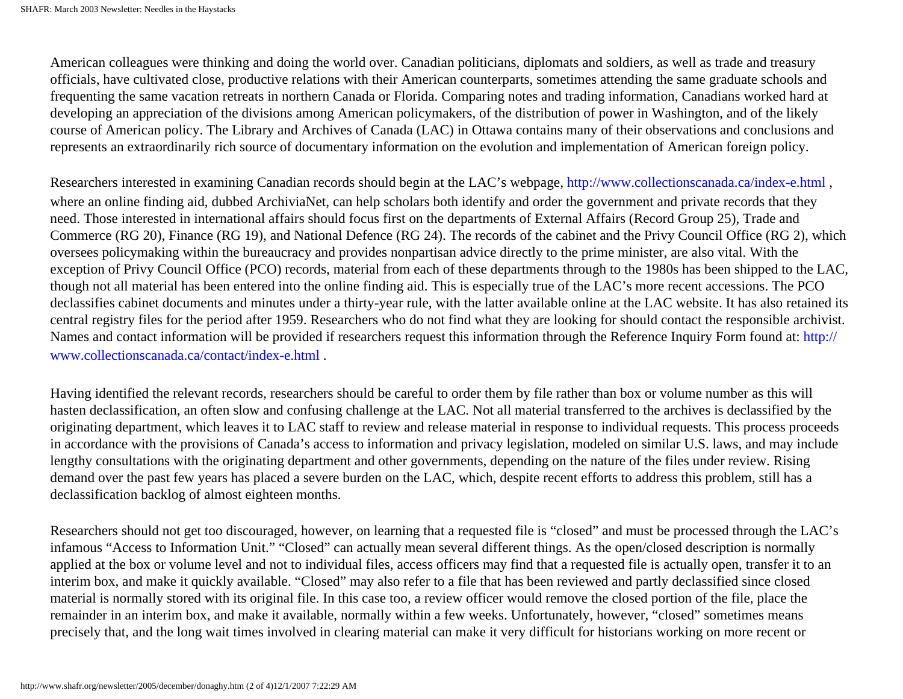American colleagues were thinking and doing the world over. Canadian politicians, diplomats and soldiers, as well as trade and treasury officials, have cultivated close, productive relations with their American counterparts, sometimes attending the same graduate schools and frequenting the same vacation retreats in northern Canada or Florida. Comparing notes and trading information, Canadians worked hard at developing an appreciation of the divisions among American policymakers, of the distribution of power in Washington, and of the likely course of American policy. The Library and Archives of Canada (LAC) in Ottawa contains many of their observations and conclusions and represents an extraordinarily rich source of documentary information on the evolution and implementation of American foreign policy.

Researchers interested in examining Canadian records should begin at the LAC's webpage, http://www.collectionscanada.ca/index-e.html , where an online finding aid, dubbed ArchiviaNet, can help scholars both identify and order the government and private records that they need. Those interested in international affairs should focus first on the departments of External Affairs (Record Group 25), Trade and Commerce (RG 20), Finance (RG 19), and National Defence (RG 24). The records of the cabinet and the Privy Council Office (RG 2), which oversees policymaking within the bureaucracy and provides nonpartisan advice directly to the prime minister, are also vital. With the exception of Privy Council Office (PCO) records, material from each of these departments through to the 1980s has been shipped to the LAC, though not all material has been entered into the online finding aid. This is especially true of the LAC's more recent accessions. The PCO declassifies cabinet documents and minutes under a thirty-year rule, with the latter available online at the LAC website. It has also retained its central registry files for the period after 1959. Researchers who do not find what they are looking for should contact the responsible archivist. Names and contact information will be provided if researchers request this information through the Reference Inquiry Form found at: http://www.collectionscanada.ca/contact/index-e.html .

Having identified the relevant records, researchers should be careful to order them by file rather than box or volume number as this will hasten declassification, an often slow and confusing challenge at the LAC. Not all material transferred to the archives is declassified by the originating department, which leaves it to LAC staff to review and release material in response to individual requests. This process proceeds in accordance with the provisions of Canada's access to information and privacy legislation, modeled on similar U.S. laws, and may include lengthy consultations with the originating department and other governments, depending on the nature of the files under review. Rising demand over the past few years has placed a severe burden on the LAC, which, despite recent efforts to address this problem, still has a declassification backlog of almost eighteen months.

Researchers should not get too discouraged, however, on learning that a requested file is "closed" and must be processed through the LAC's infamous "Access to Information Unit." "Closed" can actually mean several different things. As the open/closed description is normally applied at the box or volume level and not to individual files, access officers may find that a requested file is actually open, transfer it to an interim box, and make it quickly available. "Closed" may also refer to a file that has been reviewed and partly declassified since closed material is normally stored with its original file. In this case too, a review officer would remove the closed portion of the file, place the remainder in an interim box, and make it available, normally within a few weeks. Unfortunately, however, "closed" sometimes means precisely that, and the long wait times involved in clearing material can make it very difficult for historians working on more recent or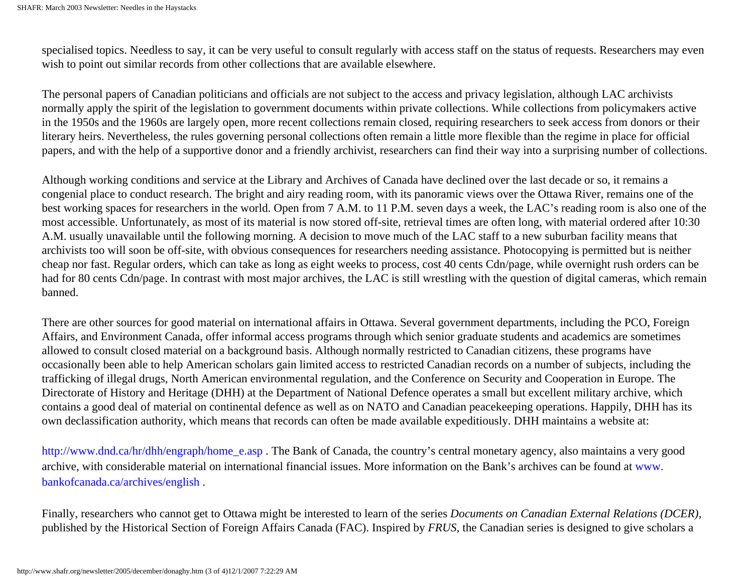specialised topics. Needless to say, it can be very useful to consult regularly with access staff on the status of requests. Researchers may even wish to point out similar records from other collections that are available elsewhere.

The personal papers of Canadian politicians and officials are not subject to the access and privacy legislation, although LAC archivists normally apply the spirit of the legislation to government documents within private collections. While collections from policymakers active in the 1950s and the 1960s are largely open, more recent collections remain closed, requiring researchers to seek access from donors or their literary heirs. Nevertheless, the rules governing personal collections often remain a little more flexible than the regime in place for official papers, and with the help of a supportive donor and a friendly archivist, researchers can find their way into a surprising number of collections.

Although working conditions and service at the Library and Archives of Canada have declined over the last decade or so, it remains a congenial place to conduct research. The bright and airy reading room, with its panoramic views over the Ottawa River, remains one of the best working spaces for researchers in the world. Open from 7 A.M. to 11 P.M. seven days a week, the LAC's reading room is also one of the most accessible. Unfortunately, as most of its material is now stored off-site, retrieval times are often long, with material ordered after 10:30 A.M. usually unavailable until the following morning. A decision to move much of the LAC staff to a new suburban facility means that archivists too will soon be off-site, with obvious consequences for researchers needing assistance. Photocopying is permitted but is neither cheap nor fast. Regular orders, which can take as long as eight weeks to process, cost 40 cents Cdn/page, while overnight rush orders can be had for 80 cents Cdn/page. In contrast with most major archives, the LAC is still wrestling with the question of digital cameras, which remain banned.

There are other sources for good material on international affairs in Ottawa. Several government departments, including the PCO, Foreign Affairs, and Environment Canada, offer informal access programs through which senior graduate students and academics are sometimes allowed to consult closed material on a background basis. Although normally restricted to Canadian citizens, these programs have occasionally been able to help American scholars gain limited access to restricted Canadian records on a number of subjects, including the trafficking of illegal drugs, North American environmental regulation, and the Conference on Security and Cooperation in Europe. The Directorate of History and Heritage (DHH) at the Department of National Defence operates a small but excellent military archive, which contains a good deal of material on continental defence as well as on NATO and Canadian peacekeeping operations. Happily, DHH has its own declassification authority, which means that records can often be made available expeditiously. DHH maintains a website at:

http://www.dnd.ca/hr/dhh/engraph/home_e.asp . The Bank of Canada, the country's central monetary agency, also maintains a very good archive, with considerable material on international financial issues. More information on the Bank's archives can be found at www.bankofcanada.ca/archives/english .

Finally, researchers who cannot get to Ottawa might be interested to learn of the series *Documents on Canadian External Relations (DCER)*, published by the Historical Section of Foreign Affairs Canada (FAC). Inspired by *FRUS*, the Canadian series is designed to give scholars a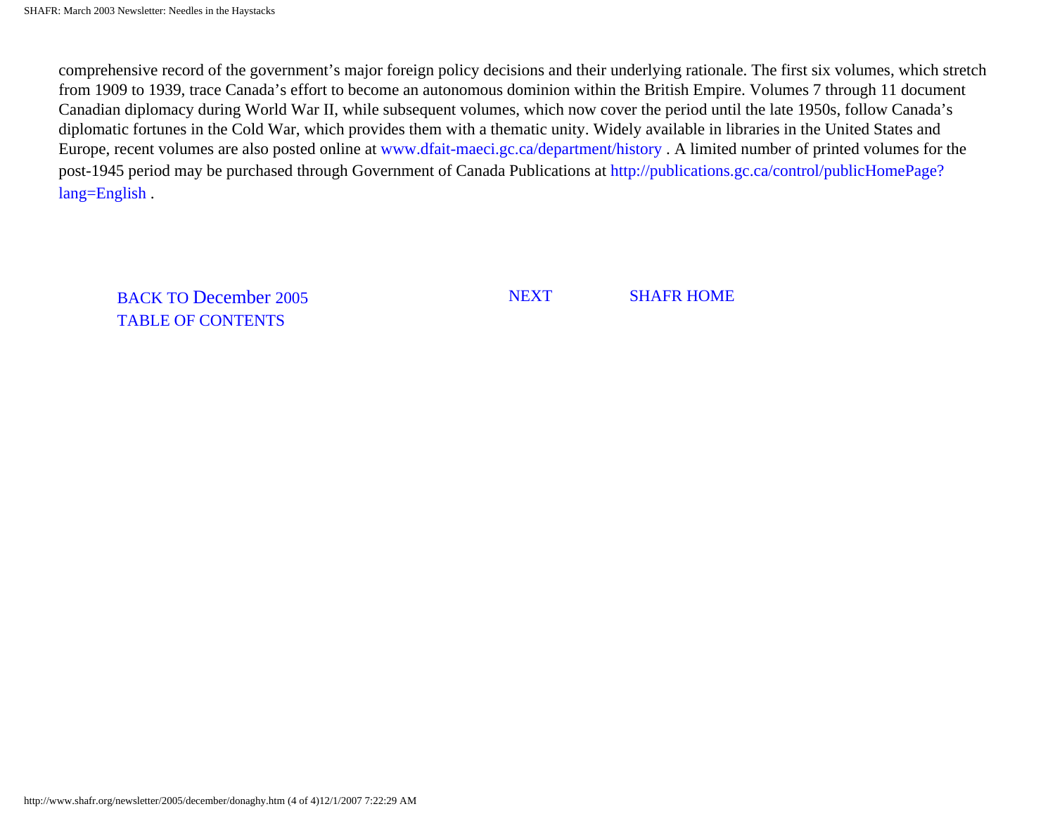comprehensive record of the government's major foreign policy decisions and their underlying rationale. The first six volumes, which stretch from 1909 to 1939, trace Canada's effort to become an autonomous dominion within the British Empire. Volumes 7 through 11 document Canadian diplomacy during World War II, while subsequent volumes, which now cover the period until the late 1950s, follow Canada's diplomatic fortunes in the Cold War, which provides them with a thematic unity. Widely available in libraries in the United States and Europe, recent volumes are also posted online at www.dfait-maeci.gc.ca/department/history . A limited number of printed volumes for the post-1945 period may be purchased through Government of Canada Publications at http://publications.gc.ca/control/publicHomePage?lang=English .

BACK TO December 2005 TABLE OF CONTENTS | NEXT | SHAFR HOME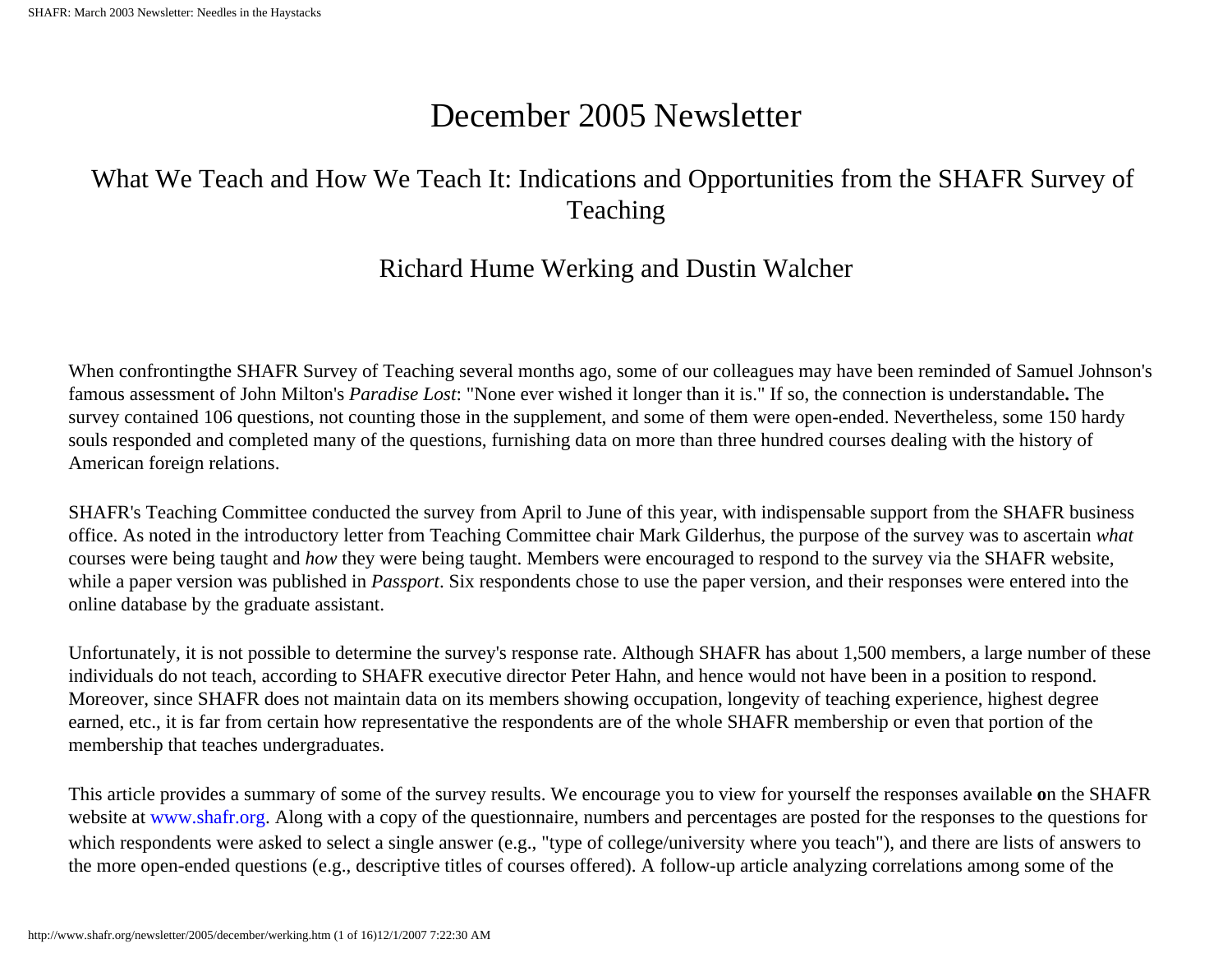# December 2005 Newsletter

## What We Teach and How We Teach It: Indications and Opportunities from the SHAFR Survey of Teaching

### Richard Hume Werking and Dustin Walcher

When confrontingthe SHAFR Survey of Teaching several months ago, some of our colleagues may have been reminded of Samuel Johnson's famous assessment of John Milton's *Paradise Lost*: "None ever wished it longer than it is." If so, the connection is understandable**.** The survey contained 106 questions, not counting those in the supplement, and some of them were open-ended. Nevertheless, some 150 hardy souls responded and completed many of the questions, furnishing data on more than three hundred courses dealing with the history of American foreign relations.

SHAFR's Teaching Committee conducted the survey from April to June of this year, with indispensable support from the SHAFR business office. As noted in the introductory letter from Teaching Committee chair Mark Gilderhus, the purpose of the survey was to ascertain *what* courses were being taught and *how* they were being taught. Members were encouraged to respond to the survey via the SHAFR website, while a paper version was published in *Passport*. Six respondents chose to use the paper version, and their responses were entered into the online database by the graduate assistant.

Unfortunately, it is not possible to determine the survey's response rate. Although SHAFR has about 1,500 members, a large number of these individuals do not teach, according to SHAFR executive director Peter Hahn, and hence would not have been in a position to respond. Moreover, since SHAFR does not maintain data on its members showing occupation, longevity of teaching experience, highest degree earned, etc., it is far from certain how representative the respondents are of the whole SHAFR membership or even that portion of the membership that teaches undergraduates.

This article provides a summary of some of the survey results. We encourage you to view for yourself the responses available **o**n the SHAFR website at www.shafr.org. Along with a copy of the questionnaire, numbers and percentages are posted for the responses to the questions for which respondents were asked to select a single answer (e.g., "type of college/university where you teach"), and there are lists of answers to the more open-ended questions (e.g., descriptive titles of courses offered). A follow-up article analyzing correlations among some of the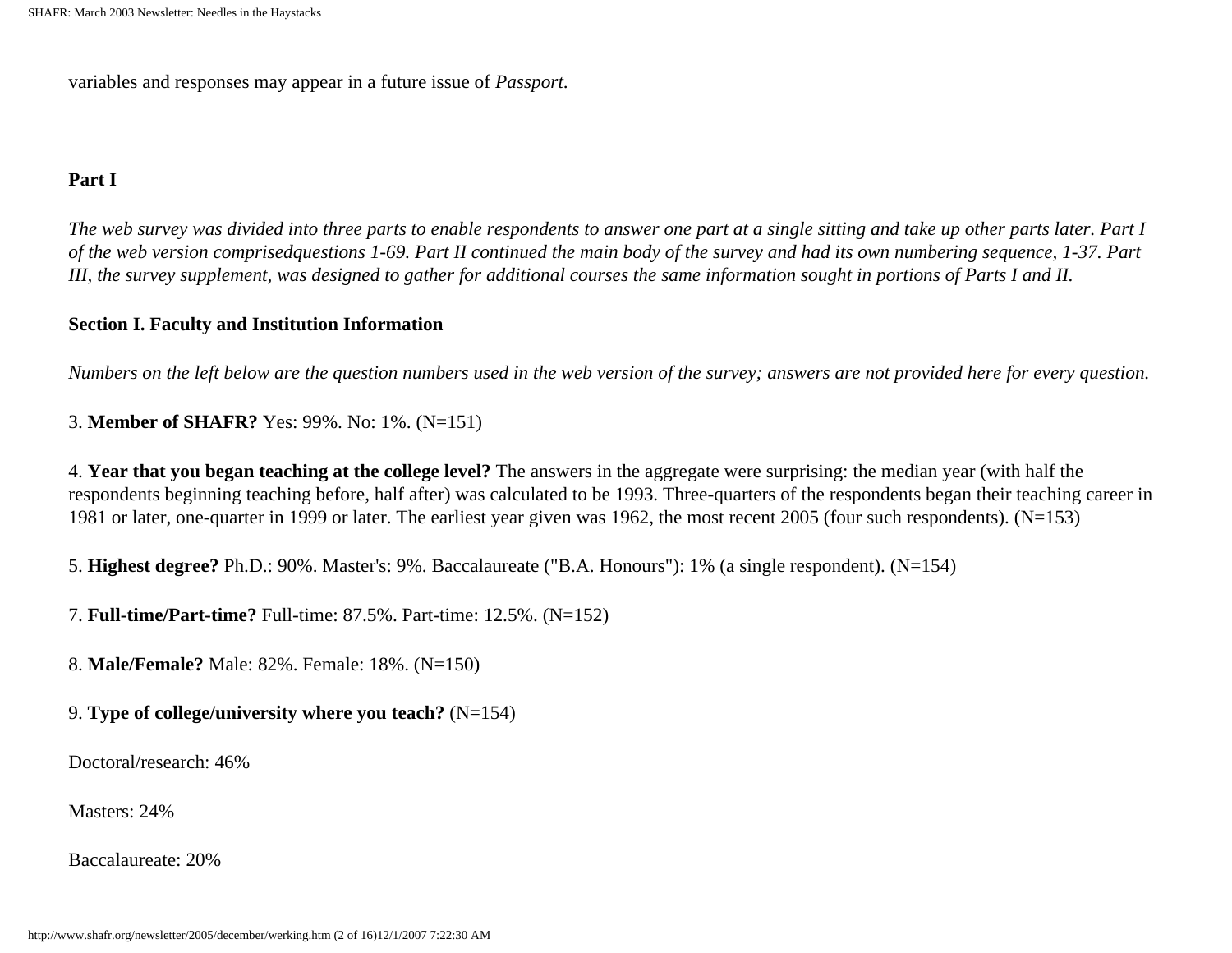variables and responses may appear in a future issue of *Passport*.

**Part I**

*The web survey was divided into three parts to enable respondents to answer one part at a single sitting and take up other parts later. Part I of the web version comprisedquestions 1-69. Part II continued the main body of the survey and had its own numbering sequence, 1-37. Part III, the survey supplement, was designed to gather for additional courses the same information sought in portions of Parts I and II.*

**Section I. Faculty and Institution Information**

*Numbers on the left below are the question numbers used in the web version of the survey; answers are not provided here for every question.*

3. **Member of SHAFR?** Yes: 99%. No: 1%. (N=151)

4. **Year that you began teaching at the college level?** The answers in the aggregate were surprising: the median year (with half the respondents beginning teaching before, half after) was calculated to be 1993. Three-quarters of the respondents began their teaching career in 1981 or later, one-quarter in 1999 or later. The earliest year given was 1962, the most recent 2005 (four such respondents). (N=153)

5. **Highest degree?** Ph.D.: 90%. Master's: 9%. Baccalaureate ("B.A. Honours"): 1% (a single respondent). (N=154)

7. **Full-time/Part-time?** Full-time: 87.5%. Part-time: 12.5%. (N=152)

8. **Male/Female?** Male: 82%. Female: 18%. (N=150)

9. **Type of college/university where you teach?** (N=154)

Doctoral/research: 46%

Masters: 24%

Baccalaureate: 20%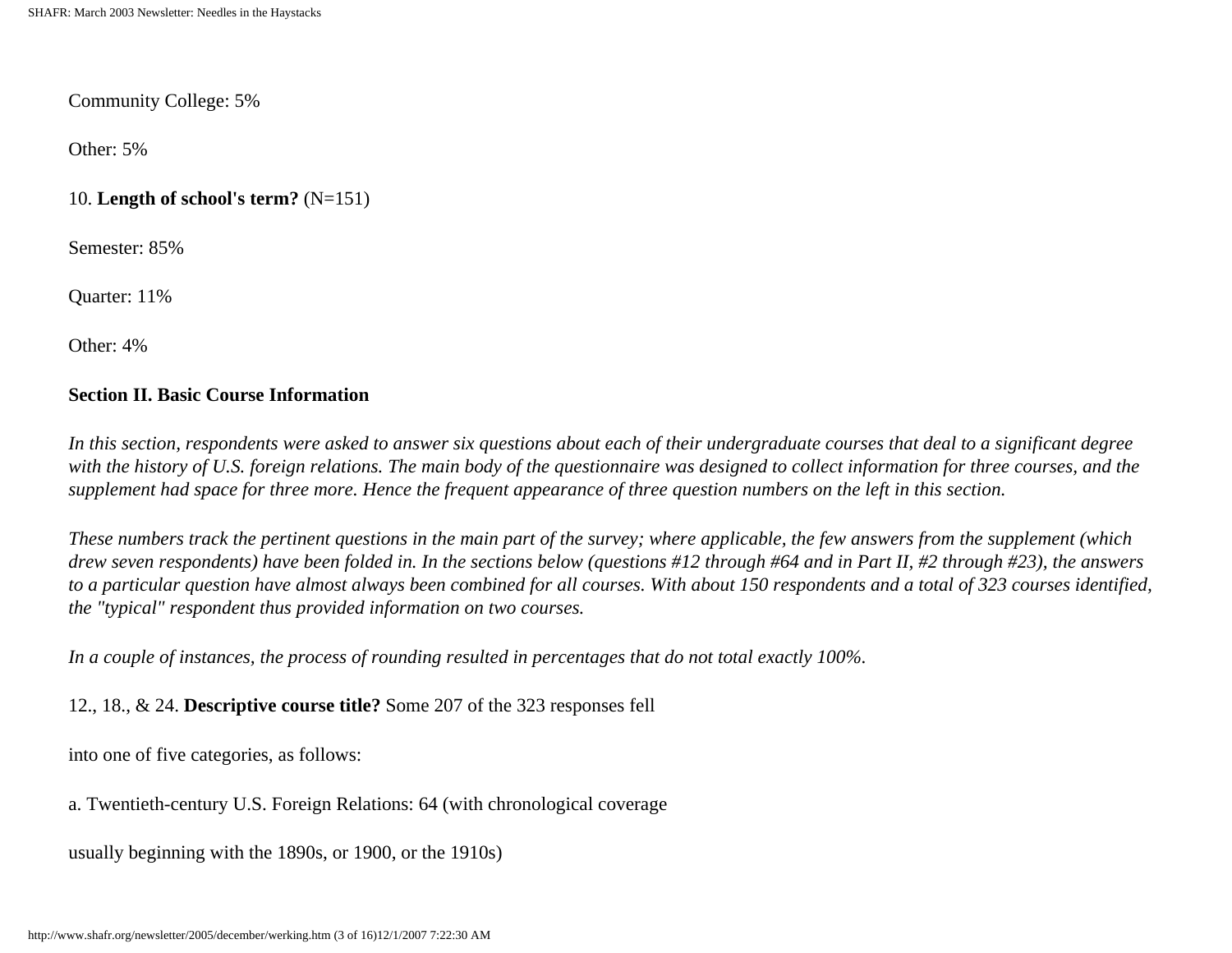Community College: 5%

Other: 5%

10. **Length of school's term?** (N=151)

Semester: 85%

Quarter: 11%

Other: 4%

**Section II. Basic Course Information**

*In this section, respondents were asked to answer six questions about each of their undergraduate courses that deal to a significant degree with the history of U.S. foreign relations. The main body of the questionnaire was designed to collect information for three courses, and the supplement had space for three more. Hence the frequent appearance of three question numbers on the left in this section.*

*These numbers track the pertinent questions in the main part of the survey; where applicable, the few answers from the supplement (which drew seven respondents) have been folded in. In the sections below (questions #12 through #64 and in Part II, #2 through #23), the answers to a particular question have almost always been combined for all courses. With about 150 respondents and a total of 323 courses identified, the "typical" respondent thus provided information on two courses.*

*In a couple of instances, the process of rounding resulted in percentages that do not total exactly 100%.*

12., 18., & 24. **Descriptive course title?** Some 207 of the 323 responses fell

into one of five categories, as follows:

a. Twentieth-century U.S. Foreign Relations: 64 (with chronological coverage

usually beginning with the 1890s, or 1900, or the 1910s)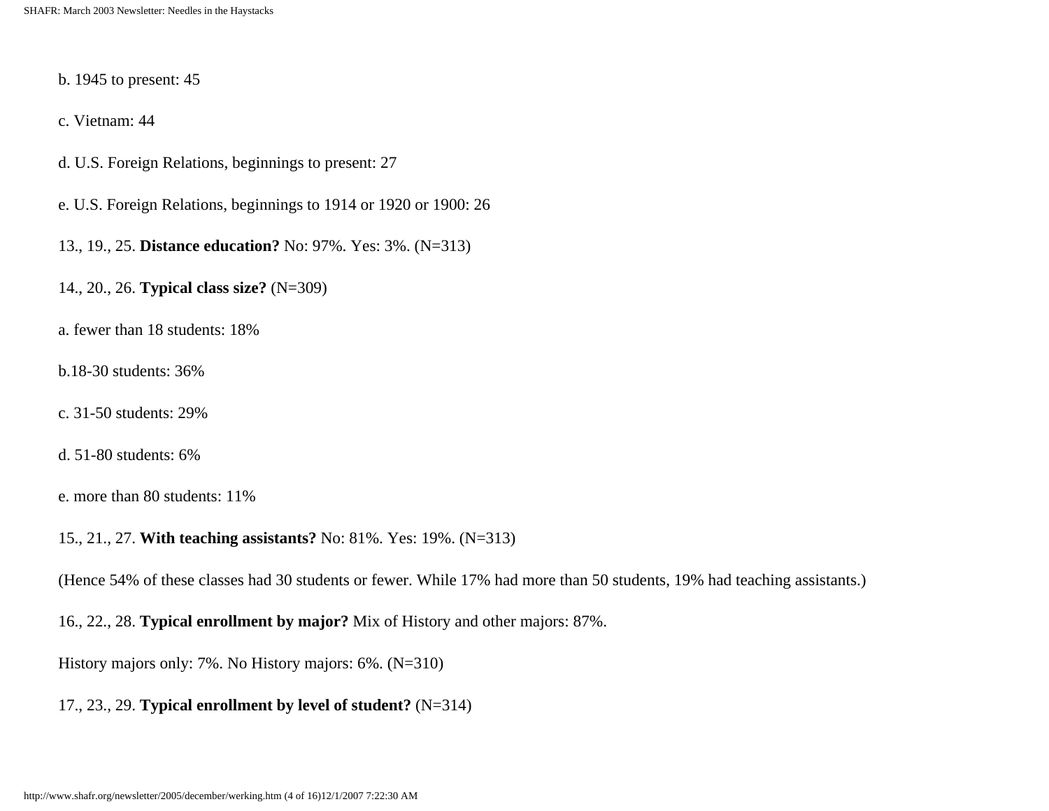b. 1945 to present: 45

c. Vietnam: 44

d. U.S. Foreign Relations, beginnings to present: 27

e. U.S. Foreign Relations, beginnings to 1914 or 1920 or 1900: 26

13., 19., 25. **Distance education?** No: 97%. Yes: 3%. (N=313)

14., 20., 26. **Typical class size?** (N=309)

a. fewer than 18 students: 18%

b.18-30 students: 36%

c. 31-50 students: 29%

d. 51-80 students: 6%

e. more than 80 students: 11%

15., 21., 27. **With teaching assistants?** No: 81%. Yes: 19%. (N=313)

(Hence 54% of these classes had 30 students or fewer. While 17% had more than 50 students, 19% had teaching assistants.)

16., 22., 28. **Typical enrollment by major?** Mix of History and other majors: 87%.

History majors only: 7%. No History majors: 6%. (N=310)

17., 23., 29. **Typical enrollment by level of student?** (N=314)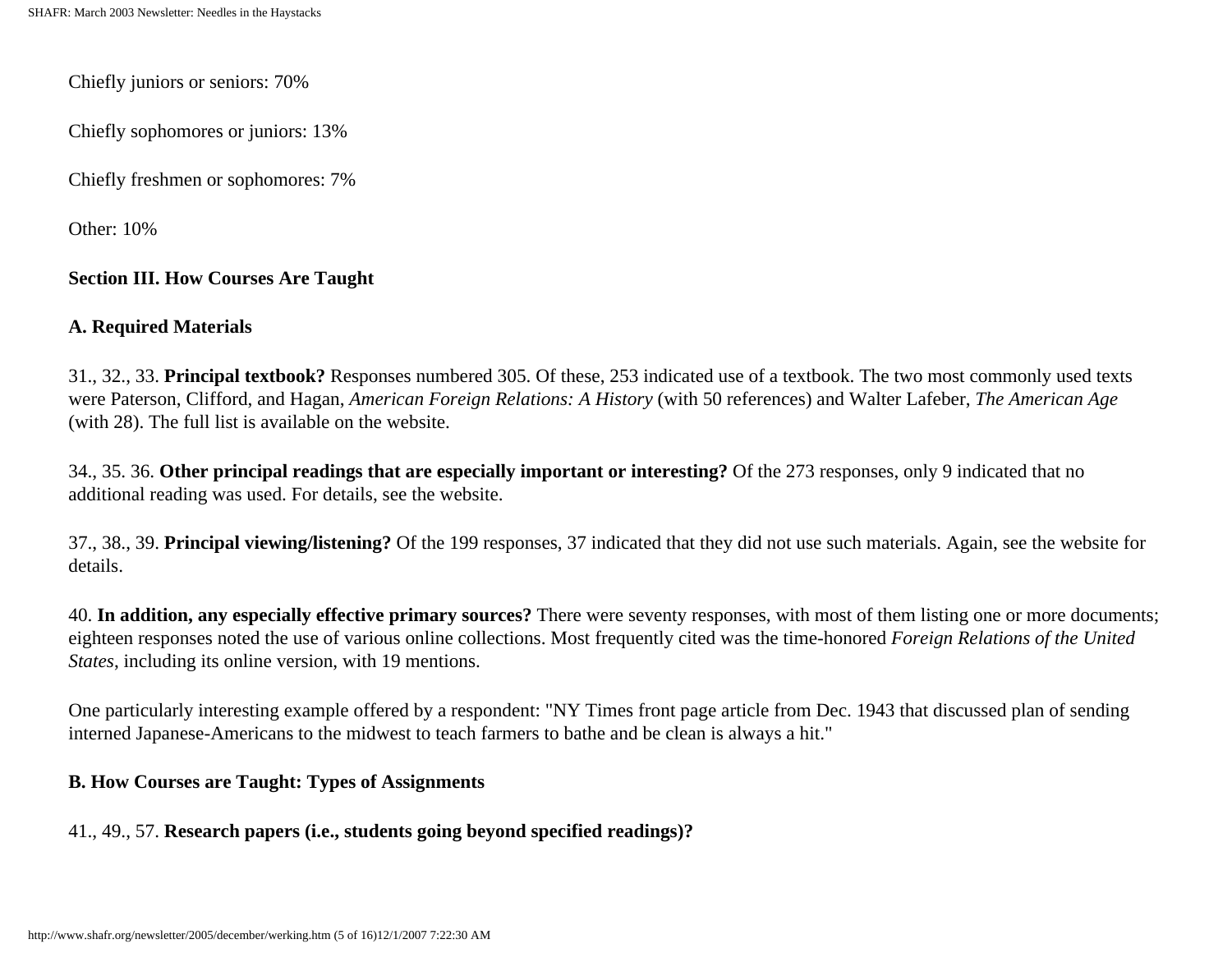Chiefly juniors or seniors: 70%

Chiefly sophomores or juniors: 13%

Chiefly freshmen or sophomores: 7%

Other: 10%

**Section III. How Courses Are Taught**

**A. Required Materials**

31., 32., 33. **Principal textbook?** Responses numbered 305. Of these, 253 indicated use of a textbook. The two most commonly used texts were Paterson, Clifford, and Hagan, *American Foreign Relations: A History* (with 50 references) and Walter Lafeber, *The American Age* (with 28). The full list is available on the website.

34., 35. 36. **Other principal readings that are especially important or interesting?** Of the 273 responses, only 9 indicated that no additional reading was used. For details, see the website.

37., 38., 39. **Principal viewing/listening?** Of the 199 responses, 37 indicated that they did not use such materials. Again, see the website for details.

40. **In addition, any especially effective primary sources?** There were seventy responses, with most of them listing one or more documents; eighteen responses noted the use of various online collections. Most frequently cited was the time-honored *Foreign Relations of the United States*, including its online version, with 19 mentions.

One particularly interesting example offered by a respondent: "NY Times front page article from Dec. 1943 that discussed plan of sending interned Japanese-Americans to the midwest to teach farmers to bathe and be clean is always a hit."

**B. How Courses are Taught: Types of Assignments**

41., 49., 57. **Research papers (i.e., students going beyond specified readings)?**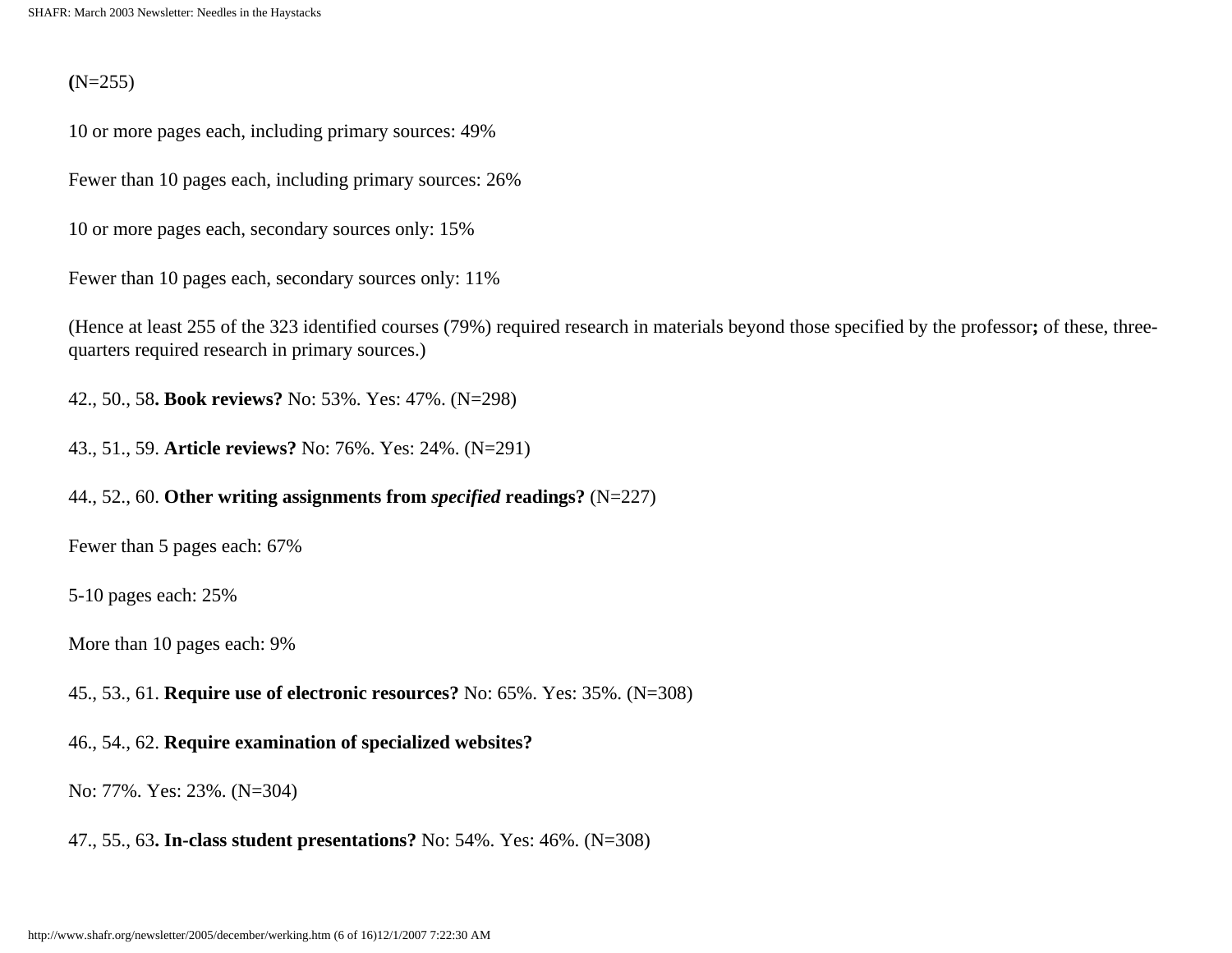**(**N=255)

10 or more pages each, including primary sources: 49%

Fewer than 10 pages each, including primary sources: 26%

10 or more pages each, secondary sources only: 15%

Fewer than 10 pages each, secondary sources only: 11%

(Hence at least 255 of the 323 identified courses (79%) required research in materials beyond those specified by the professor**;** of these, three-quarters required research in primary sources.)

42., 50., 58**. Book reviews?** No: 53%. Yes: 47%. (N=298)

43., 51., 59. **Article reviews?** No: 76%. Yes: 24%. (N=291)

44., 52., 60. **Other writing assignments from *specified* readings?** (N=227)

Fewer than 5 pages each: 67%

5-10 pages each: 25%

More than 10 pages each: 9%

45., 53., 61. **Require use of electronic resources?** No: 65%. Yes: 35%. (N=308)

46., 54., 62. **Require examination of specialized websites?**

No: 77%. Yes: 23%. (N=304)

47., 55., 63**. In-class student presentations?** No: 54%. Yes: 46%. (N=308)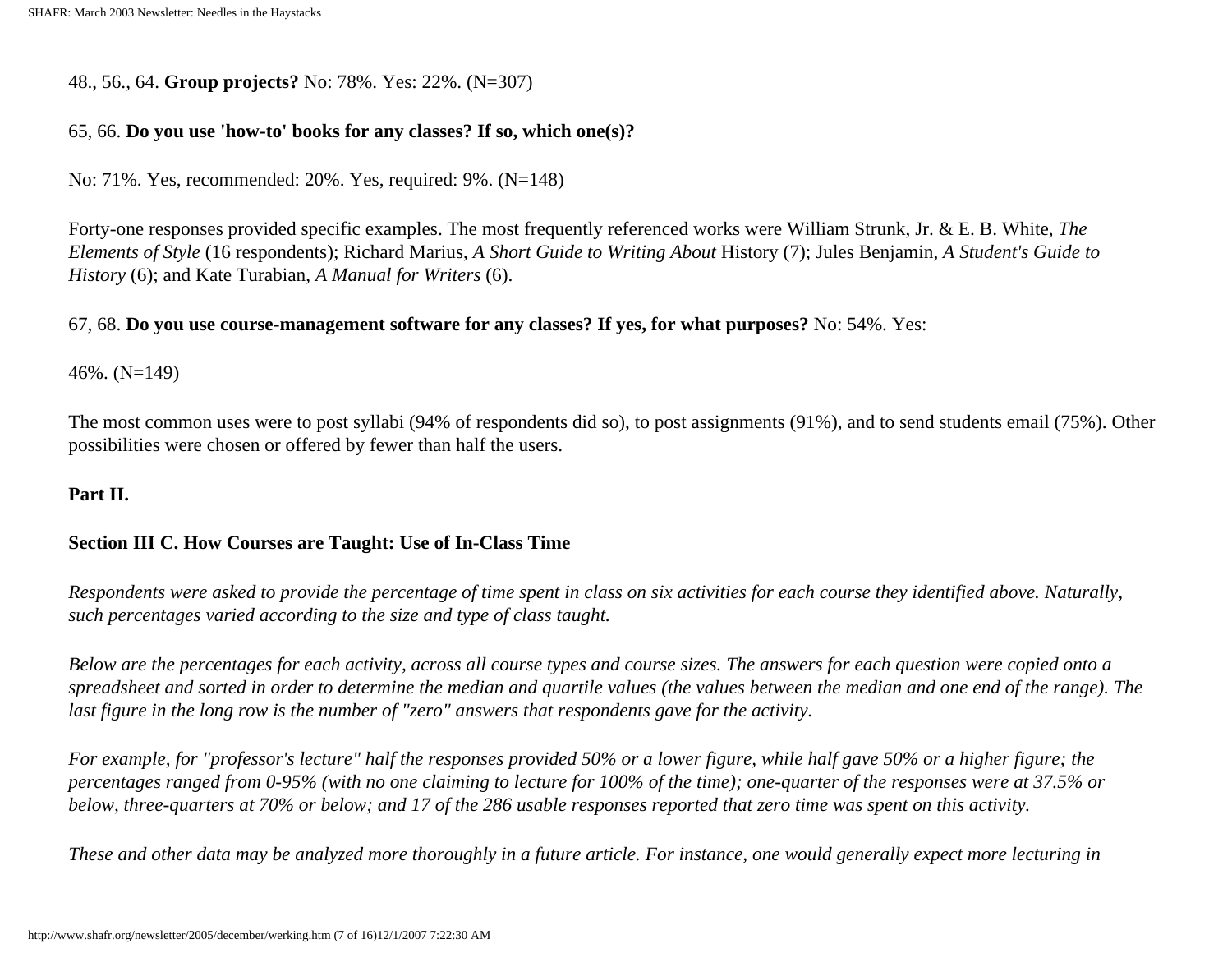48., 56., 64. **Group projects?** No: 78%. Yes: 22%. (N=307)

65, 66. **Do you use 'how-to' books for any classes? If so, which one(s)?**

No: 71%. Yes, recommended: 20%. Yes, required: 9%. (N=148)

Forty-one responses provided specific examples. The most frequently referenced works were William Strunk, Jr. & E. B. White, *The Elements of Style* (16 respondents); Richard Marius, *A Short Guide to Writing About* History (7); Jules Benjamin, *A Student's Guide to History* (6); and Kate Turabian, *A Manual for Writers* (6).

67, 68. **Do you use course-management software for any classes? If yes, for what purposes?** No: 54%. Yes:

46%. (N=149)

The most common uses were to post syllabi (94% of respondents did so), to post assignments (91%), and to send students email (75%). Other possibilities were chosen or offered by fewer than half the users.

**Part II.**

**Section III C. How Courses are Taught: Use of In-Class Time**

*Respondents were asked to provide the percentage of time spent in class on six activities for each course they identified above. Naturally, such percentages varied according to the size and type of class taught.*

*Below are the percentages for each activity, across all course types and course sizes. The answers for each question were copied onto a spreadsheet and sorted in order to determine the median and quartile values (the values between the median and one end of the range). The last figure in the long row is the number of "zero" answers that respondents gave for the activity.*

*For example, for "professor's lecture" half the responses provided 50% or a lower figure, while half gave 50% or a higher figure; the percentages ranged from 0-95% (with no one claiming to lecture for 100% of the time); one-quarter of the responses were at 37.5% or below, three-quarters at 70% or below; and 17 of the 286 usable responses reported that zero time was spent on this activity.*

*These and other data may be analyzed more thoroughly in a future article. For instance, one would generally expect more lecturing in*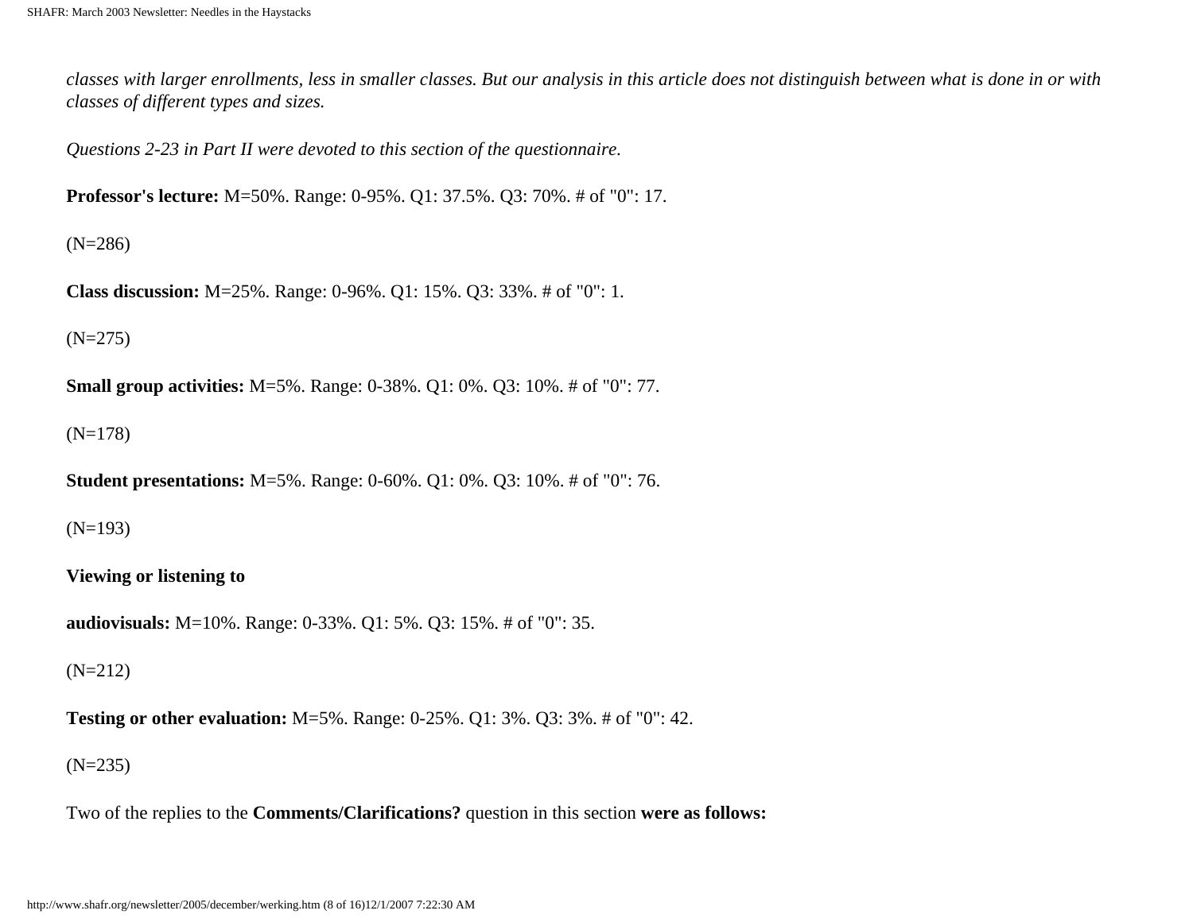*classes with larger enrollments, less in smaller classes. But our analysis in this article does not distinguish between what is done in or with classes of different types and sizes.*

*Questions 2-23 in Part II were devoted to this section of the questionnaire.*

**Professor's lecture:** M=50%. Range: 0-95%. Q1: 37.5%. Q3: 70%. # of "0": 17.

(N=286)

**Class discussion:** M=25%. Range: 0-96%. Q1: 15%. Q3: 33%. # of "0": 1.

(N=275)

**Small group activities:** M=5%. Range: 0-38%. Q1: 0%. Q3: 10%. # of "0": 77.

(N=178)

**Student presentations:** M=5%. Range: 0-60%. Q1: 0%. Q3: 10%. # of "0": 76.

(N=193)

**Viewing or listening to**

**audiovisuals:** M=10%. Range: 0-33%. Q1: 5%. Q3: 15%. # of "0": 35.

(N=212)

**Testing or other evaluation:** M=5%. Range: 0-25%. Q1: 3%. Q3: 3%. # of "0": 42.

(N=235)

Two of the replies to the **Comments/Clarifications?** question in this section **were as follows:**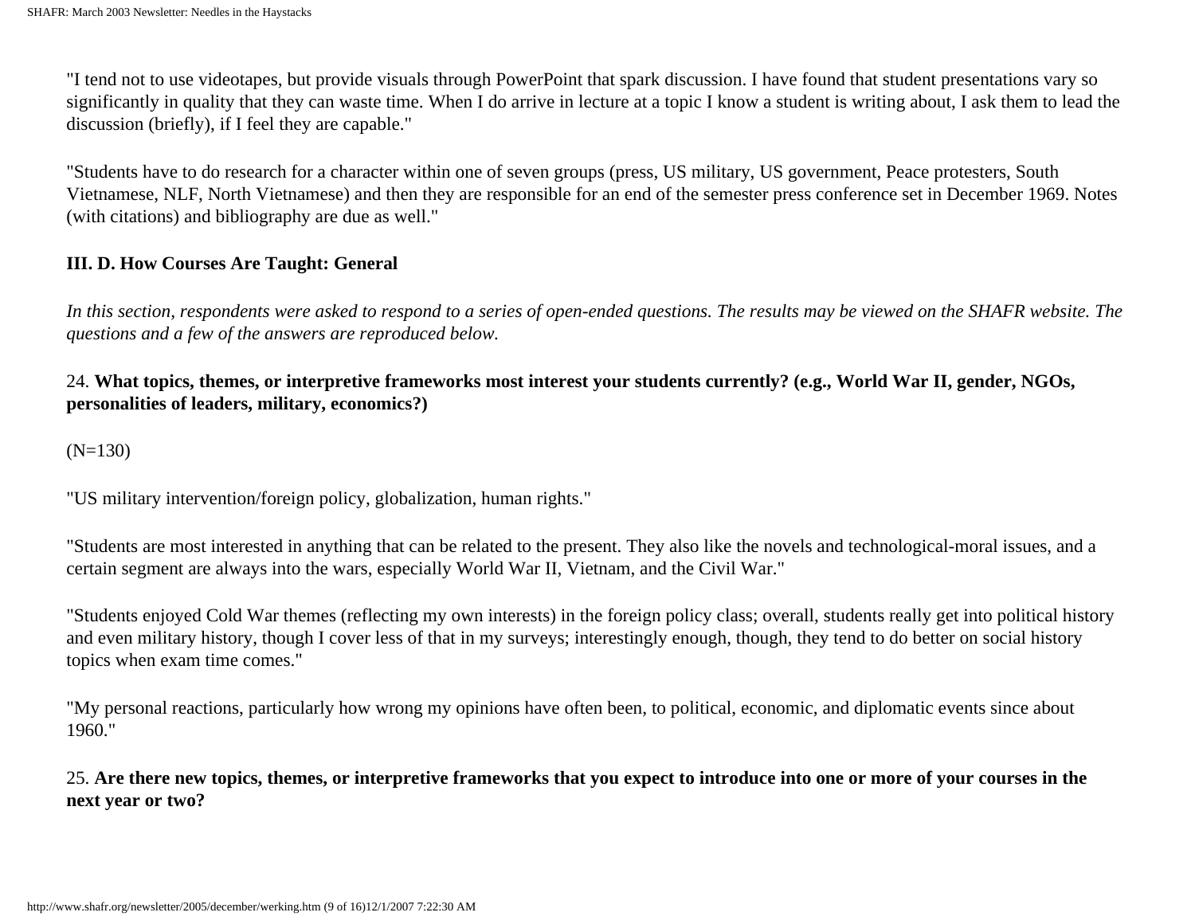"I tend not to use videotapes, but provide visuals through PowerPoint that spark discussion. I have found that student presentations vary so significantly in quality that they can waste time. When I do arrive in lecture at a topic I know a student is writing about, I ask them to lead the discussion (briefly), if I feel they are capable."

"Students have to do research for a character within one of seven groups (press, US military, US government, Peace protesters, South Vietnamese, NLF, North Vietnamese) and then they are responsible for an end of the semester press conference set in December 1969. Notes (with citations) and bibliography are due as well."

### III. D. How Courses Are Taught: General

*In this section, respondents were asked to respond to a series of open-ended questions. The results may be viewed on the SHAFR website. The questions and a few of the answers are reproduced below.*

24. **What topics, themes, or interpretive frameworks most interest your students currently? (e.g., World War II, gender, NGOs, personalities of leaders, military, economics?)**

(N=130)

"US military intervention/foreign policy, globalization, human rights."

"Students are most interested in anything that can be related to the present. They also like the novels and technological-moral issues, and a certain segment are always into the wars, especially World War II, Vietnam, and the Civil War."

"Students enjoyed Cold War themes (reflecting my own interests) in the foreign policy class; overall, students really get into political history and even military history, though I cover less of that in my surveys; interestingly enough, though, they tend to do better on social history topics when exam time comes."

"My personal reactions, particularly how wrong my opinions have often been, to political, economic, and diplomatic events since about 1960."

25. **Are there new topics, themes, or interpretive frameworks that you expect to introduce into one or more of your courses in the next year or two?**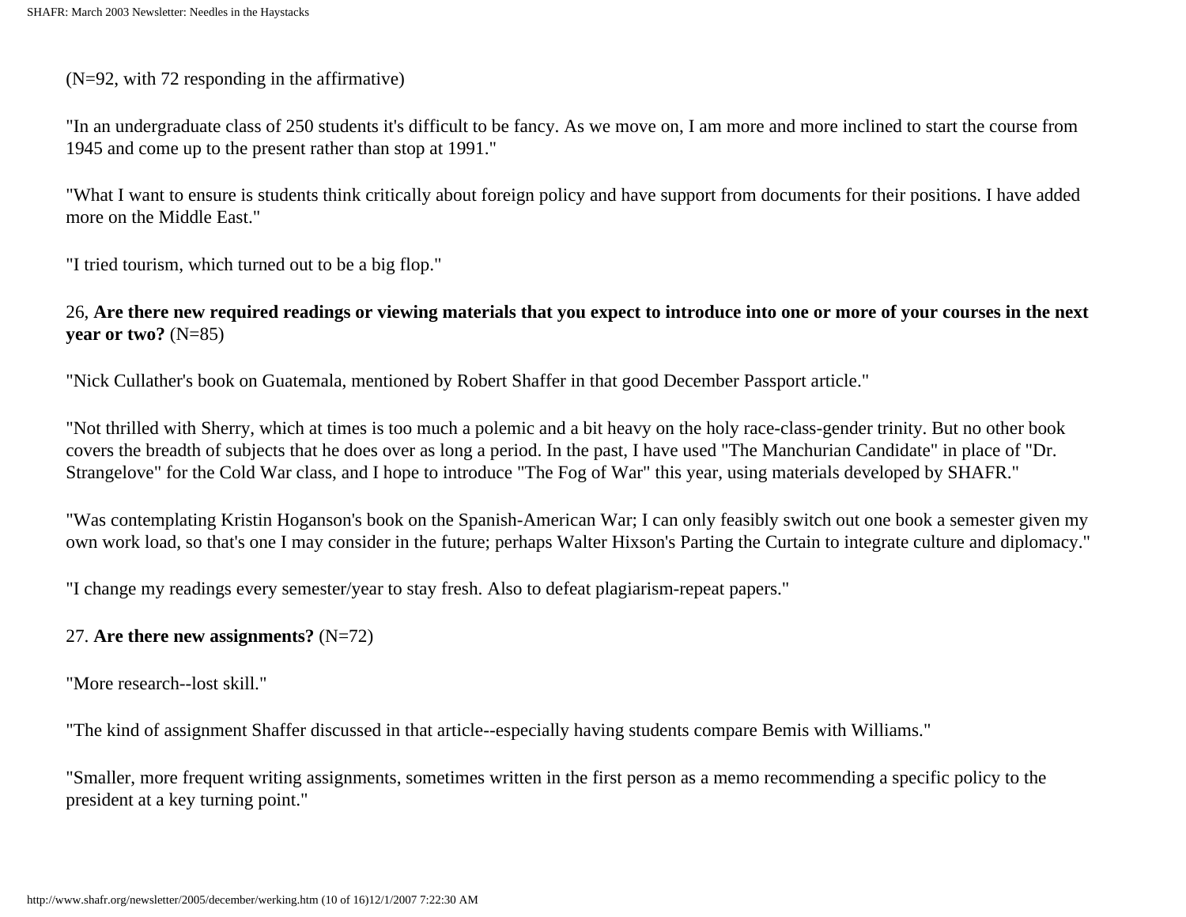(N=92, with 72 responding in the affirmative)

"In an undergraduate class of 250 students it's difficult to be fancy. As we move on, I am more and more inclined to start the course from 1945 and come up to the present rather than stop at 1991."

"What I want to ensure is students think critically about foreign policy and have support from documents for their positions. I have added more on the Middle East."

"I tried tourism, which turned out to be a big flop."

26, **Are there new required readings or viewing materials that you expect to introduce into one or more of your courses in the next year or two?** (N=85)

"Nick Cullather's book on Guatemala, mentioned by Robert Shaffer in that good December Passport article."

"Not thrilled with Sherry, which at times is too much a polemic and a bit heavy on the holy race-class-gender trinity. But no other book covers the breadth of subjects that he does over as long a period. In the past, I have used "The Manchurian Candidate" in place of "Dr. Strangelove" for the Cold War class, and I hope to introduce "The Fog of War" this year, using materials developed by SHAFR."

"Was contemplating Kristin Hoganson's book on the Spanish-American War; I can only feasibly switch out one book a semester given my own work load, so that's one I may consider in the future; perhaps Walter Hixson's Parting the Curtain to integrate culture and diplomacy."

"I change my readings every semester/year to stay fresh. Also to defeat plagiarism-repeat papers."

27. **Are there new assignments?** (N=72)

"More research--lost skill."

"The kind of assignment Shaffer discussed in that article--especially having students compare Bemis with Williams."

"Smaller, more frequent writing assignments, sometimes written in the first person as a memo recommending a specific policy to the president at a key turning point."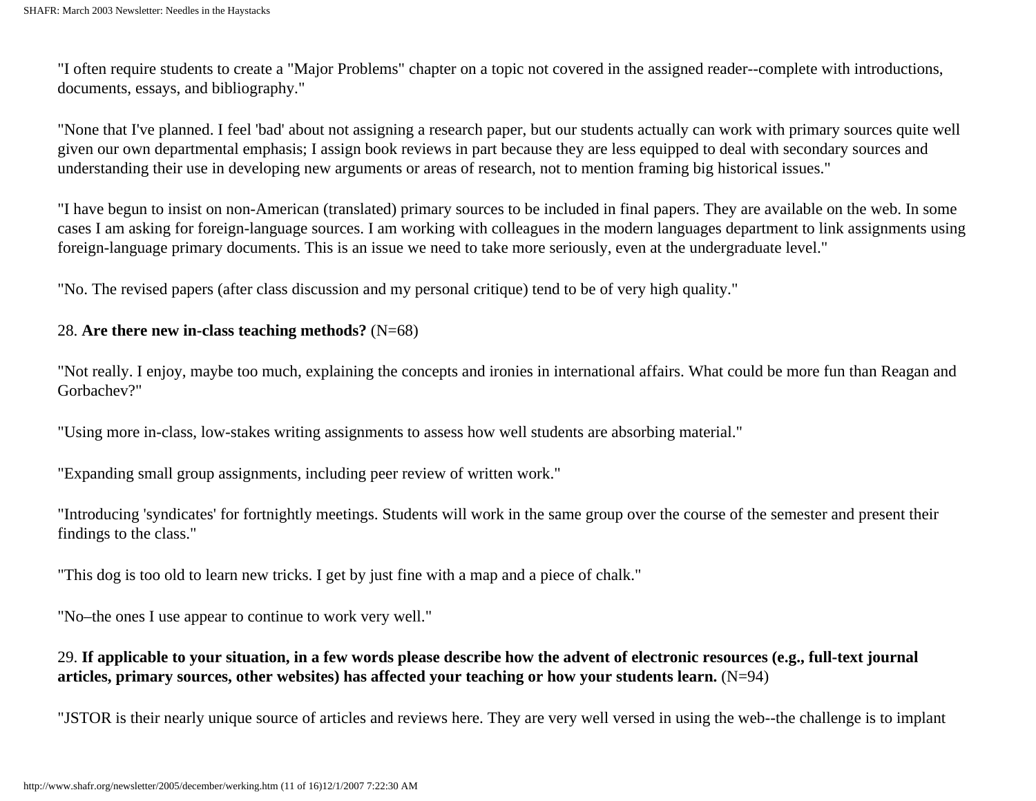"I often require students to create a "Major Problems" chapter on a topic not covered in the assigned reader--complete with introductions, documents, essays, and bibliography."

"None that I've planned. I feel 'bad' about not assigning a research paper, but our students actually can work with primary sources quite well given our own departmental emphasis; I assign book reviews in part because they are less equipped to deal with secondary sources and understanding their use in developing new arguments or areas of research, not to mention framing big historical issues."

"I have begun to insist on non-American (translated) primary sources to be included in final papers. They are available on the web. In some cases I am asking for foreign-language sources. I am working with colleagues in the modern languages department to link assignments using foreign-language primary documents. This is an issue we need to take more seriously, even at the undergraduate level."

"No. The revised papers (after class discussion and my personal critique) tend to be of very high quality."

28. **Are there new in-class teaching methods?** (N=68)

"Not really. I enjoy, maybe too much, explaining the concepts and ironies in international affairs. What could be more fun than Reagan and Gorbachev?"

"Using more in-class, low-stakes writing assignments to assess how well students are absorbing material."

"Expanding small group assignments, including peer review of written work."

"Introducing 'syndicates' for fortnightly meetings. Students will work in the same group over the course of the semester and present their findings to the class."

"This dog is too old to learn new tricks. I get by just fine with a map and a piece of chalk."

"No–the ones I use appear to continue to work very well."

29. **If applicable to your situation, in a few words please describe how the advent of electronic resources (e.g., full-text journal articles, primary sources, other websites) has affected your teaching or how your students learn.** (N=94)

"JSTOR is their nearly unique source of articles and reviews here. They are very well versed in using the web--the challenge is to implant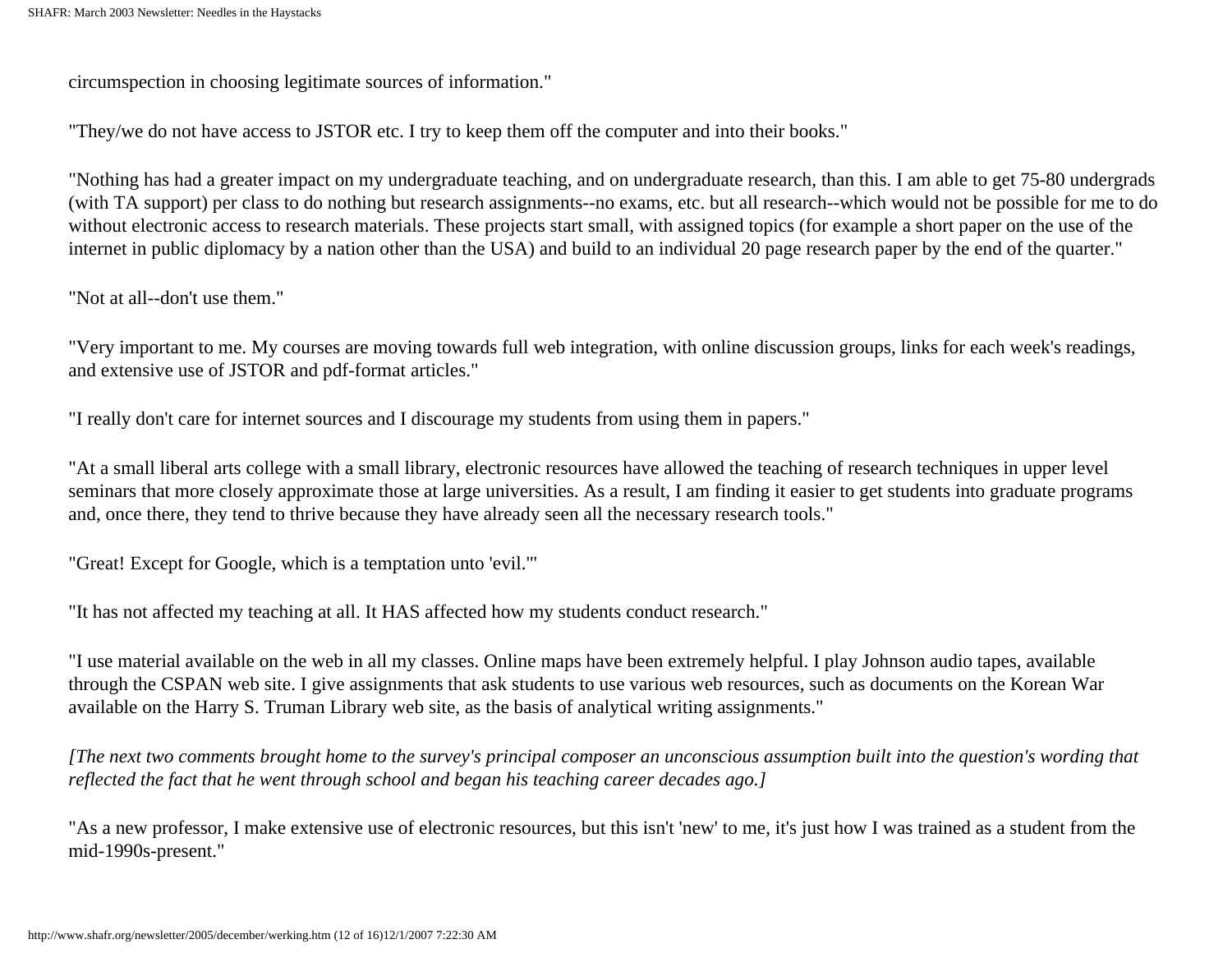circumspection in choosing legitimate sources of information."

"They/we do not have access to JSTOR etc. I try to keep them off the computer and into their books."

"Nothing has had a greater impact on my undergraduate teaching, and on undergraduate research, than this. I am able to get 75-80 undergrads (with TA support) per class to do nothing but research assignments--no exams, etc. but all research--which would not be possible for me to do without electronic access to research materials. These projects start small, with assigned topics (for example a short paper on the use of the internet in public diplomacy by a nation other than the USA) and build to an individual 20 page research paper by the end of the quarter."

"Not at all--don't use them."

"Very important to me. My courses are moving towards full web integration, with online discussion groups, links for each week's readings, and extensive use of JSTOR and pdf-format articles."

"I really don't care for internet sources and I discourage my students from using them in papers."

"At a small liberal arts college with a small library, electronic resources have allowed the teaching of research techniques in upper level seminars that more closely approximate those at large universities. As a result, I am finding it easier to get students into graduate programs and, once there, they tend to thrive because they have already seen all the necessary research tools."

"Great! Except for Google, which is a temptation unto 'evil.'"

"It has not affected my teaching at all. It HAS affected how my students conduct research."

"I use material available on the web in all my classes. Online maps have been extremely helpful. I play Johnson audio tapes, available through the CSPAN web site. I give assignments that ask students to use various web resources, such as documents on the Korean War available on the Harry S. Truman Library web site, as the basis of analytical writing assignments."

*[The next two comments brought home to the survey's principal composer an unconscious assumption built into the question's wording that reflected the fact that he went through school and began his teaching career decades ago.]*

"As a new professor, I make extensive use of electronic resources, but this isn't 'new' to me, it's just how I was trained as a student from the mid-1990s-present."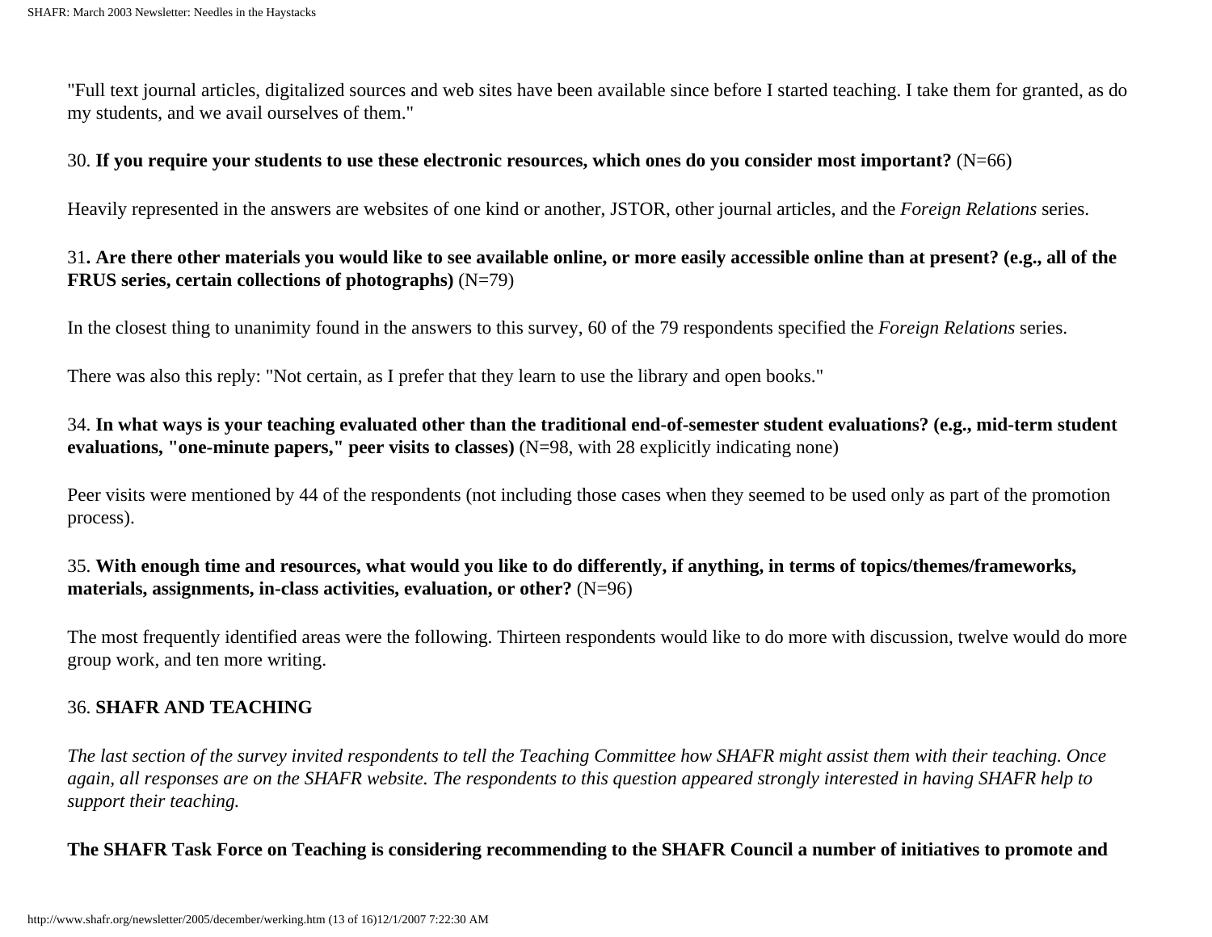"Full text journal articles, digitalized sources and web sites have been available since before I started teaching. I take them for granted, as do my students, and we avail ourselves of them."

30. **If you require your students to use these electronic resources, which ones do you consider most important?** (N=66)

Heavily represented in the answers are websites of one kind or another, JSTOR, other journal articles, and the *Foreign Relations* series.

31**. Are there other materials you would like to see available online, or more easily accessible online than at present? (e.g., all of the FRUS series, certain collections of photographs)** (N=79)

In the closest thing to unanimity found in the answers to this survey, 60 of the 79 respondents specified the *Foreign Relations* series.

There was also this reply: "Not certain, as I prefer that they learn to use the library and open books."

34. **In what ways is your teaching evaluated other than the traditional end-of-semester student evaluations? (e.g., mid-term student evaluations, "one-minute papers," peer visits to classes)** (N=98, with 28 explicitly indicating none)

Peer visits were mentioned by 44 of the respondents (not including those cases when they seemed to be used only as part of the promotion process).

35. **With enough time and resources, what would you like to do differently, if anything, in terms of topics/themes/frameworks, materials, assignments, in-class activities, evaluation, or other?** (N=96)

The most frequently identified areas were the following. Thirteen respondents would like to do more with discussion, twelve would do more group work, and ten more writing.

36. **SHAFR AND TEACHING**

*The last section of the survey invited respondents to tell the Teaching Committee how SHAFR might assist them with their teaching. Once again, all responses are on the SHAFR website. The respondents to this question appeared strongly interested in having SHAFR help to support their teaching.*

**The SHAFR Task Force on Teaching is considering recommending to the SHAFR Council a number of initiatives to promote and**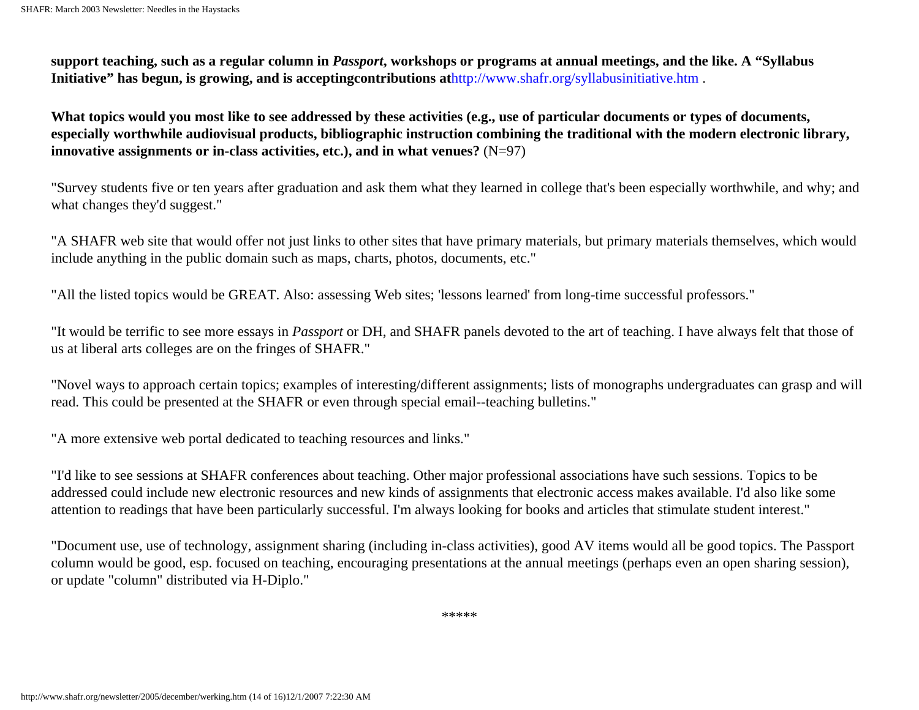**support teaching, such as a regular column in *Passport,* workshops or programs at annual meetings, and the like. A "Syllabus Initiative" has begun, is growing, and is acceptingcontributions at**http://www.shafr.org/syllabusinitiative.htm .

**What topics would you most like to see addressed by these activities (e.g., use of particular documents or types of documents, especially worthwhile audiovisual products, bibliographic instruction combining the traditional with the modern electronic library, innovative assignments or in-class activities, etc.), and in what venues?** (N=97)

"Survey students five or ten years after graduation and ask them what they learned in college that's been especially worthwhile, and why; and what changes they'd suggest."

"A SHAFR web site that would offer not just links to other sites that have primary materials, but primary materials themselves, which would include anything in the public domain such as maps, charts, photos, documents, etc."

"All the listed topics would be GREAT. Also: assessing Web sites; 'lessons learned' from long-time successful professors."

"It would be terrific to see more essays in *Passport* or DH, and SHAFR panels devoted to the art of teaching. I have always felt that those of us at liberal arts colleges are on the fringes of SHAFR."

"Novel ways to approach certain topics; examples of interesting/different assignments; lists of monographs undergraduates can grasp and will read. This could be presented at the SHAFR or even through special email--teaching bulletins."

"A more extensive web portal dedicated to teaching resources and links."

"I'd like to see sessions at SHAFR conferences about teaching. Other major professional associations have such sessions. Topics to be addressed could include new electronic resources and new kinds of assignments that electronic access makes available. I'd also like some attention to readings that have been particularly successful. I'm always looking for books and articles that stimulate student interest."

"Document use, use of technology, assignment sharing (including in-class activities), good AV items would all be good topics. The Passport column would be good, esp. focused on teaching, encouraging presentations at the annual meetings (perhaps even an open sharing session), or update "column" distributed via H-Diplo."

*****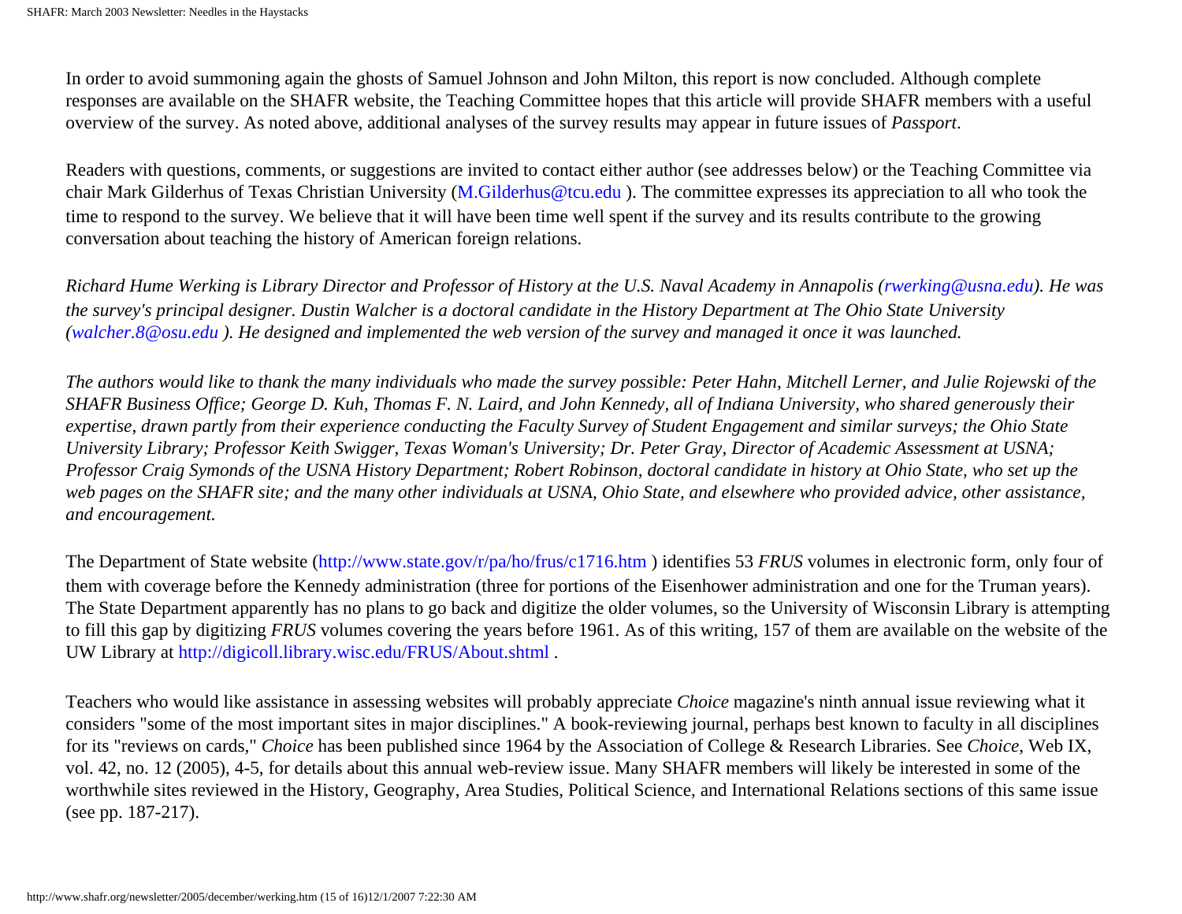In order to avoid summoning again the ghosts of Samuel Johnson and John Milton, this report is now concluded. Although complete responses are available on the SHAFR website, the Teaching Committee hopes that this article will provide SHAFR members with a useful overview of the survey. As noted above, additional analyses of the survey results may appear in future issues of *Passport*.

Readers with questions, comments, or suggestions are invited to contact either author (see addresses below) or the Teaching Committee via chair Mark Gilderhus of Texas Christian University (M.Gilderhus@tcu.edu ). The committee expresses its appreciation to all who took the time to respond to the survey. We believe that it will have been time well spent if the survey and its results contribute to the growing conversation about teaching the history of American foreign relations.

*Richard Hume Werking is Library Director and Professor of History at the U.S. Naval Academy in Annapolis (rwerking@usna.edu). He was the survey's principal designer. Dustin Walcher is a doctoral candidate in the History Department at The Ohio State University (walcher.8@osu.edu ). He designed and implemented the web version of the survey and managed it once it was launched.*

*The authors would like to thank the many individuals who made the survey possible: Peter Hahn, Mitchell Lerner, and Julie Rojewski of the SHAFR Business Office; George D. Kuh, Thomas F. N. Laird, and John Kennedy, all of Indiana University, who shared generously their expertise, drawn partly from their experience conducting the Faculty Survey of Student Engagement and similar surveys; the Ohio State University Library; Professor Keith Swigger, Texas Woman's University; Dr. Peter Gray, Director of Academic Assessment at USNA; Professor Craig Symonds of the USNA History Department; Robert Robinson, doctoral candidate in history at Ohio State, who set up the web pages on the SHAFR site; and the many other individuals at USNA, Ohio State, and elsewhere who provided advice, other assistance, and encouragement.*

The Department of State website (http://www.state.gov/r/pa/ho/frus/c1716.htm ) identifies 53 *FRUS* volumes in electronic form, only four of them with coverage before the Kennedy administration (three for portions of the Eisenhower administration and one for the Truman years). The State Department apparently has no plans to go back and digitize the older volumes, so the University of Wisconsin Library is attempting to fill this gap by digitizing *FRUS* volumes covering the years before 1961. As of this writing, 157 of them are available on the website of the UW Library at http://digicoll.library.wisc.edu/FRUS/About.shtml .

Teachers who would like assistance in assessing websites will probably appreciate *Choice* magazine's ninth annual issue reviewing what it considers "some of the most important sites in major disciplines." A book-reviewing journal, perhaps best known to faculty in all disciplines for its "reviews on cards," *Choice* has been published since 1964 by the Association of College & Research Libraries. See *Choice*, Web IX, vol. 42, no. 12 (2005), 4-5, for details about this annual web-review issue. Many SHAFR members will likely be interested in some of the worthwhile sites reviewed in the History, Geography, Area Studies, Political Science, and International Relations sections of this same issue (see pp. 187-217).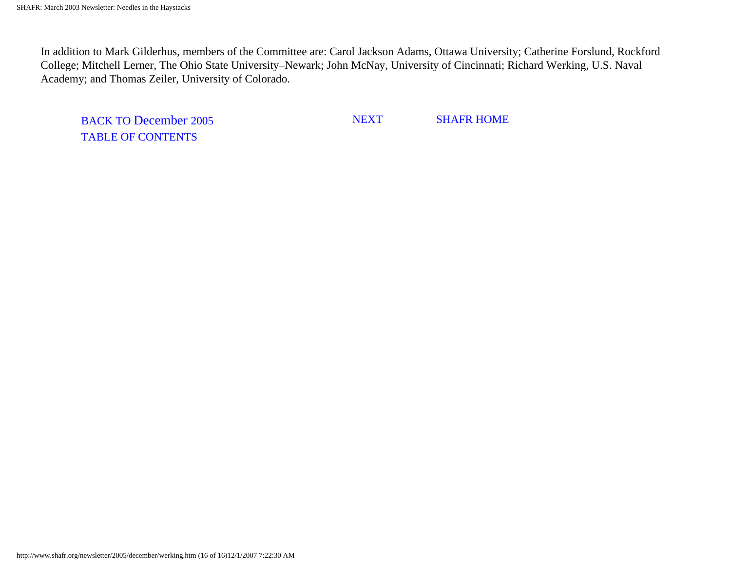In addition to Mark Gilderhus, members of the Committee are: Carol Jackson Adams, Ottawa University; Catherine Forslund, Rockford College; Mitchell Lerner, The Ohio State University–Newark; John McNay, University of Cincinnati; Richard Werking, U.S. Naval Academy; and Thomas Zeiler, University of Colorado.

BACK TO December 2005 TABLE OF CONTENTS　　NEXT　　SHAFR HOME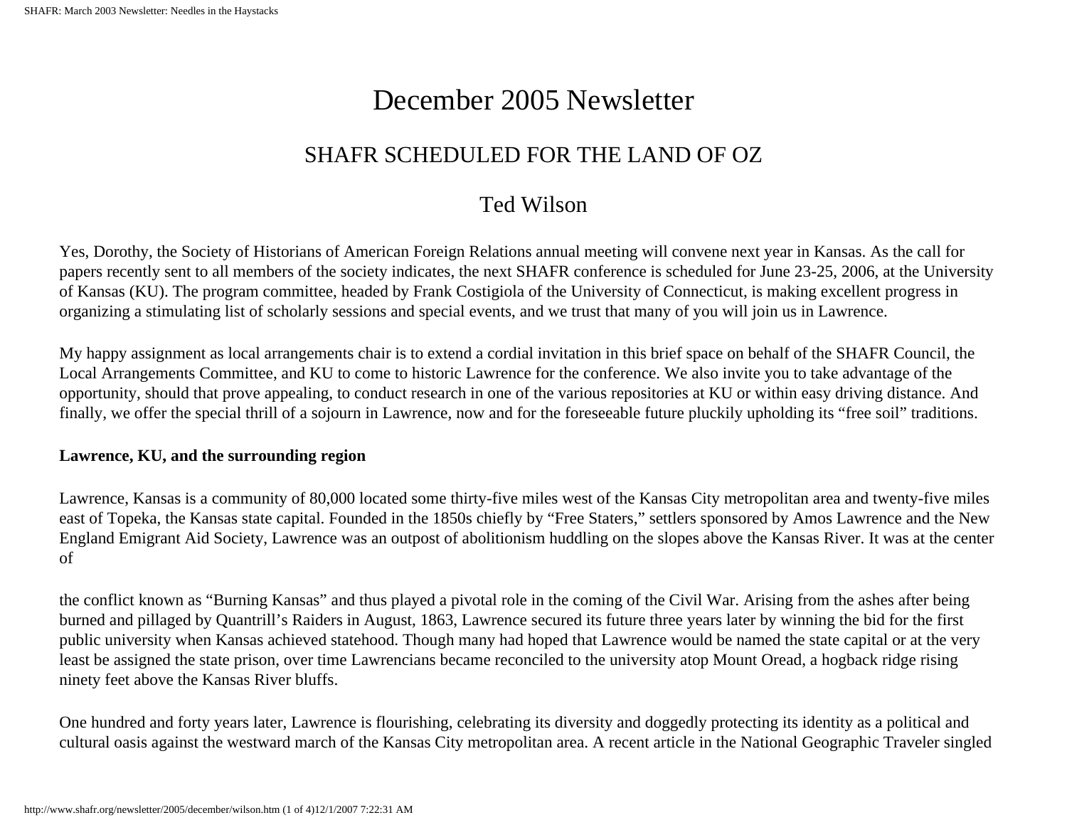# December 2005 Newsletter

## SHAFR SCHEDULED FOR THE LAND OF OZ

## Ted Wilson

Yes, Dorothy, the Society of Historians of American Foreign Relations annual meeting will convene next year in Kansas. As the call for papers recently sent to all members of the society indicates, the next SHAFR conference is scheduled for June 23-25, 2006, at the University of Kansas (KU). The program committee, headed by Frank Costigiola of the University of Connecticut, is making excellent progress in organizing a stimulating list of scholarly sessions and special events, and we trust that many of you will join us in Lawrence.

My happy assignment as local arrangements chair is to extend a cordial invitation in this brief space on behalf of the SHAFR Council, the Local Arrangements Committee, and KU to come to historic Lawrence for the conference. We also invite you to take advantage of the opportunity, should that prove appealing, to conduct research in one of the various repositories at KU or within easy driving distance. And finally, we offer the special thrill of a sojourn in Lawrence, now and for the foreseeable future pluckily upholding its "free soil" traditions.

**Lawrence, KU, and the surrounding region**

Lawrence, Kansas is a community of 80,000 located some thirty-five miles west of the Kansas City metropolitan area and twenty-five miles east of Topeka, the Kansas state capital. Founded in the 1850s chiefly by "Free Staters," settlers sponsored by Amos Lawrence and the New England Emigrant Aid Society, Lawrence was an outpost of abolitionism huddling on the slopes above the Kansas River. It was at the center of the conflict known as "Burning Kansas" and thus played a pivotal role in the coming of the Civil War. Arising from the ashes after being burned and pillaged by Quantrill's Raiders in August, 1863, Lawrence secured its future three years later by winning the bid for the first public university when Kansas achieved statehood. Though many had hoped that Lawrence would be named the state capital or at the very least be assigned the state prison, over time Lawrencians became reconciled to the university atop Mount Oread, a hogback ridge rising ninety feet above the Kansas River bluffs.

One hundred and forty years later, Lawrence is flourishing, celebrating its diversity and doggedly protecting its identity as a political and cultural oasis against the westward march of the Kansas City metropolitan area. A recent article in the National Geographic Traveler singled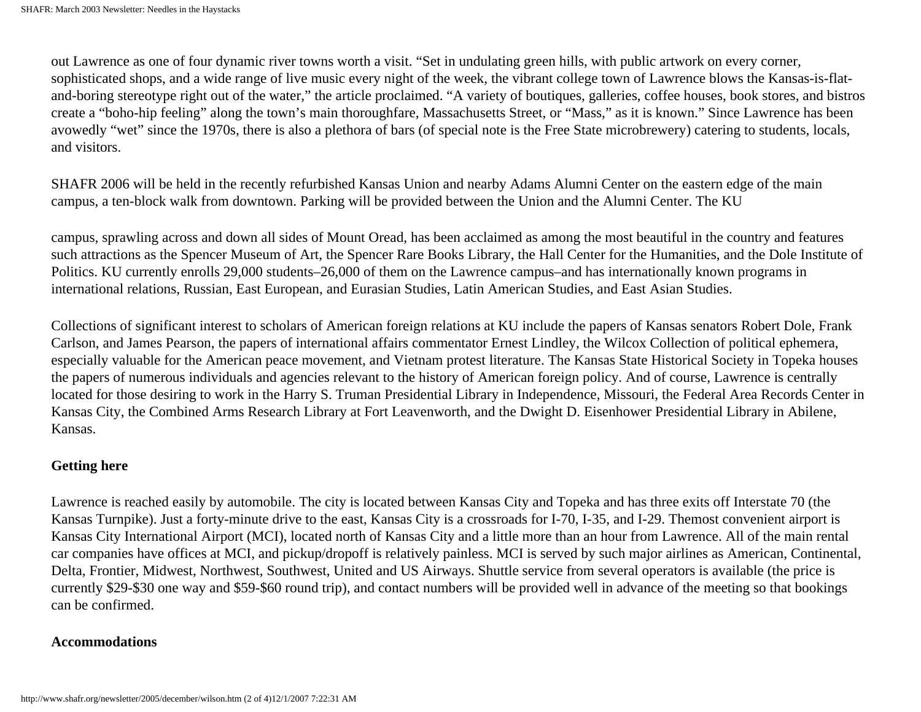out Lawrence as one of four dynamic river towns worth a visit. "Set in undulating green hills, with public artwork on every corner, sophisticated shops, and a wide range of live music every night of the week, the vibrant college town of Lawrence blows the Kansas-is-flat-and-boring stereotype right out of the water," the article proclaimed. "A variety of boutiques, galleries, coffee houses, book stores, and bistros create a "boho-hip feeling" along the town's main thoroughfare, Massachusetts Street, or "Mass," as it is known." Since Lawrence has been avowedly "wet" since the 1970s, there is also a plethora of bars (of special note is the Free State microbrewery) catering to students, locals, and visitors.

SHAFR 2006 will be held in the recently refurbished Kansas Union and nearby Adams Alumni Center on the eastern edge of the main campus, a ten-block walk from downtown. Parking will be provided between the Union and the Alumni Center. The KU

campus, sprawling across and down all sides of Mount Oread, has been acclaimed as among the most beautiful in the country and features such attractions as the Spencer Museum of Art, the Spencer Rare Books Library, the Hall Center for the Humanities, and the Dole Institute of Politics. KU currently enrolls 29,000 students–26,000 of them on the Lawrence campus–and has internationally known programs in international relations, Russian, East European, and Eurasian Studies, Latin American Studies, and East Asian Studies.

Collections of significant interest to scholars of American foreign relations at KU include the papers of Kansas senators Robert Dole, Frank Carlson, and James Pearson, the papers of international affairs commentator Ernest Lindley, the Wilcox Collection of political ephemera, especially valuable for the American peace movement, and Vietnam protest literature. The Kansas State Historical Society in Topeka houses the papers of numerous individuals and agencies relevant to the history of American foreign policy. And of course, Lawrence is centrally located for those desiring to work in the Harry S. Truman Presidential Library in Independence, Missouri, the Federal Area Records Center in Kansas City, the Combined Arms Research Library at Fort Leavenworth, and the Dwight D. Eisenhower Presidential Library in Abilene, Kansas.

**Getting here**

Lawrence is reached easily by automobile. The city is located between Kansas City and Topeka and has three exits off Interstate 70 (the Kansas Turnpike). Just a forty-minute drive to the east, Kansas City is a crossroads for I-70, I-35, and I-29. Themost convenient airport is Kansas City International Airport (MCI), located north of Kansas City and a little more than an hour from Lawrence. All of the main rental car companies have offices at MCI, and pickup/dropoff is relatively painless. MCI is served by such major airlines as American, Continental, Delta, Frontier, Midwest, Northwest, Southwest, United and US Airways. Shuttle service from several operators is available (the price is currently $29-$30 one way and $59-$60 round trip), and contact numbers will be provided well in advance of the meeting so that bookings can be confirmed.

**Accommodations**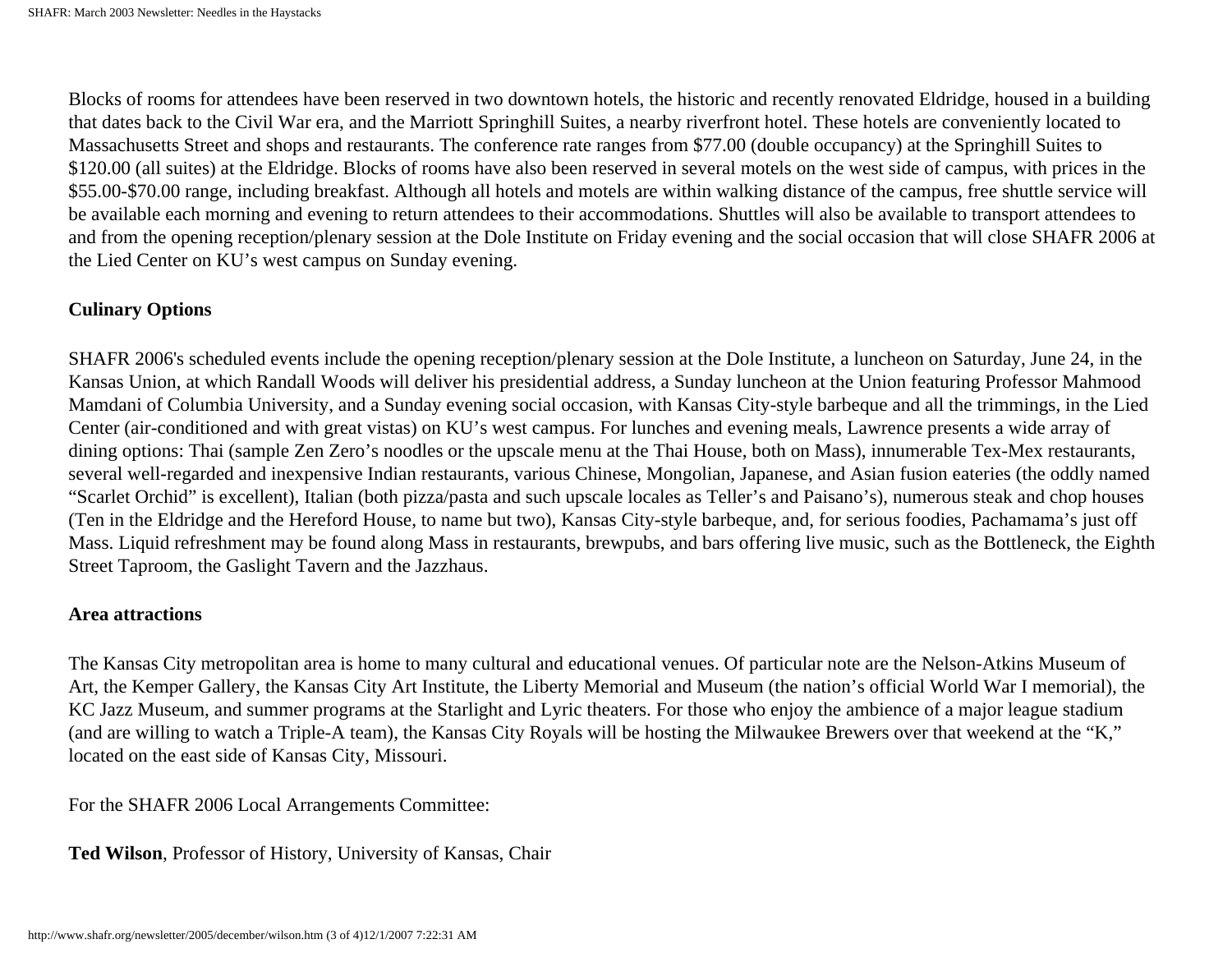Blocks of rooms for attendees have been reserved in two downtown hotels, the historic and recently renovated Eldridge, housed in a building that dates back to the Civil War era, and the Marriott Springhill Suites, a nearby riverfront hotel. These hotels are conveniently located to Massachusetts Street and shops and restaurants. The conference rate ranges from $77.00 (double occupancy) at the Springhill Suites to $120.00 (all suites) at the Eldridge. Blocks of rooms have also been reserved in several motels on the west side of campus, with prices in the $55.00-$70.00 range, including breakfast. Although all hotels and motels are within walking distance of the campus, free shuttle service will be available each morning and evening to return attendees to their accommodations. Shuttles will also be available to transport attendees to and from the opening reception/plenary session at the Dole Institute on Friday evening and the social occasion that will close SHAFR 2006 at the Lied Center on KU's west campus on Sunday evening.

**Culinary Options**

SHAFR 2006's scheduled events include the opening reception/plenary session at the Dole Institute, a luncheon on Saturday, June 24, in the Kansas Union, at which Randall Woods will deliver his presidential address, a Sunday luncheon at the Union featuring Professor Mahmood Mamdani of Columbia University, and a Sunday evening social occasion, with Kansas City-style barbeque and all the trimmings, in the Lied Center (air-conditioned and with great vistas) on KU's west campus. For lunches and evening meals, Lawrence presents a wide array of dining options: Thai (sample Zen Zero's noodles or the upscale menu at the Thai House, both on Mass), innumerable Tex-Mex restaurants, several well-regarded and inexpensive Indian restaurants, various Chinese, Mongolian, Japanese, and Asian fusion eateries (the oddly named "Scarlet Orchid" is excellent), Italian (both pizza/pasta and such upscale locales as Teller's and Paisano's), numerous steak and chop houses (Ten in the Eldridge and the Hereford House, to name but two), Kansas City-style barbeque, and, for serious foodies, Pachamama's just off Mass. Liquid refreshment may be found along Mass in restaurants, brewpubs, and bars offering live music, such as the Bottleneck, the Eighth Street Taproom, the Gaslight Tavern and the Jazzhaus.

**Area attractions**

The Kansas City metropolitan area is home to many cultural and educational venues. Of particular note are the Nelson-Atkins Museum of Art, the Kemper Gallery, the Kansas City Art Institute, the Liberty Memorial and Museum (the nation's official World War I memorial), the KC Jazz Museum, and summer programs at the Starlight and Lyric theaters. For those who enjoy the ambience of a major league stadium (and are willing to watch a Triple-A team), the Kansas City Royals will be hosting the Milwaukee Brewers over that weekend at the "K," located on the east side of Kansas City, Missouri.

For the SHAFR 2006 Local Arrangements Committee:

**Ted Wilson**, Professor of History, University of Kansas, Chair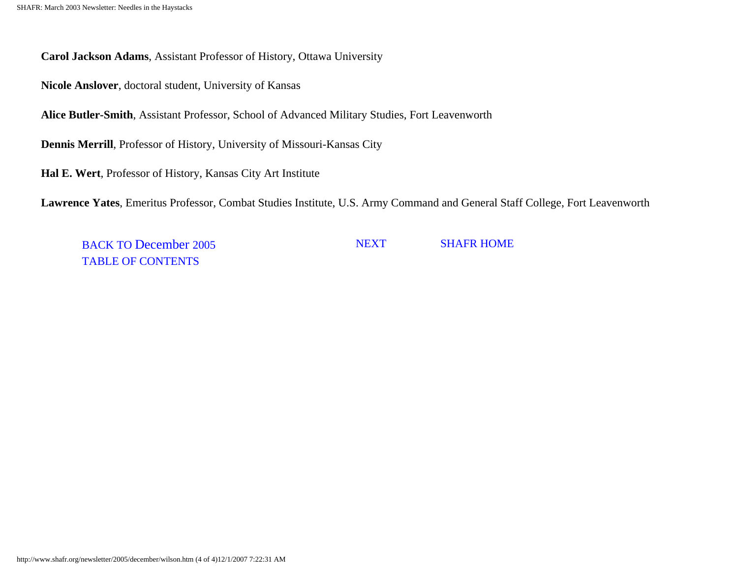**Carol Jackson Adams**, Assistant Professor of History, Ottawa University

**Nicole Anslover**, doctoral student, University of Kansas

**Alice Butler-Smith**, Assistant Professor, School of Advanced Military Studies, Fort Leavenworth

**Dennis Merrill**, Professor of History, University of Missouri-Kansas City

**Hal E. Wert**, Professor of History, Kansas City Art Institute

**Lawrence Yates**, Emeritus Professor, Combat Studies Institute, U.S. Army Command and General Staff College, Fort Leavenworth

BACK TO December 2005 TABLE OF CONTENTS | NEXT | SHAFR HOME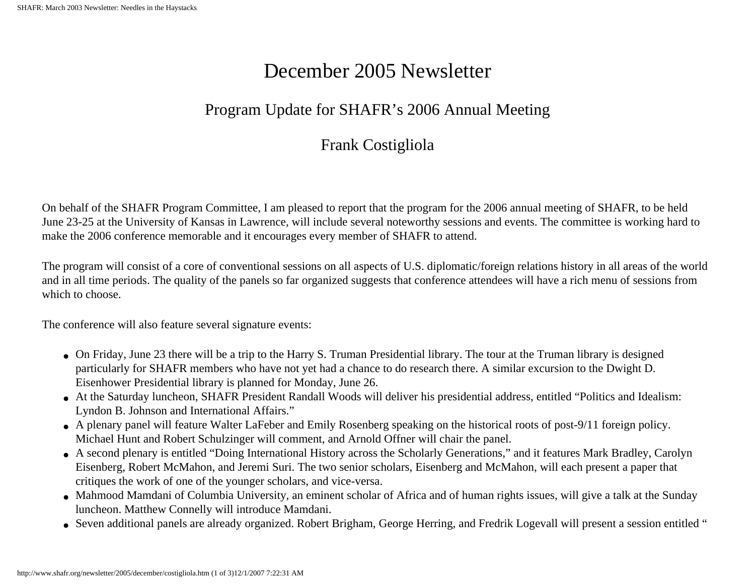# December 2005 Newsletter

## Program Update for SHAFR's 2006 Annual Meeting

### Frank Costigliola

On behalf of the SHAFR Program Committee, I am pleased to report that the program for the 2006 annual meeting of SHAFR, to be held June 23-25 at the University of Kansas in Lawrence, will include several noteworthy sessions and events. The committee is working hard to make the 2006 conference memorable and it encourages every member of SHAFR to attend.

The program will consist of a core of conventional sessions on all aspects of U.S. diplomatic/foreign relations history in all areas of the world and in all time periods. The quality of the panels so far organized suggests that conference attendees will have a rich menu of sessions from which to choose.

The conference will also feature several signature events:

- On Friday, June 23 there will be a trip to the Harry S. Truman Presidential library. The tour at the Truman library is designed particularly for SHAFR members who have not yet had a chance to do research there. A similar excursion to the Dwight D. Eisenhower Presidential library is planned for Monday, June 26.
- At the Saturday luncheon, SHAFR President Randall Woods will deliver his presidential address, entitled "Politics and Idealism: Lyndon B. Johnson and International Affairs."
- A plenary panel will feature Walter LaFeber and Emily Rosenberg speaking on the historical roots of post-9/11 foreign policy. Michael Hunt and Robert Schulzinger will comment, and Arnold Offner will chair the panel.
- A second plenary is entitled "Doing International History across the Scholarly Generations," and it features Mark Bradley, Carolyn Eisenberg, Robert McMahon, and Jeremi Suri. The two senior scholars, Eisenberg and McMahon, will each present a paper that critiques the work of one of the younger scholars, and vice-versa.
- Mahmood Mamdani of Columbia University, an eminent scholar of Africa and of human rights issues, will give a talk at the Sunday luncheon. Matthew Connelly will introduce Mamdani.
- Seven additional panels are already organized. Robert Brigham, George Herring, and Fredrik Logevall will present a session entitled "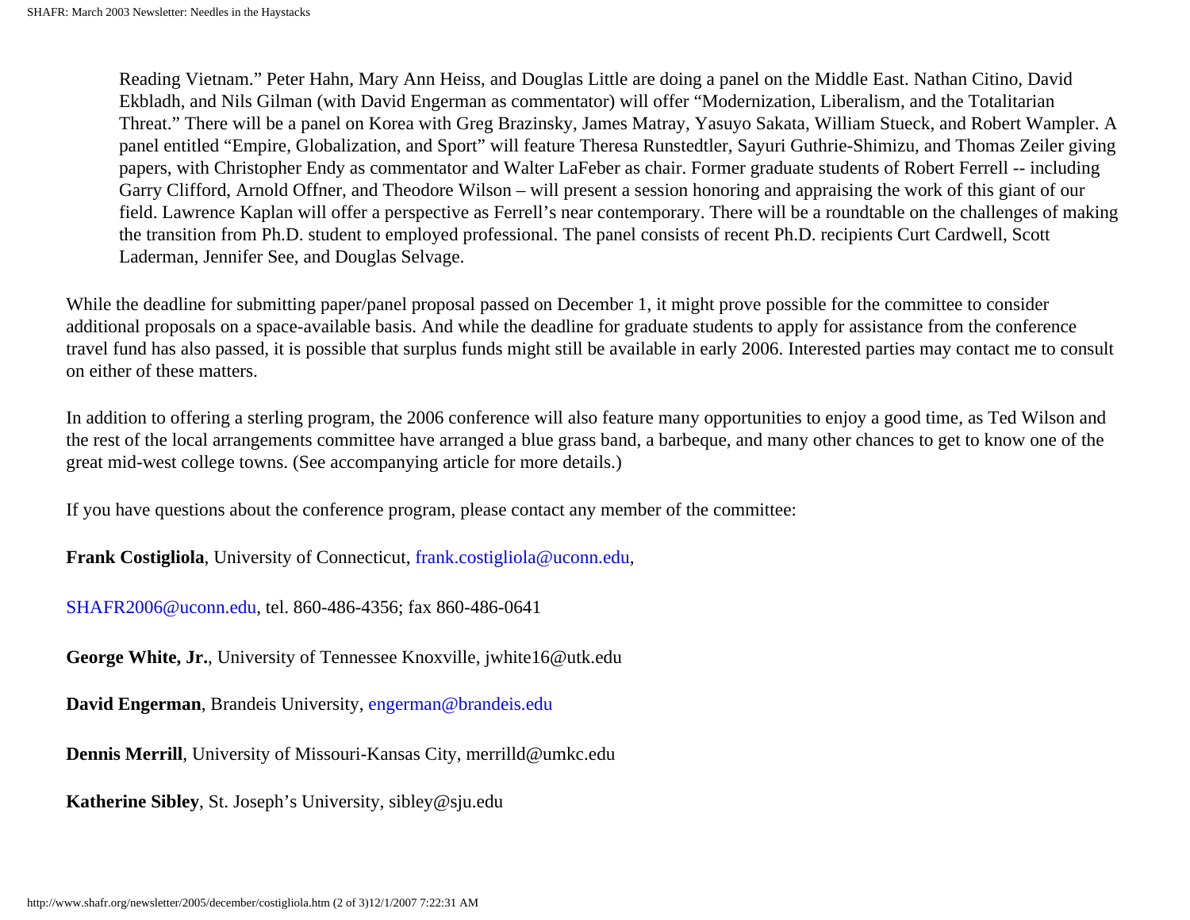Reading Vietnam." Peter Hahn, Mary Ann Heiss, and Douglas Little are doing a panel on the Middle East. Nathan Citino, David Ekbladh, and Nils Gilman (with David Engerman as commentator) will offer "Modernization, Liberalism, and the Totalitarian Threat." There will be a panel on Korea with Greg Brazinsky, James Matray, Yasuyo Sakata, William Stueck, and Robert Wampler. A panel entitled "Empire, Globalization, and Sport" will feature Theresa Runstedtler, Sayuri Guthrie-Shimizu, and Thomas Zeiler giving papers, with Christopher Endy as commentator and Walter LaFeber as chair. Former graduate students of Robert Ferrell -- including Garry Clifford, Arnold Offner, and Theodore Wilson – will present a session honoring and appraising the work of this giant of our field. Lawrence Kaplan will offer a perspective as Ferrell's near contemporary. There will be a roundtable on the challenges of making the transition from Ph.D. student to employed professional. The panel consists of recent Ph.D. recipients Curt Cardwell, Scott Laderman, Jennifer See, and Douglas Selvage.

While the deadline for submitting paper/panel proposal passed on December 1, it might prove possible for the committee to consider additional proposals on a space-available basis. And while the deadline for graduate students to apply for assistance from the conference travel fund has also passed, it is possible that surplus funds might still be available in early 2006. Interested parties may contact me to consult on either of these matters.

In addition to offering a sterling program, the 2006 conference will also feature many opportunities to enjoy a good time, as Ted Wilson and the rest of the local arrangements committee have arranged a blue grass band, a barbeque, and many other chances to get to know one of the great mid-west college towns. (See accompanying article for more details.)

If you have questions about the conference program, please contact any member of the committee:

**Frank Costigliola**, University of Connecticut, frank.costigliola@uconn.edu,

SHAFR2006@uconn.edu, tel. 860-486-4356; fax 860-486-0641

**George White, Jr.**, University of Tennessee Knoxville, jwhite16@utk.edu

**David Engerman**, Brandeis University, engerman@brandeis.edu

**Dennis Merrill**, University of Missouri-Kansas City, merrilld@umkc.edu

**Katherine Sibley**, St. Joseph's University, sibley@sju.edu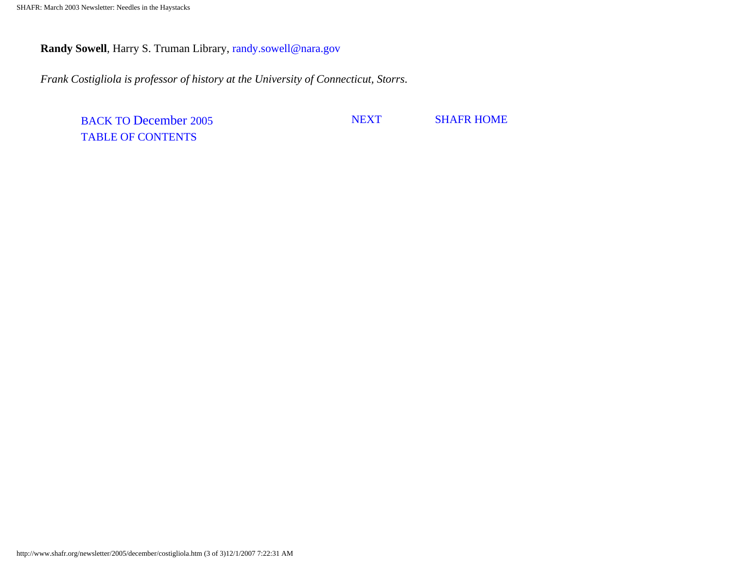**Randy Sowell**, Harry S. Truman Library, randy.sowell@nara.gov

*Frank Costigliola is professor of history at the University of Connecticut, Storrs.*

BACK TO December 2005 TABLE OF CONTENTS | NEXT | SHAFR HOME